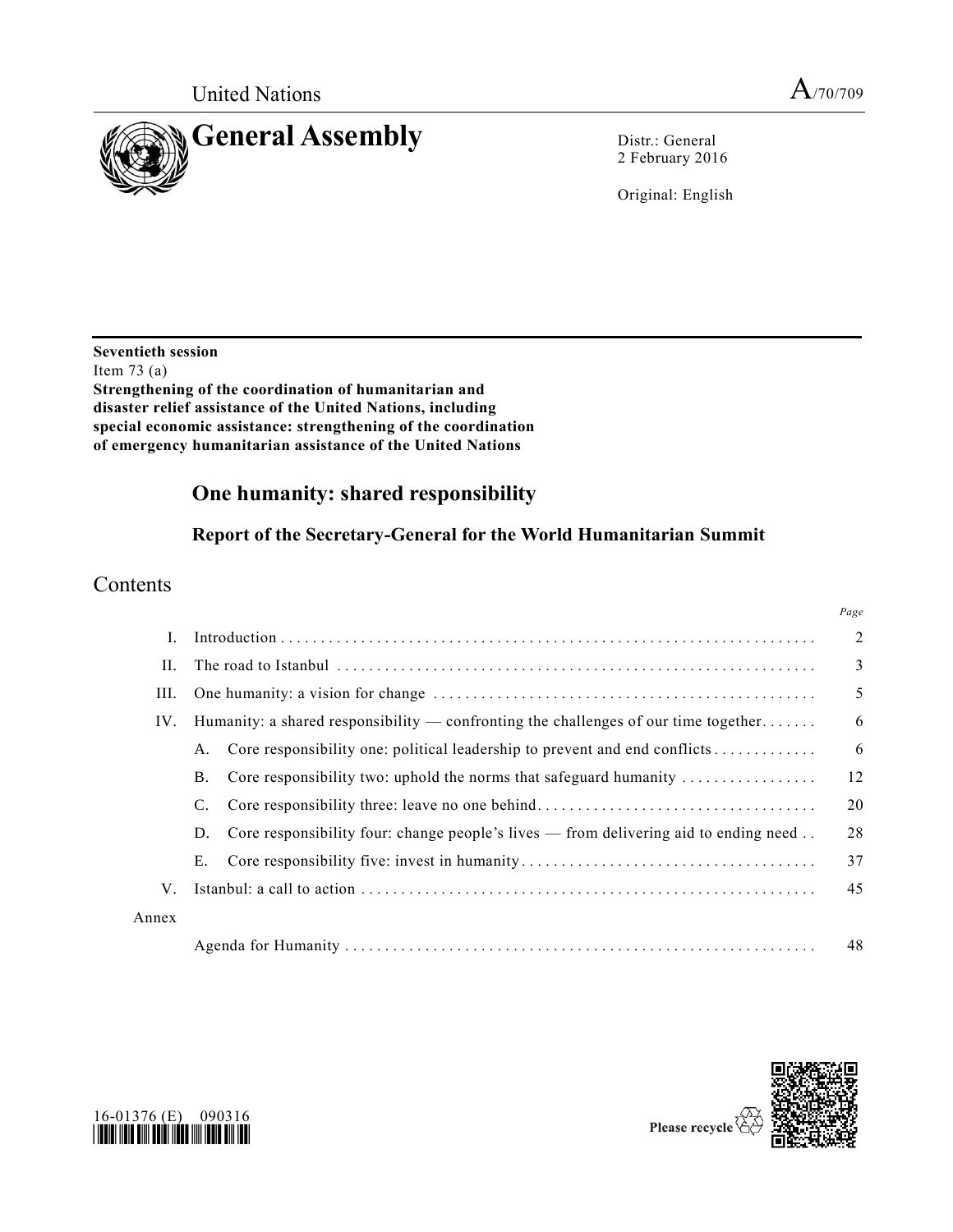United Nations

A/70/709

# General Assembly

Distr.: General
2 February 2016

Original: English

**Seventieth session**
Item 73 (a)
**Strengthening of the coordination of humanitarian and disaster relief assistance of the United Nations, including special economic assistance: strengthening of the coordination of emergency humanitarian assistance of the United Nations**

## One humanity: shared responsibility

### Report of the Secretary-General for the World Humanitarian Summit

## Contents

| | | Page |
|---|---|---|
| I. | Introduction | 2 |
| II. | The road to Istanbul | 3 |
| III. | One humanity: a vision for change | 5 |
| IV. | Humanity: a shared responsibility — confronting the challenges of our time together | 6 |
| | A. Core responsibility one: political leadership to prevent and end conflicts | 6 |
| | B. Core responsibility two: uphold the norms that safeguard humanity | 12 |
| | C. Core responsibility three: leave no one behind | 20 |
| | D. Core responsibility four: change people's lives — from delivering aid to ending need | 28 |
| | E. Core responsibility five: invest in humanity | 37 |
| V. | Istanbul: a call to action | 45 |
| Annex | | |
| | Agenda for Humanity | 48 |

16-01376 (E) 090316

Please recycle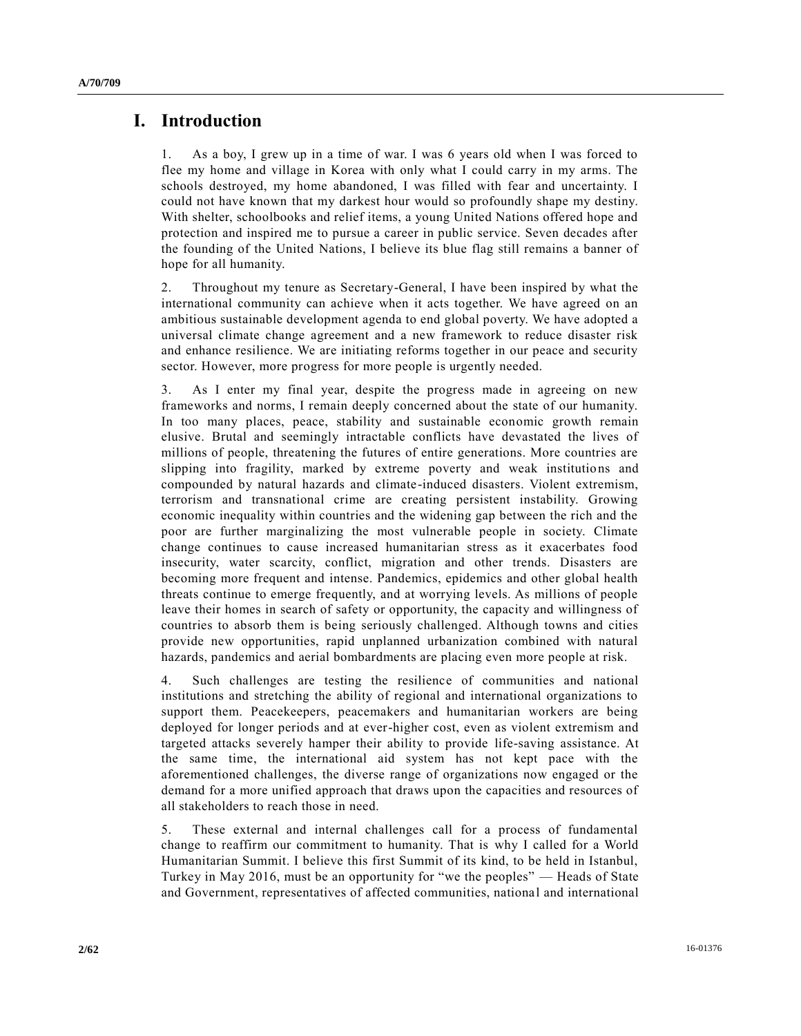# I. Introduction

1. As a boy, I grew up in a time of war. I was 6 years old when I was forced to flee my home and village in Korea with only what I could carry in my arms. The schools destroyed, my home abandoned, I was filled with fear and uncertainty. I could not have known that my darkest hour would so profoundly shape my destiny. With shelter, schoolbooks and relief items, a young United Nations offered hope and protection and inspired me to pursue a career in public service. Seven decades after the founding of the United Nations, I believe its blue flag still remains a banner of hope for all humanity.

2. Throughout my tenure as Secretary-General, I have been inspired by what the international community can achieve when it acts together. We have agreed on an ambitious sustainable development agenda to end global poverty. We have adopted a universal climate change agreement and a new framework to reduce disaster risk and enhance resilience. We are initiating reforms together in our peace and security sector. However, more progress for more people is urgently needed.

3. As I enter my final year, despite the progress made in agreeing on new frameworks and norms, I remain deeply concerned about the state of our humanity. In too many places, peace, stability and sustainable economic growth remain elusive. Brutal and seemingly intractable conflicts have devastated the lives of millions of people, threatening the futures of entire generations. More countries are slipping into fragility, marked by extreme poverty and weak institutions and compounded by natural hazards and climate-induced disasters. Violent extremism, terrorism and transnational crime are creating persistent instability. Growing economic inequality within countries and the widening gap between the rich and the poor are further marginalizing the most vulnerable people in society. Climate change continues to cause increased humanitarian stress as it exacerbates food insecurity, water scarcity, conflict, migration and other trends. Disasters are becoming more frequent and intense. Pandemics, epidemics and other global health threats continue to emerge frequently, and at worrying levels. As millions of people leave their homes in search of safety or opportunity, the capacity and willingness of countries to absorb them is being seriously challenged. Although towns and cities provide new opportunities, rapid unplanned urbanization combined with natural hazards, pandemics and aerial bombardments are placing even more people at risk.

4. Such challenges are testing the resilience of communities and national institutions and stretching the ability of regional and international organizations to support them. Peacekeepers, peacemakers and humanitarian workers are being deployed for longer periods and at ever-higher cost, even as violent extremism and targeted attacks severely hamper their ability to provide life-saving assistance. At the same time, the international aid system has not kept pace with the aforementioned challenges, the diverse range of organizations now engaged or the demand for a more unified approach that draws upon the capacities and resources of all stakeholders to reach those in need.

5. These external and internal challenges call for a process of fundamental change to reaffirm our commitment to humanity. That is why I called for a World Humanitarian Summit. I believe this first Summit of its kind, to be held in Istanbul, Turkey in May 2016, must be an opportunity for "we the peoples" — Heads of State and Government, representatives of affected communities, national and international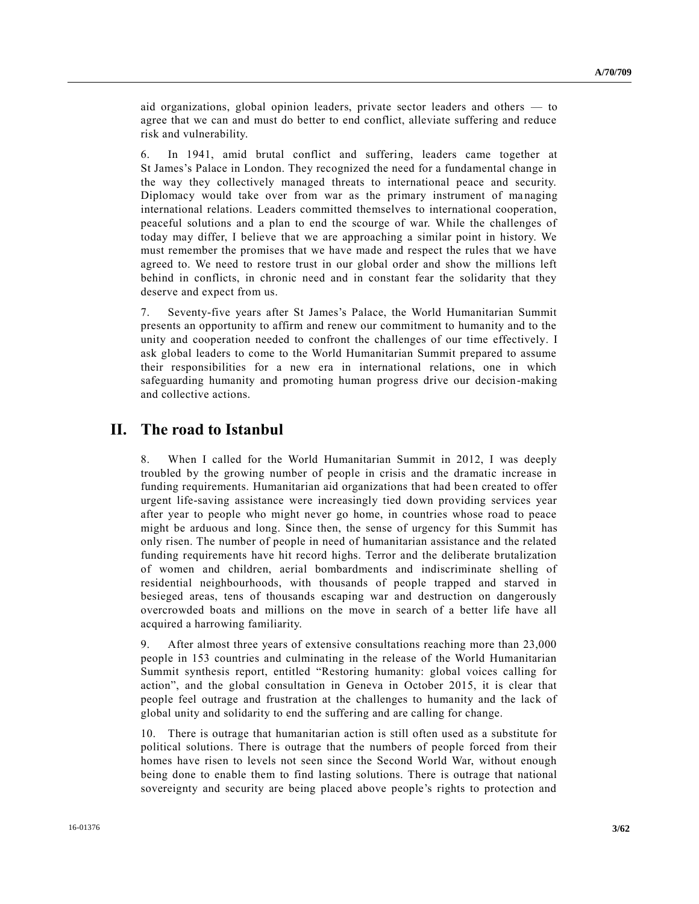aid organizations, global opinion leaders, private sector leaders and others — to agree that we can and must do better to end conflict, alleviate suffering and reduce risk and vulnerability.

6. In 1941, amid brutal conflict and suffering, leaders came together at St James's Palace in London. They recognized the need for a fundamental change in the way they collectively managed threats to international peace and security. Diplomacy would take over from war as the primary instrument of managing international relations. Leaders committed themselves to international cooperation, peaceful solutions and a plan to end the scourge of war. While the challenges of today may differ, I believe that we are approaching a similar point in history. We must remember the promises that we have made and respect the rules that we have agreed to. We need to restore trust in our global order and show the millions left behind in conflicts, in chronic need and in constant fear the solidarity that they deserve and expect from us.

7. Seventy-five years after St James's Palace, the World Humanitarian Summit presents an opportunity to affirm and renew our commitment to humanity and to the unity and cooperation needed to confront the challenges of our time effectively. I ask global leaders to come to the World Humanitarian Summit prepared to assume their responsibilities for a new era in international relations, one in which safeguarding humanity and promoting human progress drive our decision-making and collective actions.

# II. The road to Istanbul

8. When I called for the World Humanitarian Summit in 2012, I was deeply troubled by the growing number of people in crisis and the dramatic increase in funding requirements. Humanitarian aid organizations that had been created to offer urgent life-saving assistance were increasingly tied down providing services year after year to people who might never go home, in countries whose road to peace might be arduous and long. Since then, the sense of urgency for this Summit has only risen. The number of people in need of humanitarian assistance and the related funding requirements have hit record highs. Terror and the deliberate brutalization of women and children, aerial bombardments and indiscriminate shelling of residential neighbourhoods, with thousands of people trapped and starved in besieged areas, tens of thousands escaping war and destruction on dangerously overcrowded boats and millions on the move in search of a better life have all acquired a harrowing familiarity.

9. After almost three years of extensive consultations reaching more than 23,000 people in 153 countries and culminating in the release of the World Humanitarian Summit synthesis report, entitled "Restoring humanity: global voices calling for action", and the global consultation in Geneva in October 2015, it is clear that people feel outrage and frustration at the challenges to humanity and the lack of global unity and solidarity to end the suffering and are calling for change.

10. There is outrage that humanitarian action is still often used as a substitute for political solutions. There is outrage that the numbers of people forced from their homes have risen to levels not seen since the Second World War, without enough being done to enable them to find lasting solutions. There is outrage that national sovereignty and security are being placed above people's rights to protection and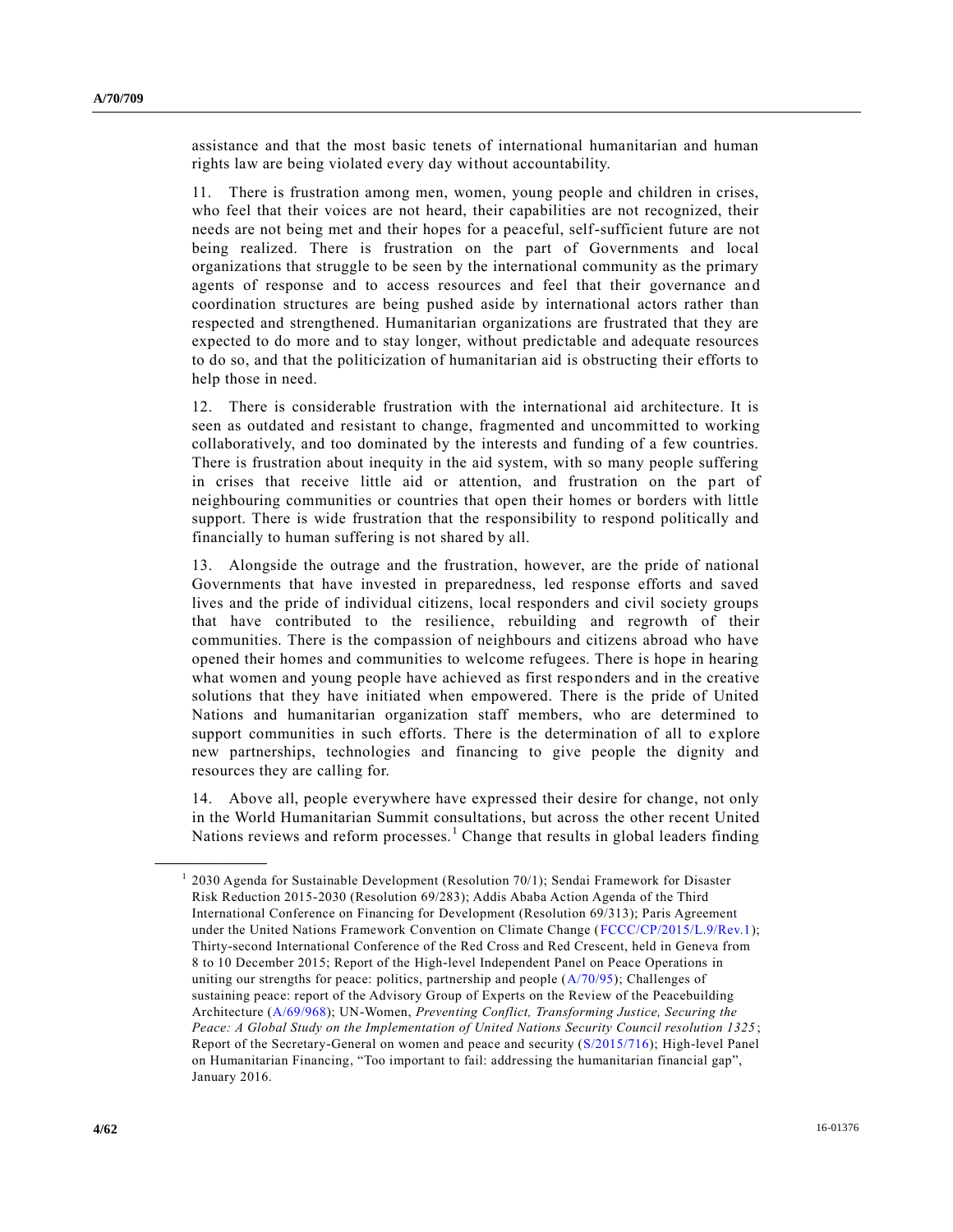assistance and that the most basic tenets of international humanitarian and human rights law are being violated every day without accountability.

11. There is frustration among men, women, young people and children in crises, who feel that their voices are not heard, their capabilities are not recognized, their needs are not being met and their hopes for a peaceful, self-sufficient future are not being realized. There is frustration on the part of Governments and local organizations that struggle to be seen by the international community as the primary agents of response and to access resources and feel that their governance and coordination structures are being pushed aside by international actors rather than respected and strengthened. Humanitarian organizations are frustrated that they are expected to do more and to stay longer, without predictable and adequate resources to do so, and that the politicization of humanitarian aid is obstructing their efforts to help those in need.

12. There is considerable frustration with the international aid architecture. It is seen as outdated and resistant to change, fragmented and uncommitted to working collaboratively, and too dominated by the interests and funding of a few countries. There is frustration about inequity in the aid system, with so many people suffering in crises that receive little aid or attention, and frustration on the part of neighbouring communities or countries that open their homes or borders with little support. There is wide frustration that the responsibility to respond politically and financially to human suffering is not shared by all.

13. Alongside the outrage and the frustration, however, are the pride of national Governments that have invested in preparedness, led response efforts and saved lives and the pride of individual citizens, local responders and civil society groups that have contributed to the resilience, rebuilding and regrowth of their communities. There is the compassion of neighbours and citizens abroad who have opened their homes and communities to welcome refugees. There is hope in hearing what women and young people have achieved as first responders and in the creative solutions that they have initiated when empowered. There is the pride of United Nations and humanitarian organization staff members, who are determined to support communities in such efforts. There is the determination of all to explore new partnerships, technologies and financing to give people the dignity and resources they are calling for.

14. Above all, people everywhere have expressed their desire for change, not only in the World Humanitarian Summit consultations, but across the other recent United Nations reviews and reform processes.[1] Change that results in global leaders finding

---

[1] 2030 Agenda for Sustainable Development (Resolution 70/1); Sendai Framework for Disaster Risk Reduction 2015-2030 (Resolution 69/283); Addis Ababa Action Agenda of the Third International Conference on Financing for Development (Resolution 69/313); Paris Agreement under the United Nations Framework Convention on Climate Change (FCCC/CP/2015/L.9/Rev.1); Thirty-second International Conference of the Red Cross and Red Crescent, held in Geneva from 8 to 10 December 2015; Report of the High-level Independent Panel on Peace Operations in uniting our strengths for peace: politics, partnership and people (A/70/95); Challenges of sustaining peace: report of the Advisory Group of Experts on the Review of the Peacebuilding Architecture (A/69/968); UN-Women, *Preventing Conflict, Transforming Justice, Securing the Peace: A Global Study on the Implementation of United Nations Security Council resolution 1325*; Report of the Secretary-General on women and peace and security (S/2015/716); High-level Panel on Humanitarian Financing, "Too important to fail: addressing the humanitarian financial gap", January 2016.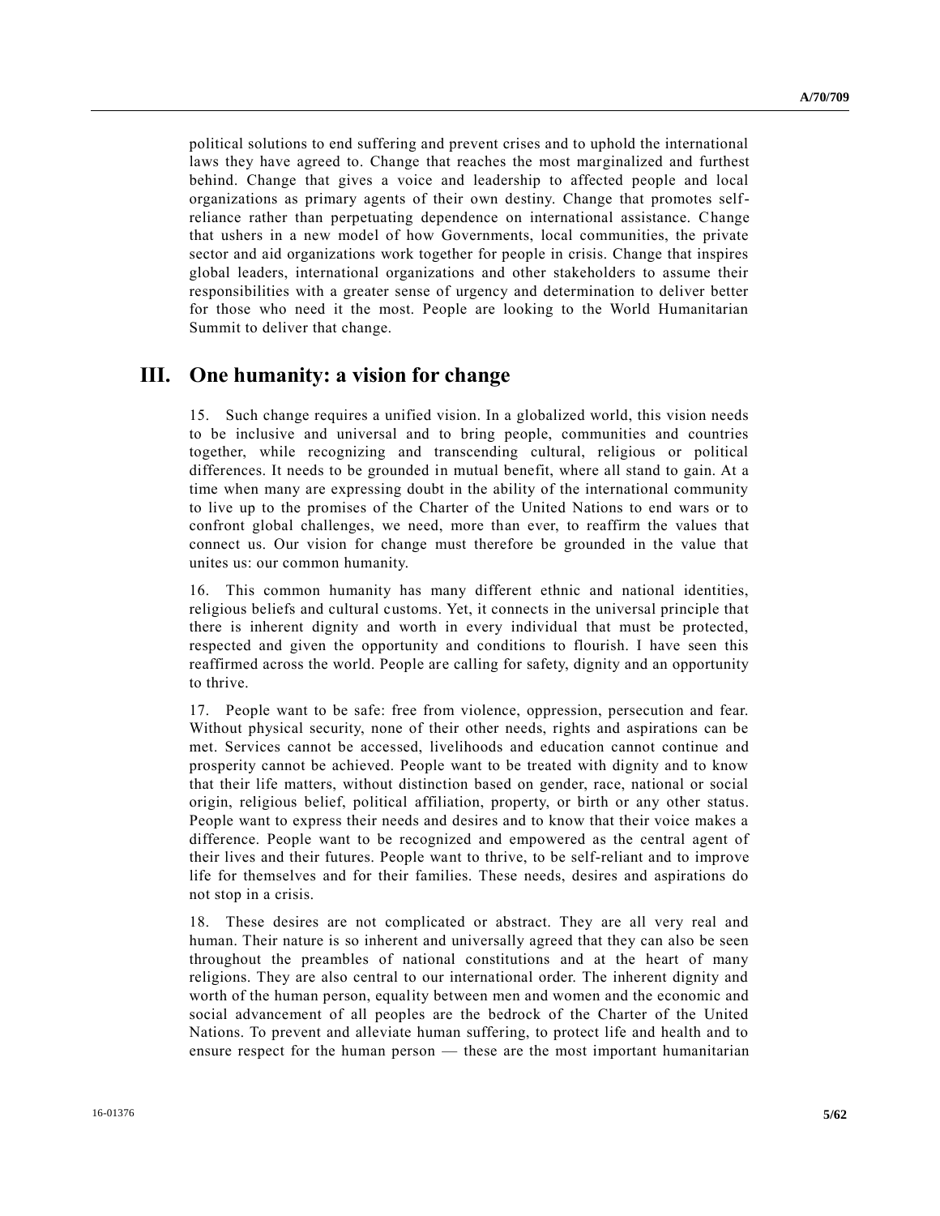political solutions to end suffering and prevent crises and to uphold the international laws they have agreed to. Change that reaches the most marginalized and furthest behind. Change that gives a voice and leadership to affected people and local organizations as primary agents of their own destiny. Change that promotes self-reliance rather than perpetuating dependence on international assistance. Change that ushers in a new model of how Governments, local communities, the private sector and aid organizations work together for people in crisis. Change that inspires global leaders, international organizations and other stakeholders to assume their responsibilities with a greater sense of urgency and determination to deliver better for those who need it the most. People are looking to the World Humanitarian Summit to deliver that change.

## III. One humanity: a vision for change

15. Such change requires a unified vision. In a globalized world, this vision needs to be inclusive and universal and to bring people, communities and countries together, while recognizing and transcending cultural, religious or political differences. It needs to be grounded in mutual benefit, where all stand to gain. At a time when many are expressing doubt in the ability of the international community to live up to the promises of the Charter of the United Nations to end wars or to confront global challenges, we need, more than ever, to reaffirm the values that connect us. Our vision for change must therefore be grounded in the value that unites us: our common humanity.

16. This common humanity has many different ethnic and national identities, religious beliefs and cultural customs. Yet, it connects in the universal principle that there is inherent dignity and worth in every individual that must be protected, respected and given the opportunity and conditions to flourish. I have seen this reaffirmed across the world. People are calling for safety, dignity and an opportunity to thrive.

17. People want to be safe: free from violence, oppression, persecution and fear. Without physical security, none of their other needs, rights and aspirations can be met. Services cannot be accessed, livelihoods and education cannot continue and prosperity cannot be achieved. People want to be treated with dignity and to know that their life matters, without distinction based on gender, race, national or social origin, religious belief, political affiliation, property, or birth or any other status. People want to express their needs and desires and to know that their voice makes a difference. People want to be recognized and empowered as the central agent of their lives and their futures. People want to thrive, to be self-reliant and to improve life for themselves and for their families. These needs, desires and aspirations do not stop in a crisis.

18. These desires are not complicated or abstract. They are all very real and human. Their nature is so inherent and universally agreed that they can also be seen throughout the preambles of national constitutions and at the heart of many religions. They are also central to our international order. The inherent dignity and worth of the human person, equality between men and women and the economic and social advancement of all peoples are the bedrock of the Charter of the United Nations. To prevent and alleviate human suffering, to protect life and health and to ensure respect for the human person — these are the most important humanitarian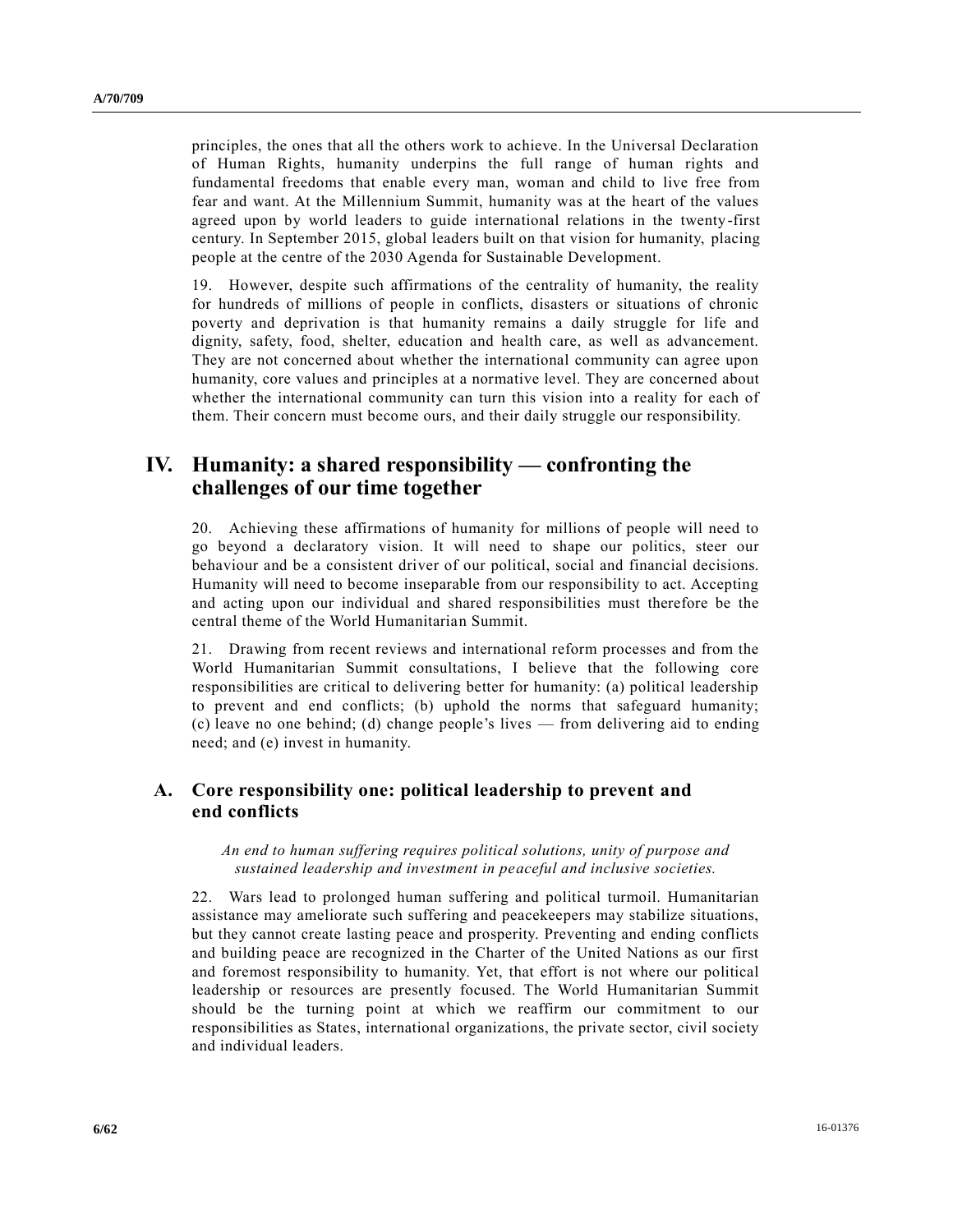principles, the ones that all the others work to achieve. In the Universal Declaration of Human Rights, humanity underpins the full range of human rights and fundamental freedoms that enable every man, woman and child to live free from fear and want. At the Millennium Summit, humanity was at the heart of the values agreed upon by world leaders to guide international relations in the twenty-first century. In September 2015, global leaders built on that vision for humanity, placing people at the centre of the 2030 Agenda for Sustainable Development.

19. However, despite such affirmations of the centrality of humanity, the reality for hundreds of millions of people in conflicts, disasters or situations of chronic poverty and deprivation is that humanity remains a daily struggle for life and dignity, safety, food, shelter, education and health care, as well as advancement. They are not concerned about whether the international community can agree upon humanity, core values and principles at a normative level. They are concerned about whether the international community can turn this vision into a reality for each of them. Their concern must become ours, and their daily struggle our responsibility.

## IV. Humanity: a shared responsibility — confronting the challenges of our time together

20. Achieving these affirmations of humanity for millions of people will need to go beyond a declaratory vision. It will need to shape our politics, steer our behaviour and be a consistent driver of our political, social and financial decisions. Humanity will need to become inseparable from our responsibility to act. Accepting and acting upon our individual and shared responsibilities must therefore be the central theme of the World Humanitarian Summit.

21. Drawing from recent reviews and international reform processes and from the World Humanitarian Summit consultations, I believe that the following core responsibilities are critical to delivering better for humanity: (a) political leadership to prevent and end conflicts; (b) uphold the norms that safeguard humanity; (c) leave no one behind; (d) change people's lives — from delivering aid to ending need; and (e) invest in humanity.

### A. Core responsibility one: political leadership to prevent and end conflicts

*An end to human suffering requires political solutions, unity of purpose and sustained leadership and investment in peaceful and inclusive societies.*

22. Wars lead to prolonged human suffering and political turmoil. Humanitarian assistance may ameliorate such suffering and peacekeepers may stabilize situations, but they cannot create lasting peace and prosperity. Preventing and ending conflicts and building peace are recognized in the Charter of the United Nations as our first and foremost responsibility to humanity. Yet, that effort is not where our political leadership or resources are presently focused. The World Humanitarian Summit should be the turning point at which we reaffirm our commitment to our responsibilities as States, international organizations, the private sector, civil society and individual leaders.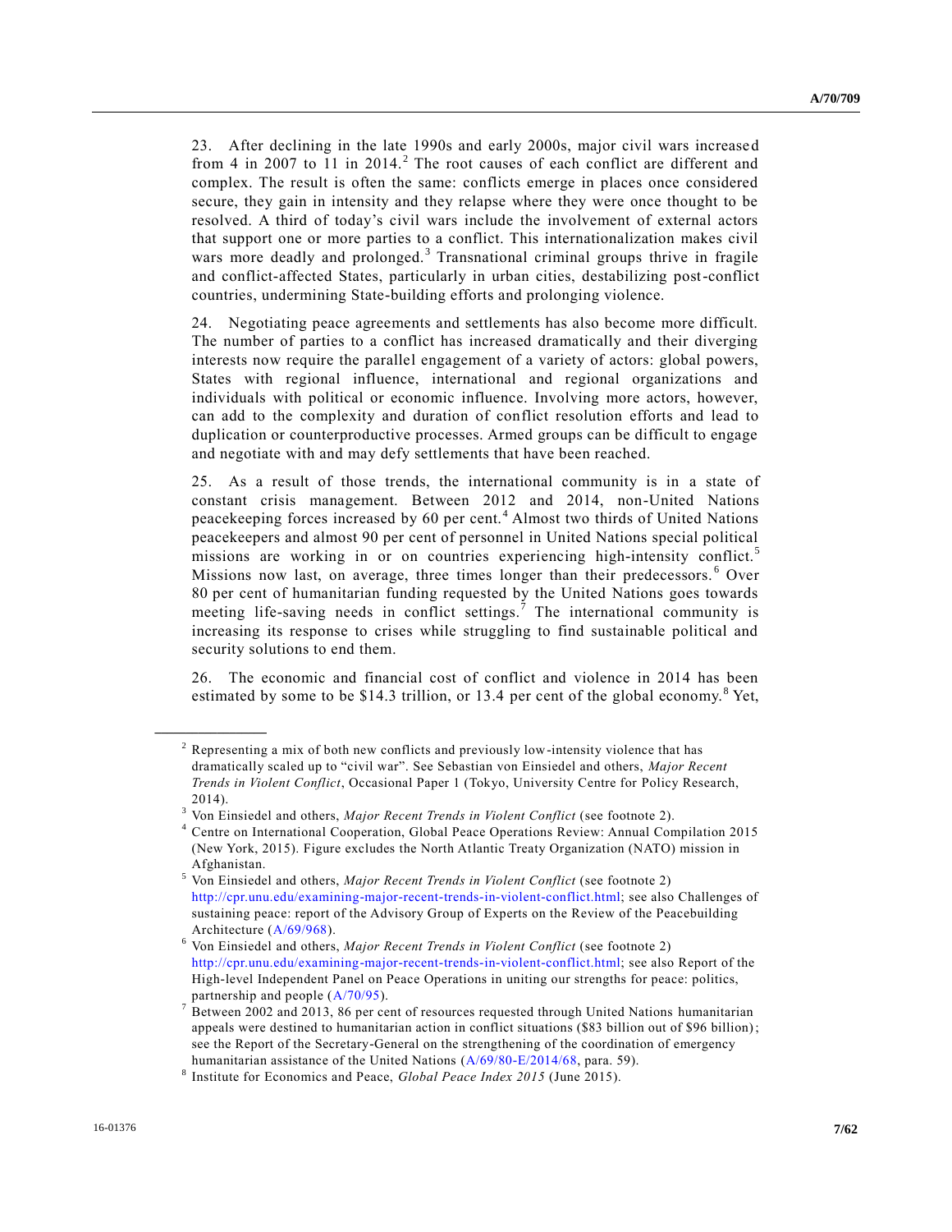23. After declining in the late 1990s and early 2000s, major civil wars increased from 4 in 2007 to 11 in 2014.[2] The root causes of each conflict are different and complex. The result is often the same: conflicts emerge in places once considered secure, they gain in intensity and they relapse where they were once thought to be resolved. A third of today's civil wars include the involvement of external actors that support one or more parties to a conflict. This internationalization makes civil wars more deadly and prolonged.[3] Transnational criminal groups thrive in fragile and conflict-affected States, particularly in urban cities, destabilizing post-conflict countries, undermining State-building efforts and prolonging violence.

24. Negotiating peace agreements and settlements has also become more difficult. The number of parties to a conflict has increased dramatically and their diverging interests now require the parallel engagement of a variety of actors: global powers, States with regional influence, international and regional organizations and individuals with political or economic influence. Involving more actors, however, can add to the complexity and duration of conflict resolution efforts and lead to duplication or counterproductive processes. Armed groups can be difficult to engage and negotiate with and may defy settlements that have been reached.

25. As a result of those trends, the international community is in a state of constant crisis management. Between 2012 and 2014, non-United Nations peacekeeping forces increased by 60 per cent.[4] Almost two thirds of United Nations peacekeepers and almost 90 per cent of personnel in United Nations special political missions are working in or on countries experiencing high-intensity conflict.[5] Missions now last, on average, three times longer than their predecessors.[6] Over 80 per cent of humanitarian funding requested by the United Nations goes towards meeting life-saving needs in conflict settings.[7] The international community is increasing its response to crises while struggling to find sustainable political and security solutions to end them.

26. The economic and financial cost of conflict and violence in 2014 has been estimated by some to be $14.3 trillion, or 13.4 per cent of the global economy.[8] Yet,

---

[2] Representing a mix of both new conflicts and previously low-intensity violence that has dramatically scaled up to "civil war". See Sebastian von Einsiedel and others, *Major Recent Trends in Violent Conflict*, Occasional Paper 1 (Tokyo, University Centre for Policy Research, 2014).

[3] Von Einsiedel and others, *Major Recent Trends in Violent Conflict* (see footnote 2).

[4] Centre on International Cooperation, Global Peace Operations Review: Annual Compilation 2015 (New York, 2015). Figure excludes the North Atlantic Treaty Organization (NATO) mission in Afghanistan.

[5] Von Einsiedel and others, *Major Recent Trends in Violent Conflict* (see footnote 2) http://cpr.unu.edu/examining-major-recent-trends-in-violent-conflict.html; see also Challenges of sustaining peace: report of the Advisory Group of Experts on the Review of the Peacebuilding Architecture (A/69/968).

[6] Von Einsiedel and others, *Major Recent Trends in Violent Conflict* (see footnote 2) http://cpr.unu.edu/examining-major-recent-trends-in-violent-conflict.html; see also Report of the High-level Independent Panel on Peace Operations in uniting our strengths for peace: politics, partnership and people (A/70/95).

[7] Between 2002 and 2013, 86 per cent of resources requested through United Nations humanitarian appeals were destined to humanitarian action in conflict situations ($83 billion out of $96 billion); see the Report of the Secretary-General on the strengthening of the coordination of emergency humanitarian assistance of the United Nations (A/69/80-E/2014/68, para. 59).

[8] Institute for Economics and Peace, *Global Peace Index 2015* (June 2015).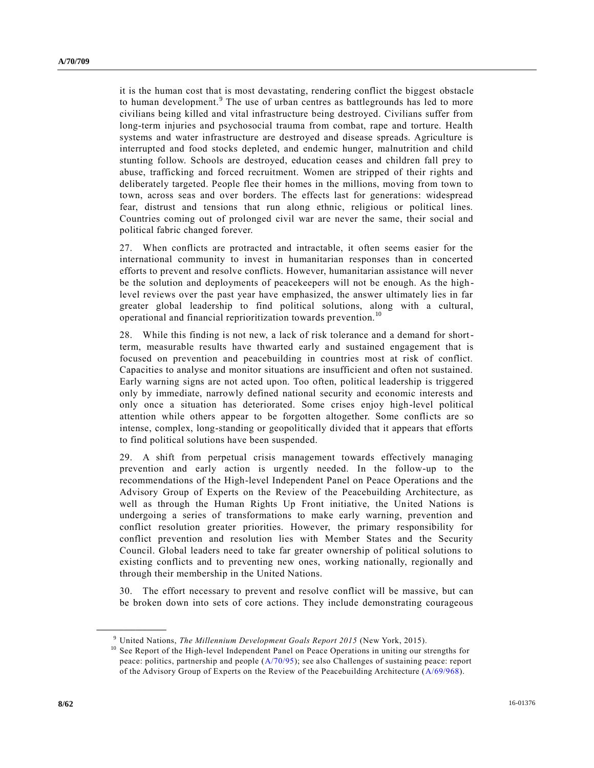it is the human cost that is most devastating, rendering conflict the biggest obstacle to human development.[9] The use of urban centres as battlegrounds has led to more civilians being killed and vital infrastructure being destroyed. Civilians suffer from long-term injuries and psychosocial trauma from combat, rape and torture. Health systems and water infrastructure are destroyed and disease spreads. Agriculture is interrupted and food stocks depleted, and endemic hunger, malnutrition and child stunting follow. Schools are destroyed, education ceases and children fall prey to abuse, trafficking and forced recruitment. Women are stripped of their rights and deliberately targeted. People flee their homes in the millions, moving from town to town, across seas and over borders. The effects last for generations: widespread fear, distrust and tensions that run along ethnic, religious or political lines. Countries coming out of prolonged civil war are never the same, their social and political fabric changed forever.

27. When conflicts are protracted and intractable, it often seems easier for the international community to invest in humanitarian responses than in concerted efforts to prevent and resolve conflicts. However, humanitarian assistance will never be the solution and deployments of peacekeepers will not be enough. As the high-level reviews over the past year have emphasized, the answer ultimately lies in far greater global leadership to find political solutions, along with a cultural, operational and financial reprioritization towards prevention.[10]

28. While this finding is not new, a lack of risk tolerance and a demand for short-term, measurable results have thwarted early and sustained engagement that is focused on prevention and peacebuilding in countries most at risk of conflict. Capacities to analyse and monitor situations are insufficient and often not sustained. Early warning signs are not acted upon. Too often, political leadership is triggered only by immediate, narrowly defined national security and economic interests and only once a situation has deteriorated. Some crises enjoy high-level political attention while others appear to be forgotten altogether. Some conflicts are so intense, complex, long-standing or geopolitically divided that it appears that efforts to find political solutions have been suspended.

29. A shift from perpetual crisis management towards effectively managing prevention and early action is urgently needed. In the follow-up to the recommendations of the High-level Independent Panel on Peace Operations and the Advisory Group of Experts on the Review of the Peacebuilding Architecture, as well as through the Human Rights Up Front initiative, the United Nations is undergoing a series of transformations to make early warning, prevention and conflict resolution greater priorities. However, the primary responsibility for conflict prevention and resolution lies with Member States and the Security Council. Global leaders need to take far greater ownership of political solutions to existing conflicts and to preventing new ones, working nationally, regionally and through their membership in the United Nations.

30. The effort necessary to prevent and resolve conflict will be massive, but can be broken down into sets of core actions. They include demonstrating courageous

---

[9] United Nations, *The Millennium Development Goals Report 2015* (New York, 2015).

[10] See Report of the High-level Independent Panel on Peace Operations in uniting our strengths for peace: politics, partnership and people (A/70/95); see also Challenges of sustaining peace: report of the Advisory Group of Experts on the Review of the Peacebuilding Architecture (A/69/968).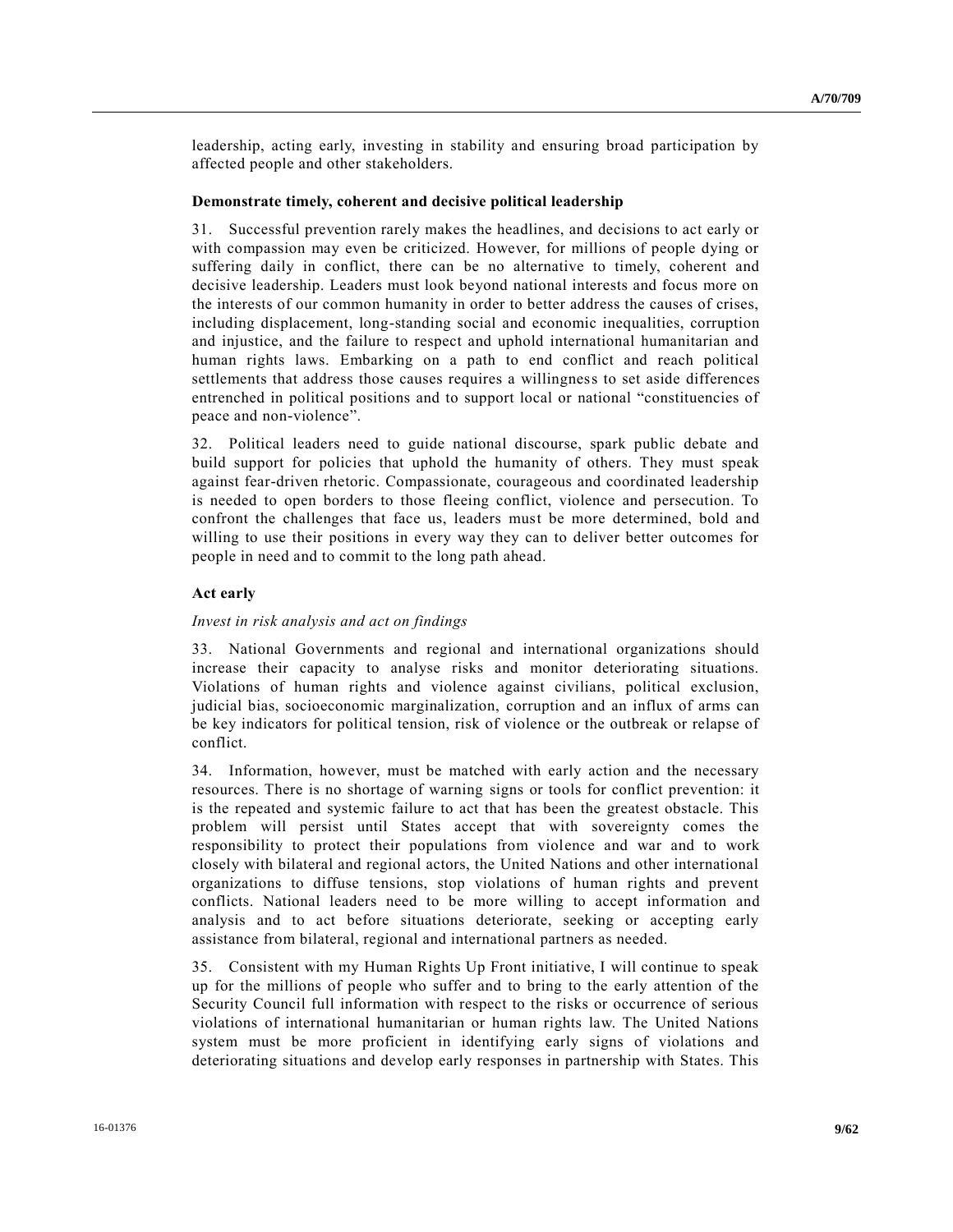leadership, acting early, investing in stability and ensuring broad participation by affected people and other stakeholders.

**Demonstrate timely, coherent and decisive political leadership**

31. Successful prevention rarely makes the headlines, and decisions to act early or with compassion may even be criticized. However, for millions of people dying or suffering daily in conflict, there can be no alternative to timely, coherent and decisive leadership. Leaders must look beyond national interests and focus more on the interests of our common humanity in order to better address the causes of crises, including displacement, long-standing social and economic inequalities, corruption and injustice, and the failure to respect and uphold international humanitarian and human rights laws. Embarking on a path to end conflict and reach political settlements that address those causes requires a willingness to set aside differences entrenched in political positions and to support local or national "constituencies of peace and non-violence".

32. Political leaders need to guide national discourse, spark public debate and build support for policies that uphold the humanity of others. They must speak against fear-driven rhetoric. Compassionate, courageous and coordinated leadership is needed to open borders to those fleeing conflict, violence and persecution. To confront the challenges that face us, leaders must be more determined, bold and willing to use their positions in every way they can to deliver better outcomes for people in need and to commit to the long path ahead.

**Act early**

*Invest in risk analysis and act on findings*

33. National Governments and regional and international organizations should increase their capacity to analyse risks and monitor deteriorating situations. Violations of human rights and violence against civilians, political exclusion, judicial bias, socioeconomic marginalization, corruption and an influx of arms can be key indicators for political tension, risk of violence or the outbreak or relapse of conflict.

34. Information, however, must be matched with early action and the necessary resources. There is no shortage of warning signs or tools for conflict prevention: it is the repeated and systemic failure to act that has been the greatest obstacle. This problem will persist until States accept that with sovereignty comes the responsibility to protect their populations from violence and war and to work closely with bilateral and regional actors, the United Nations and other international organizations to diffuse tensions, stop violations of human rights and prevent conflicts. National leaders need to be more willing to accept information and analysis and to act before situations deteriorate, seeking or accepting early assistance from bilateral, regional and international partners as needed.

35. Consistent with my Human Rights Up Front initiative, I will continue to speak up for the millions of people who suffer and to bring to the early attention of the Security Council full information with respect to the risks or occurrence of serious violations of international humanitarian or human rights law. The United Nations system must be more proficient in identifying early signs of violations and deteriorating situations and develop early responses in partnership with States. This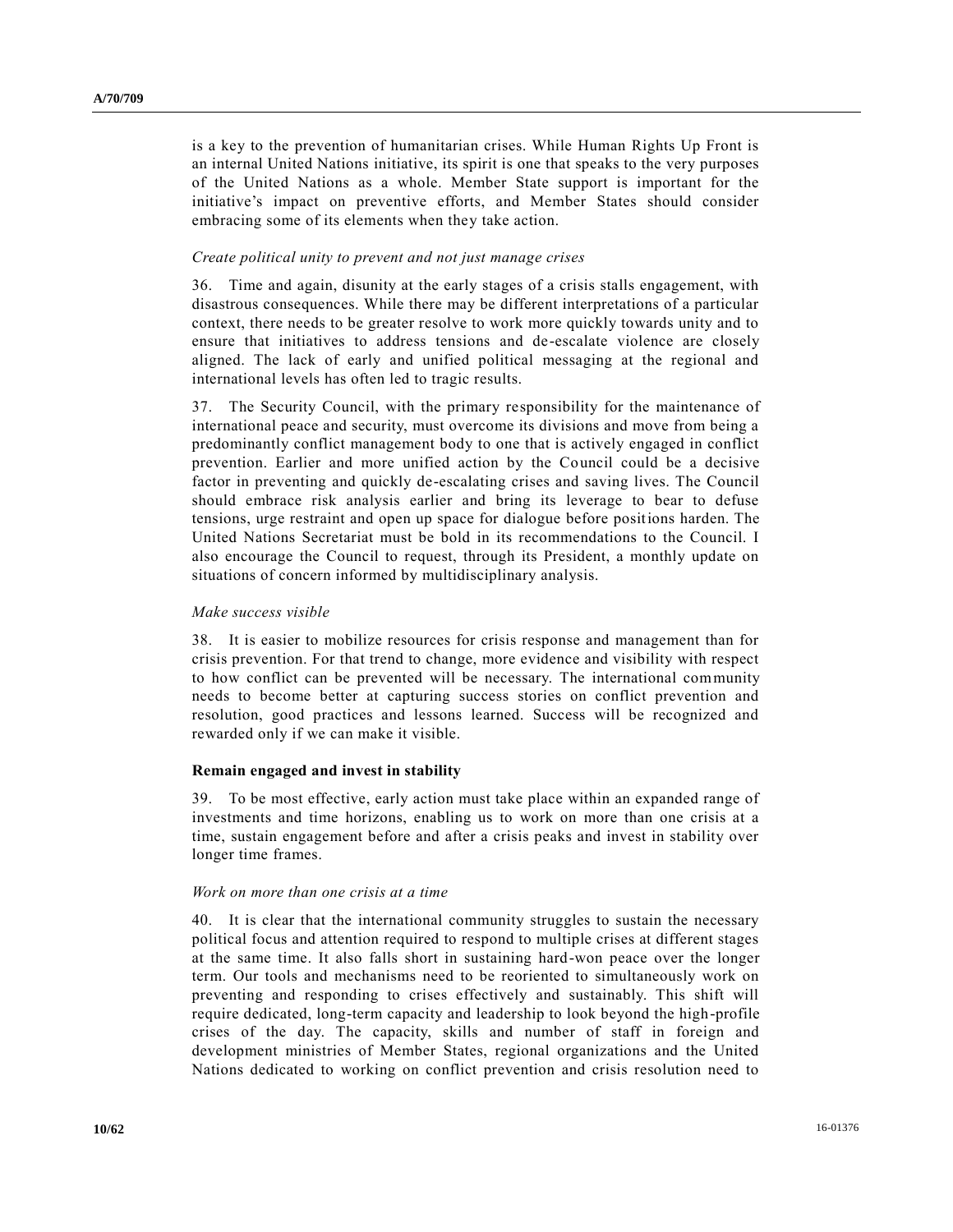is a key to the prevention of humanitarian crises. While Human Rights Up Front is an internal United Nations initiative, its spirit is one that speaks to the very purposes of the United Nations as a whole. Member State support is important for the initiative's impact on preventive efforts, and Member States should consider embracing some of its elements when they take action.

*Create political unity to prevent and not just manage crises*

36. Time and again, disunity at the early stages of a crisis stalls engagement, with disastrous consequences. While there may be different interpretations of a particular context, there needs to be greater resolve to work more quickly towards unity and to ensure that initiatives to address tensions and de-escalate violence are closely aligned. The lack of early and unified political messaging at the regional and international levels has often led to tragic results.

37. The Security Council, with the primary responsibility for the maintenance of international peace and security, must overcome its divisions and move from being a predominantly conflict management body to one that is actively engaged in conflict prevention. Earlier and more unified action by the Council could be a decisive factor in preventing and quickly de-escalating crises and saving lives. The Council should embrace risk analysis earlier and bring its leverage to bear to defuse tensions, urge restraint and open up space for dialogue before positions harden. The United Nations Secretariat must be bold in its recommendations to the Council. I also encourage the Council to request, through its President, a monthly update on situations of concern informed by multidisciplinary analysis.

*Make success visible*

38. It is easier to mobilize resources for crisis response and management than for crisis prevention. For that trend to change, more evidence and visibility with respect to how conflict can be prevented will be necessary. The international community needs to become better at capturing success stories on conflict prevention and resolution, good practices and lessons learned. Success will be recognized and rewarded only if we can make it visible.

**Remain engaged and invest in stability**

39. To be most effective, early action must take place within an expanded range of investments and time horizons, enabling us to work on more than one crisis at a time, sustain engagement before and after a crisis peaks and invest in stability over longer time frames.

*Work on more than one crisis at a time*

40. It is clear that the international community struggles to sustain the necessary political focus and attention required to respond to multiple crises at different stages at the same time. It also falls short in sustaining hard-won peace over the longer term. Our tools and mechanisms need to be reoriented to simultaneously work on preventing and responding to crises effectively and sustainably. This shift will require dedicated, long-term capacity and leadership to look beyond the high-profile crises of the day. The capacity, skills and number of staff in foreign and development ministries of Member States, regional organizations and the United Nations dedicated to working on conflict prevention and crisis resolution need to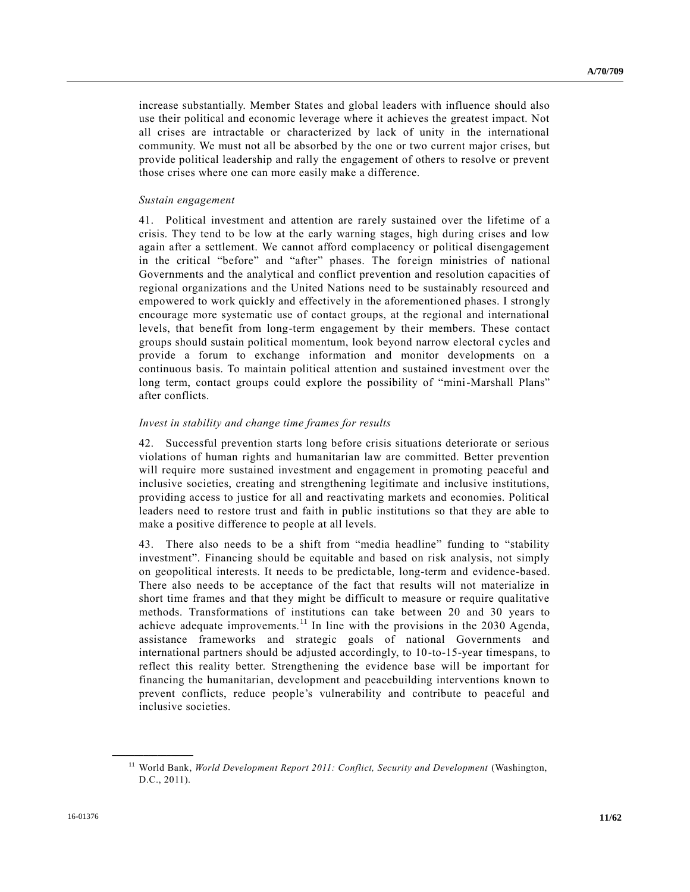increase substantially. Member States and global leaders with influence should also use their political and economic leverage where it achieves the greatest impact. Not all crises are intractable or characterized by lack of unity in the international community. We must not all be absorbed by the one or two current major crises, but provide political leadership and rally the engagement of others to resolve or prevent those crises where one can more easily make a difference.

*Sustain engagement*

41. Political investment and attention are rarely sustained over the lifetime of a crisis. They tend to be low at the early warning stages, high during crises and low again after a settlement. We cannot afford complacency or political disengagement in the critical "before" and "after" phases. The foreign ministries of national Governments and the analytical and conflict prevention and resolution capacities of regional organizations and the United Nations need to be sustainably resourced and empowered to work quickly and effectively in the aforementioned phases. I strongly encourage more systematic use of contact groups, at the regional and international levels, that benefit from long-term engagement by their members. These contact groups should sustain political momentum, look beyond narrow electoral cycles and provide a forum to exchange information and monitor developments on a continuous basis. To maintain political attention and sustained investment over the long term, contact groups could explore the possibility of "mini-Marshall Plans" after conflicts.

*Invest in stability and change time frames for results*

42. Successful prevention starts long before crisis situations deteriorate or serious violations of human rights and humanitarian law are committed. Better prevention will require more sustained investment and engagement in promoting peaceful and inclusive societies, creating and strengthening legitimate and inclusive institutions, providing access to justice for all and reactivating markets and economies. Political leaders need to restore trust and faith in public institutions so that they are able to make a positive difference to people at all levels.

43. There also needs to be a shift from "media headline" funding to "stability investment". Financing should be equitable and based on risk analysis, not simply on geopolitical interests. It needs to be predictable, long-term and evidence-based. There also needs to be acceptance of the fact that results will not materialize in short time frames and that they might be difficult to measure or require qualitative methods. Transformations of institutions can take between 20 and 30 years to achieve adequate improvements.[11] In line with the provisions in the 2030 Agenda, assistance frameworks and strategic goals of national Governments and international partners should be adjusted accordingly, to 10-to-15-year timespans, to reflect this reality better. Strengthening the evidence base will be important for financing the humanitarian, development and peacebuilding interventions known to prevent conflicts, reduce people's vulnerability and contribute to peaceful and inclusive societies.

---

[11] World Bank, *World Development Report 2011: Conflict, Security and Development* (Washington, D.C., 2011).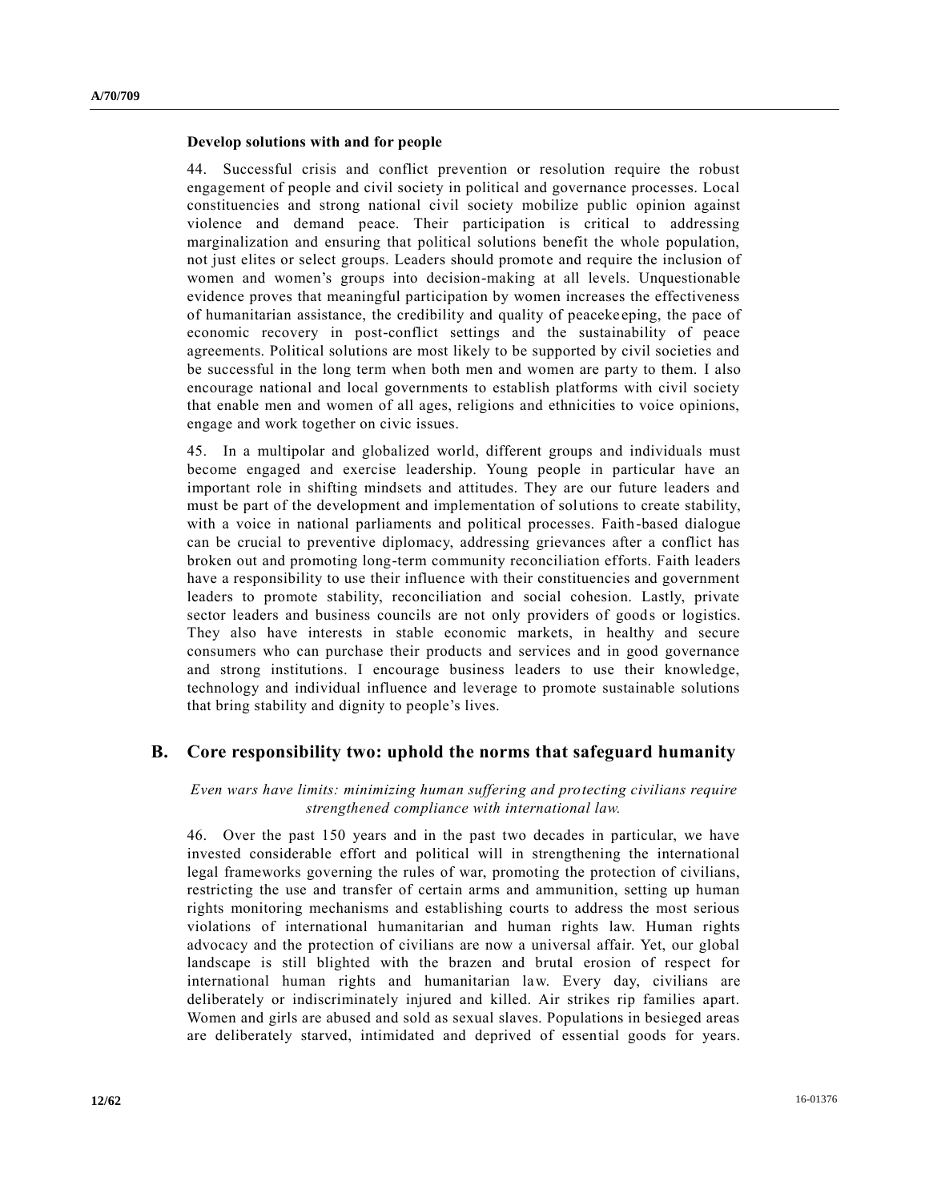**Develop solutions with and for people**

44. Successful crisis and conflict prevention or resolution require the robust engagement of people and civil society in political and governance processes. Local constituencies and strong national civil society mobilize public opinion against violence and demand peace. Their participation is critical to addressing marginalization and ensuring that political solutions benefit the whole population, not just elites or select groups. Leaders should promote and require the inclusion of women and women's groups into decision-making at all levels. Unquestionable evidence proves that meaningful participation by women increases the effectiveness of humanitarian assistance, the credibility and quality of peacekeeping, the pace of economic recovery in post-conflict settings and the sustainability of peace agreements. Political solutions are most likely to be supported by civil societies and be successful in the long term when both men and women are party to them. I also encourage national and local governments to establish platforms with civil society that enable men and women of all ages, religions and ethnicities to voice opinions, engage and work together on civic issues.

45. In a multipolar and globalized world, different groups and individuals must become engaged and exercise leadership. Young people in particular have an important role in shifting mindsets and attitudes. They are our future leaders and must be part of the development and implementation of solutions to create stability, with a voice in national parliaments and political processes. Faith-based dialogue can be crucial to preventive diplomacy, addressing grievances after a conflict has broken out and promoting long-term community reconciliation efforts. Faith leaders have a responsibility to use their influence with their constituencies and government leaders to promote stability, reconciliation and social cohesion. Lastly, private sector leaders and business councils are not only providers of goods or logistics. They also have interests in stable economic markets, in healthy and secure consumers who can purchase their products and services and in good governance and strong institutions. I encourage business leaders to use their knowledge, technology and individual influence and leverage to promote sustainable solutions that bring stability and dignity to people's lives.

## B. Core responsibility two: uphold the norms that safeguard humanity

*Even wars have limits: minimizing human suffering and protecting civilians require strengthened compliance with international law.*

46. Over the past 150 years and in the past two decades in particular, we have invested considerable effort and political will in strengthening the international legal frameworks governing the rules of war, promoting the protection of civilians, restricting the use and transfer of certain arms and ammunition, setting up human rights monitoring mechanisms and establishing courts to address the most serious violations of international humanitarian and human rights law. Human rights advocacy and the protection of civilians are now a universal affair. Yet, our global landscape is still blighted with the brazen and brutal erosion of respect for international human rights and humanitarian law. Every day, civilians are deliberately or indiscriminately injured and killed. Air strikes rip families apart. Women and girls are abused and sold as sexual slaves. Populations in besieged areas are deliberately starved, intimidated and deprived of essential goods for years.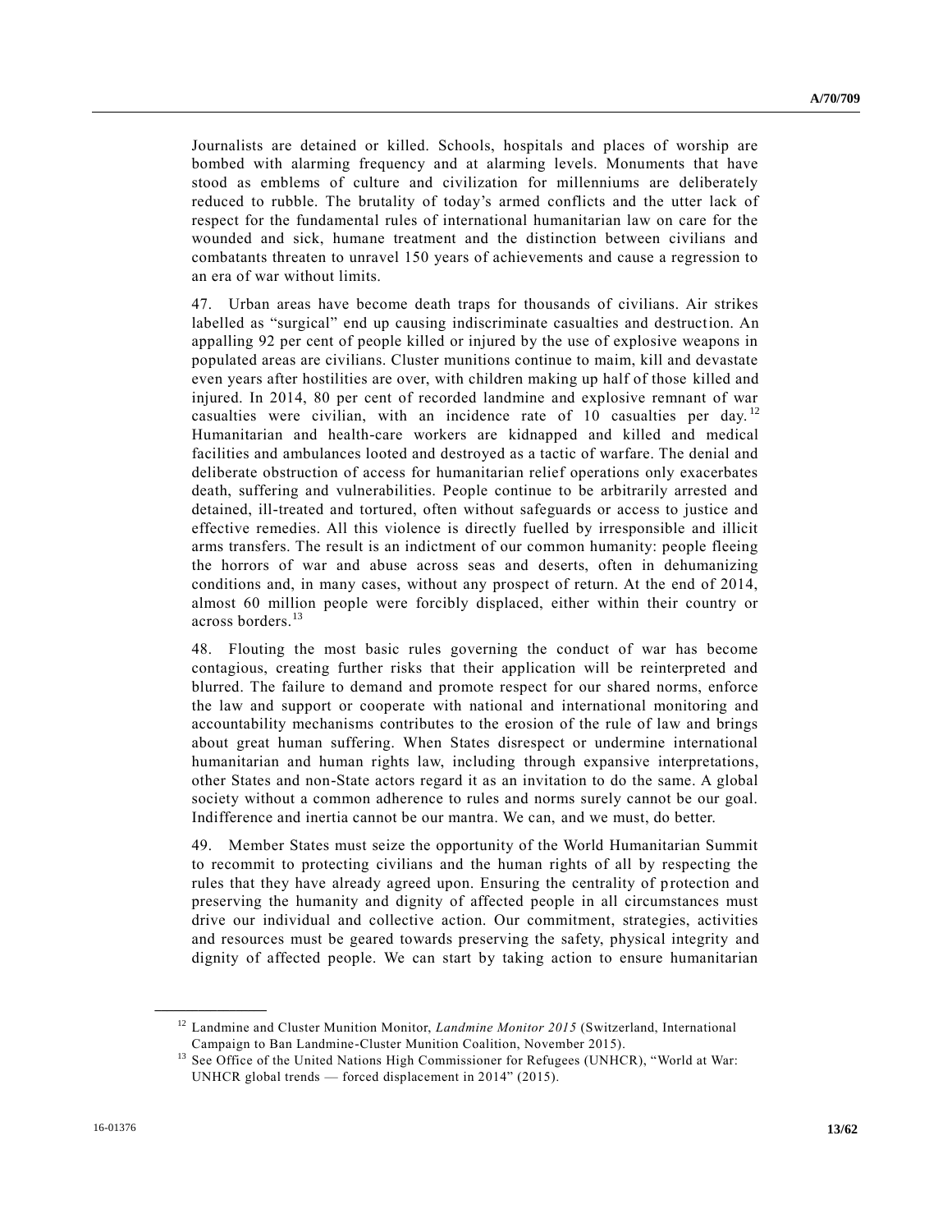Journalists are detained or killed. Schools, hospitals and places of worship are bombed with alarming frequency and at alarming levels. Monuments that have stood as emblems of culture and civilization for millenniums are deliberately reduced to rubble. The brutality of today's armed conflicts and the utter lack of respect for the fundamental rules of international humanitarian law on care for the wounded and sick, humane treatment and the distinction between civilians and combatants threaten to unravel 150 years of achievements and cause a regression to an era of war without limits.

47. Urban areas have become death traps for thousands of civilians. Air strikes labelled as "surgical" end up causing indiscriminate casualties and destruction. An appalling 92 per cent of people killed or injured by the use of explosive weapons in populated areas are civilians. Cluster munitions continue to maim, kill and devastate even years after hostilities are over, with children making up half of those killed and injured. In 2014, 80 per cent of recorded landmine and explosive remnant of war casualties were civilian, with an incidence rate of 10 casualties per day.[12] Humanitarian and health-care workers are kidnapped and killed and medical facilities and ambulances looted and destroyed as a tactic of warfare. The denial and deliberate obstruction of access for humanitarian relief operations only exacerbates death, suffering and vulnerabilities. People continue to be arbitrarily arrested and detained, ill-treated and tortured, often without safeguards or access to justice and effective remedies. All this violence is directly fuelled by irresponsible and illicit arms transfers. The result is an indictment of our common humanity: people fleeing the horrors of war and abuse across seas and deserts, often in dehumanizing conditions and, in many cases, without any prospect of return. At the end of 2014, almost 60 million people were forcibly displaced, either within their country or across borders.[13]

48. Flouting the most basic rules governing the conduct of war has become contagious, creating further risks that their application will be reinterpreted and blurred. The failure to demand and promote respect for our shared norms, enforce the law and support or cooperate with national and international monitoring and accountability mechanisms contributes to the erosion of the rule of law and brings about great human suffering. When States disrespect or undermine international humanitarian and human rights law, including through expansive interpretations, other States and non-State actors regard it as an invitation to do the same. A global society without a common adherence to rules and norms surely cannot be our goal. Indifference and inertia cannot be our mantra. We can, and we must, do better.

49. Member States must seize the opportunity of the World Humanitarian Summit to recommit to protecting civilians and the human rights of all by respecting the rules that they have already agreed upon. Ensuring the centrality of protection and preserving the humanity and dignity of affected people in all circumstances must drive our individual and collective action. Our commitment, strategies, activities and resources must be geared towards preserving the safety, physical integrity and dignity of affected people. We can start by taking action to ensure humanitarian

---

[12] Landmine and Cluster Munition Monitor, *Landmine Monitor 2015* (Switzerland, International Campaign to Ban Landmine-Cluster Munition Coalition, November 2015).

[13] See Office of the United Nations High Commissioner for Refugees (UNHCR), "World at War: UNHCR global trends — forced displacement in 2014" (2015).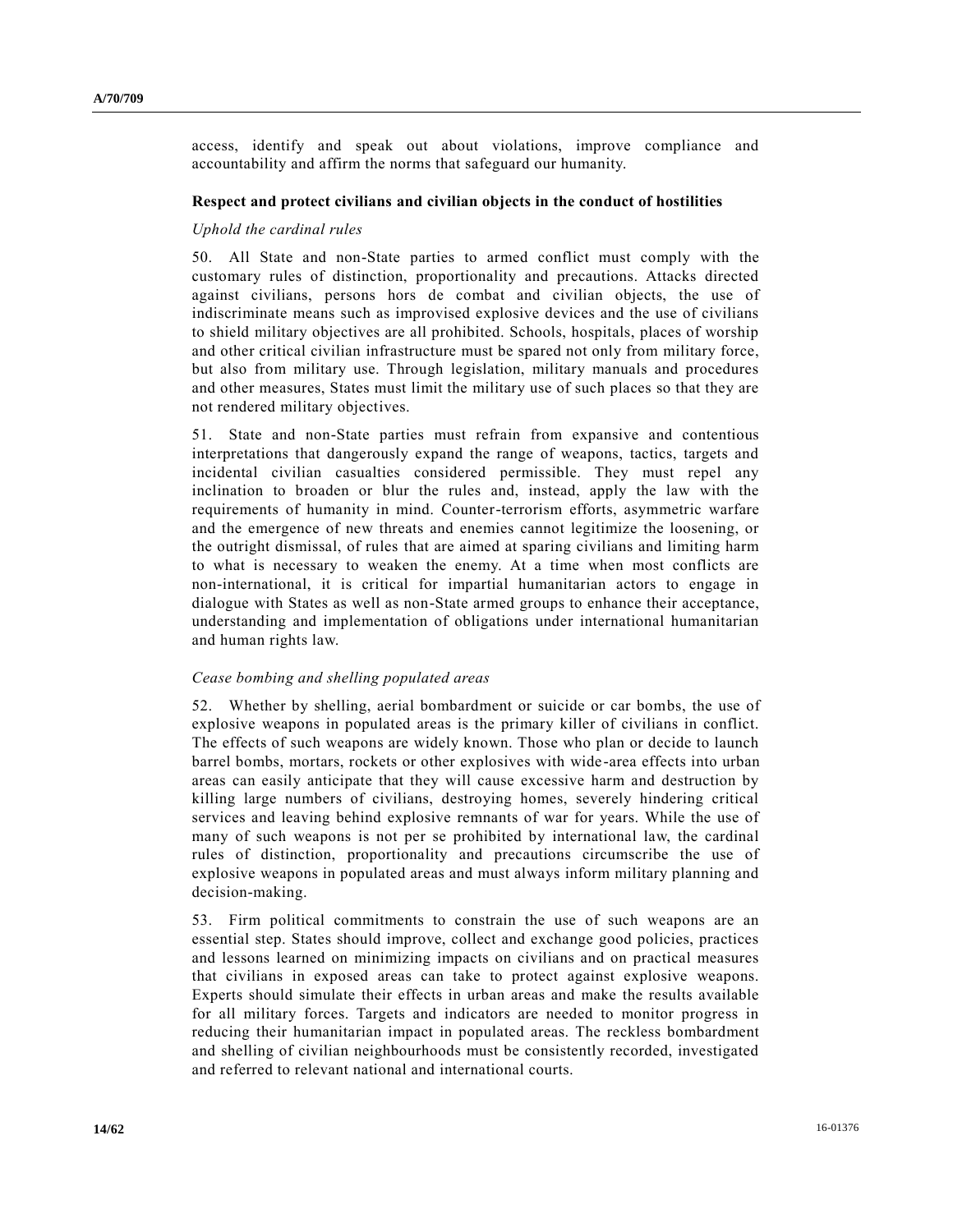access, identify and speak out about violations, improve compliance and accountability and affirm the norms that safeguard our humanity.

**Respect and protect civilians and civilian objects in the conduct of hostilities**

*Uphold the cardinal rules*

50. All State and non-State parties to armed conflict must comply with the customary rules of distinction, proportionality and precautions. Attacks directed against civilians, persons hors de combat and civilian objects, the use of indiscriminate means such as improvised explosive devices and the use of civilians to shield military objectives are all prohibited. Schools, hospitals, places of worship and other critical civilian infrastructure must be spared not only from military force, but also from military use. Through legislation, military manuals and procedures and other measures, States must limit the military use of such places so that they are not rendered military objectives.

51. State and non-State parties must refrain from expansive and contentious interpretations that dangerously expand the range of weapons, tactics, targets and incidental civilian casualties considered permissible. They must repel any inclination to broaden or blur the rules and, instead, apply the law with the requirements of humanity in mind. Counter-terrorism efforts, asymmetric warfare and the emergence of new threats and enemies cannot legitimize the loosening, or the outright dismissal, of rules that are aimed at sparing civilians and limiting harm to what is necessary to weaken the enemy. At a time when most conflicts are non-international, it is critical for impartial humanitarian actors to engage in dialogue with States as well as non-State armed groups to enhance their acceptance, understanding and implementation of obligations under international humanitarian and human rights law.

*Cease bombing and shelling populated areas*

52. Whether by shelling, aerial bombardment or suicide or car bombs, the use of explosive weapons in populated areas is the primary killer of civilians in conflict. The effects of such weapons are widely known. Those who plan or decide to launch barrel bombs, mortars, rockets or other explosives with wide-area effects into urban areas can easily anticipate that they will cause excessive harm and destruction by killing large numbers of civilians, destroying homes, severely hindering critical services and leaving behind explosive remnants of war for years. While the use of many of such weapons is not per se prohibited by international law, the cardinal rules of distinction, proportionality and precautions circumscribe the use of explosive weapons in populated areas and must always inform military planning and decision-making.

53. Firm political commitments to constrain the use of such weapons are an essential step. States should improve, collect and exchange good policies, practices and lessons learned on minimizing impacts on civilians and on practical measures that civilians in exposed areas can take to protect against explosive weapons. Experts should simulate their effects in urban areas and make the results available for all military forces. Targets and indicators are needed to monitor progress in reducing their humanitarian impact in populated areas. The reckless bombardment and shelling of civilian neighbourhoods must be consistently recorded, investigated and referred to relevant national and international courts.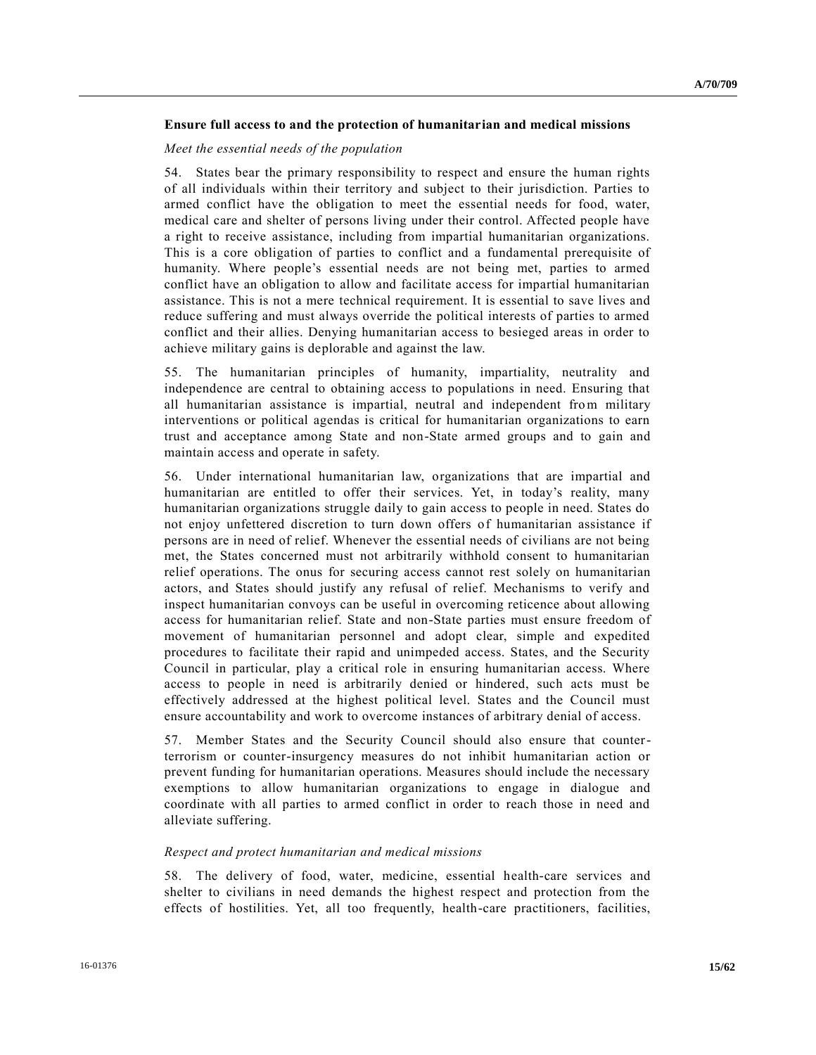**Ensure full access to and the protection of humanitarian and medical missions**

*Meet the essential needs of the population*

54. States bear the primary responsibility to respect and ensure the human rights of all individuals within their territory and subject to their jurisdiction. Parties to armed conflict have the obligation to meet the essential needs for food, water, medical care and shelter of persons living under their control. Affected people have a right to receive assistance, including from impartial humanitarian organizations. This is a core obligation of parties to conflict and a fundamental prerequisite of humanity. Where people's essential needs are not being met, parties to armed conflict have an obligation to allow and facilitate access for impartial humanitarian assistance. This is not a mere technical requirement. It is essential to save lives and reduce suffering and must always override the political interests of parties to armed conflict and their allies. Denying humanitarian access to besieged areas in order to achieve military gains is deplorable and against the law.

55. The humanitarian principles of humanity, impartiality, neutrality and independence are central to obtaining access to populations in need. Ensuring that all humanitarian assistance is impartial, neutral and independent from military interventions or political agendas is critical for humanitarian organizations to earn trust and acceptance among State and non-State armed groups and to gain and maintain access and operate in safety.

56. Under international humanitarian law, organizations that are impartial and humanitarian are entitled to offer their services. Yet, in today's reality, many humanitarian organizations struggle daily to gain access to people in need. States do not enjoy unfettered discretion to turn down offers of humanitarian assistance if persons are in need of relief. Whenever the essential needs of civilians are not being met, the States concerned must not arbitrarily withhold consent to humanitarian relief operations. The onus for securing access cannot rest solely on humanitarian actors, and States should justify any refusal of relief. Mechanisms to verify and inspect humanitarian convoys can be useful in overcoming reticence about allowing access for humanitarian relief. State and non-State parties must ensure freedom of movement of humanitarian personnel and adopt clear, simple and expedited procedures to facilitate their rapid and unimpeded access. States, and the Security Council in particular, play a critical role in ensuring humanitarian access. Where access to people in need is arbitrarily denied or hindered, such acts must be effectively addressed at the highest political level. States and the Council must ensure accountability and work to overcome instances of arbitrary denial of access.

57. Member States and the Security Council should also ensure that counter-terrorism or counter-insurgency measures do not inhibit humanitarian action or prevent funding for humanitarian operations. Measures should include the necessary exemptions to allow humanitarian organizations to engage in dialogue and coordinate with all parties to armed conflict in order to reach those in need and alleviate suffering.

*Respect and protect humanitarian and medical missions*

58. The delivery of food, water, medicine, essential health-care services and shelter to civilians in need demands the highest respect and protection from the effects of hostilities. Yet, all too frequently, health-care practitioners, facilities,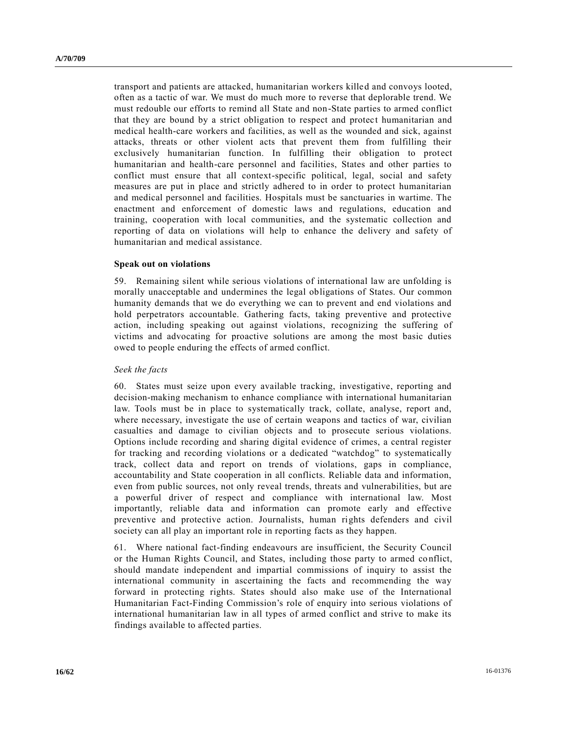transport and patients are attacked, humanitarian workers killed and convoys looted, often as a tactic of war. We must do much more to reverse that deplorable trend. We must redouble our efforts to remind all State and non-State parties to armed conflict that they are bound by a strict obligation to respect and protect humanitarian and medical health-care workers and facilities, as well as the wounded and sick, against attacks, threats or other violent acts that prevent them from fulfilling their exclusively humanitarian function. In fulfilling their obligation to protect humanitarian and health-care personnel and facilities, States and other parties to conflict must ensure that all context-specific political, legal, social and safety measures are put in place and strictly adhered to in order to protect humanitarian and medical personnel and facilities. Hospitals must be sanctuaries in wartime. The enactment and enforcement of domestic laws and regulations, education and training, cooperation with local communities, and the systematic collection and reporting of data on violations will help to enhance the delivery and safety of humanitarian and medical assistance.

**Speak out on violations**

59. Remaining silent while serious violations of international law are unfolding is morally unacceptable and undermines the legal obligations of States. Our common humanity demands that we do everything we can to prevent and end violations and hold perpetrators accountable. Gathering facts, taking preventive and protective action, including speaking out against violations, recognizing the suffering of victims and advocating for proactive solutions are among the most basic duties owed to people enduring the effects of armed conflict.

*Seek the facts*

60. States must seize upon every available tracking, investigative, reporting and decision-making mechanism to enhance compliance with international humanitarian law. Tools must be in place to systematically track, collate, analyse, report and, where necessary, investigate the use of certain weapons and tactics of war, civilian casualties and damage to civilian objects and to prosecute serious violations. Options include recording and sharing digital evidence of crimes, a central register for tracking and recording violations or a dedicated "watchdog" to systematically track, collect data and report on trends of violations, gaps in compliance, accountability and State cooperation in all conflicts. Reliable data and information, even from public sources, not only reveal trends, threats and vulnerabilities, but are a powerful driver of respect and compliance with international law. Most importantly, reliable data and information can promote early and effective preventive and protective action. Journalists, human rights defenders and civil society can all play an important role in reporting facts as they happen.

61. Where national fact-finding endeavours are insufficient, the Security Council or the Human Rights Council, and States, including those party to armed conflict, should mandate independent and impartial commissions of inquiry to assist the international community in ascertaining the facts and recommending the way forward in protecting rights. States should also make use of the International Humanitarian Fact-Finding Commission's role of enquiry into serious violations of international humanitarian law in all types of armed conflict and strive to make its findings available to affected parties.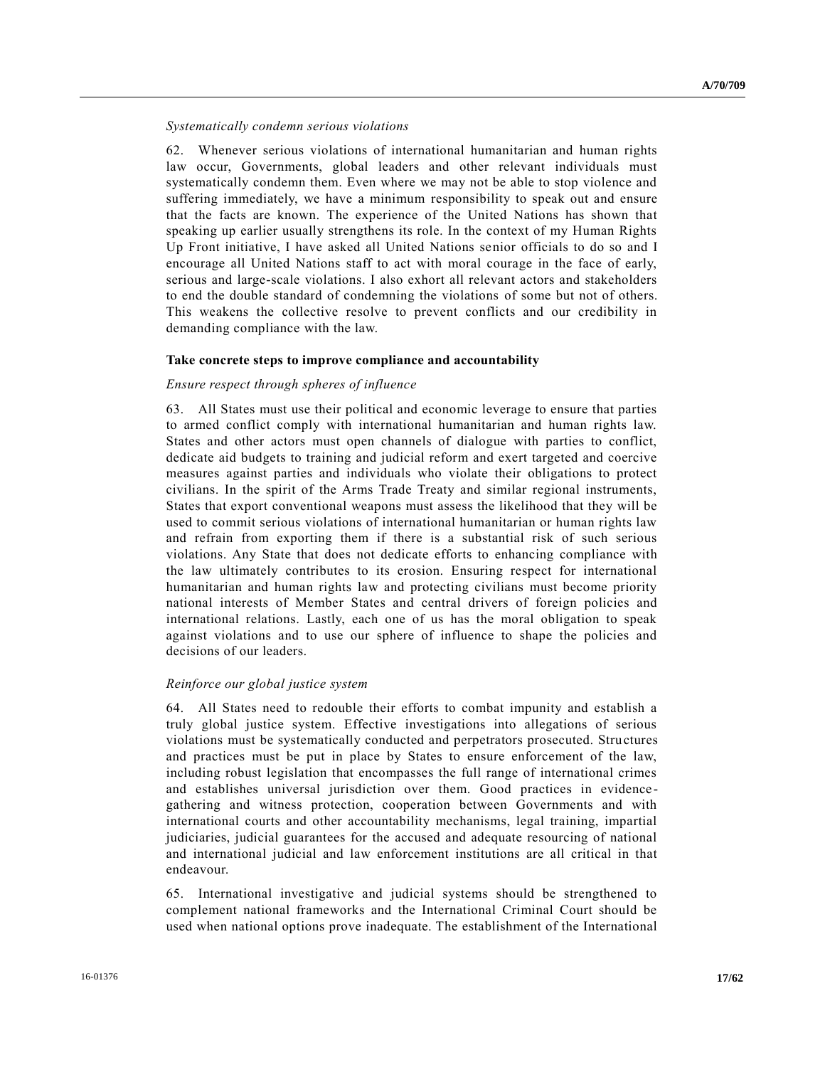*Systematically condemn serious violations*

62. Whenever serious violations of international humanitarian and human rights law occur, Governments, global leaders and other relevant individuals must systematically condemn them. Even where we may not be able to stop violence and suffering immediately, we have a minimum responsibility to speak out and ensure that the facts are known. The experience of the United Nations has shown that speaking up earlier usually strengthens its role. In the context of my Human Rights Up Front initiative, I have asked all United Nations senior officials to do so and I encourage all United Nations staff to act with moral courage in the face of early, serious and large-scale violations. I also exhort all relevant actors and stakeholders to end the double standard of condemning the violations of some but not of others. This weakens the collective resolve to prevent conflicts and our credibility in demanding compliance with the law.

**Take concrete steps to improve compliance and accountability**

*Ensure respect through spheres of influence*

63. All States must use their political and economic leverage to ensure that parties to armed conflict comply with international humanitarian and human rights law. States and other actors must open channels of dialogue with parties to conflict, dedicate aid budgets to training and judicial reform and exert targeted and coercive measures against parties and individuals who violate their obligations to protect civilians. In the spirit of the Arms Trade Treaty and similar regional instruments, States that export conventional weapons must assess the likelihood that they will be used to commit serious violations of international humanitarian or human rights law and refrain from exporting them if there is a substantial risk of such serious violations. Any State that does not dedicate efforts to enhancing compliance with the law ultimately contributes to its erosion. Ensuring respect for international humanitarian and human rights law and protecting civilians must become priority national interests of Member States and central drivers of foreign policies and international relations. Lastly, each one of us has the moral obligation to speak against violations and to use our sphere of influence to shape the policies and decisions of our leaders.

*Reinforce our global justice system*

64. All States need to redouble their efforts to combat impunity and establish a truly global justice system. Effective investigations into allegations of serious violations must be systematically conducted and perpetrators prosecuted. Structures and practices must be put in place by States to ensure enforcement of the law, including robust legislation that encompasses the full range of international crimes and establishes universal jurisdiction over them. Good practices in evidence-gathering and witness protection, cooperation between Governments and with international courts and other accountability mechanisms, legal training, impartial judiciaries, judicial guarantees for the accused and adequate resourcing of national and international judicial and law enforcement institutions are all critical in that endeavour.

65. International investigative and judicial systems should be strengthened to complement national frameworks and the International Criminal Court should be used when national options prove inadequate. The establishment of the International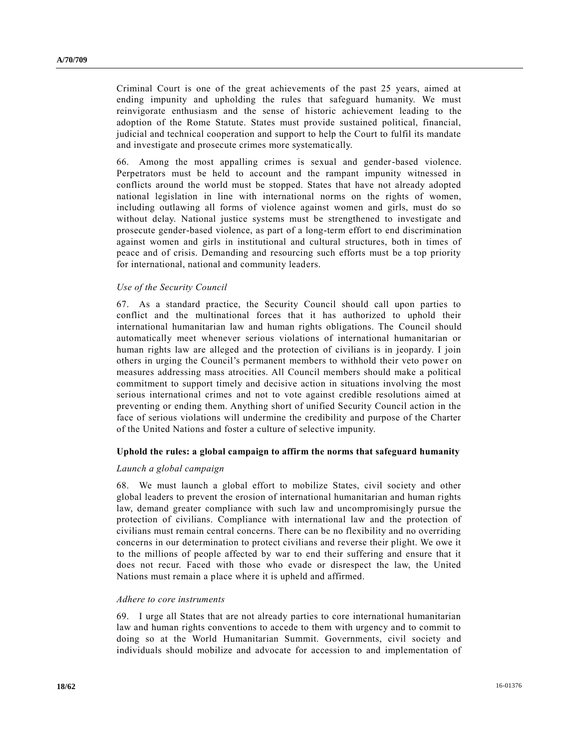Criminal Court is one of the great achievements of the past 25 years, aimed at ending impunity and upholding the rules that safeguard humanity. We must reinvigorate enthusiasm and the sense of historic achievement leading to the adoption of the Rome Statute. States must provide sustained political, financial, judicial and technical cooperation and support to help the Court to fulfil its mandate and investigate and prosecute crimes more systematically.

66. Among the most appalling crimes is sexual and gender-based violence. Perpetrators must be held to account and the rampant impunity witnessed in conflicts around the world must be stopped. States that have not already adopted national legislation in line with international norms on the rights of women, including outlawing all forms of violence against women and girls, must do so without delay. National justice systems must be strengthened to investigate and prosecute gender-based violence, as part of a long-term effort to end discrimination against women and girls in institutional and cultural structures, both in times of peace and of crisis. Demanding and resourcing such efforts must be a top priority for international, national and community leaders.

*Use of the Security Council*

67. As a standard practice, the Security Council should call upon parties to conflict and the multinational forces that it has authorized to uphold their international humanitarian law and human rights obligations. The Council should automatically meet whenever serious violations of international humanitarian or human rights law are alleged and the protection of civilians is in jeopardy. I join others in urging the Council's permanent members to withhold their veto power on measures addressing mass atrocities. All Council members should make a political commitment to support timely and decisive action in situations involving the most serious international crimes and not to vote against credible resolutions aimed at preventing or ending them. Anything short of unified Security Council action in the face of serious violations will undermine the credibility and purpose of the Charter of the United Nations and foster a culture of selective impunity.

**Uphold the rules: a global campaign to affirm the norms that safeguard humanity**

*Launch a global campaign*

68. We must launch a global effort to mobilize States, civil society and other global leaders to prevent the erosion of international humanitarian and human rights law, demand greater compliance with such law and uncompromisingly pursue the protection of civilians. Compliance with international law and the protection of civilians must remain central concerns. There can be no flexibility and no overriding concerns in our determination to protect civilians and reverse their plight. We owe it to the millions of people affected by war to end their suffering and ensure that it does not recur. Faced with those who evade or disrespect the law, the United Nations must remain a place where it is upheld and affirmed.

*Adhere to core instruments*

69. I urge all States that are not already parties to core international humanitarian law and human rights conventions to accede to them with urgency and to commit to doing so at the World Humanitarian Summit. Governments, civil society and individuals should mobilize and advocate for accession to and implementation of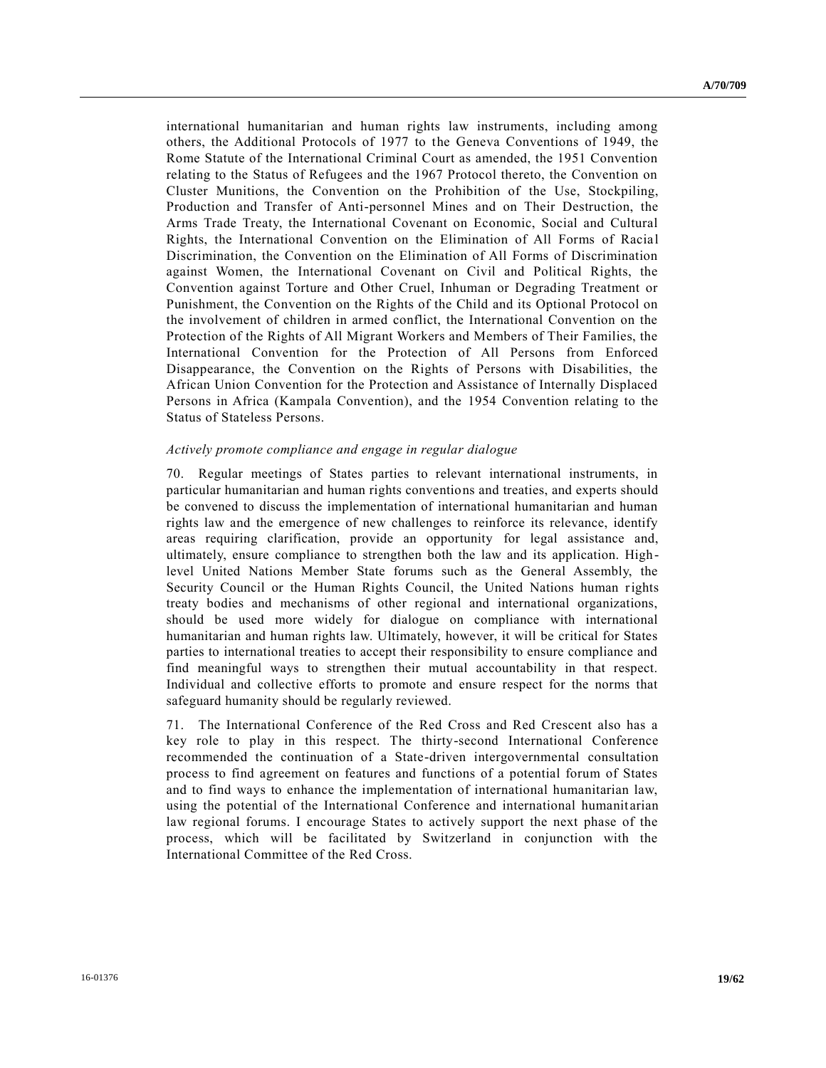international humanitarian and human rights law instruments, including among others, the Additional Protocols of 1977 to the Geneva Conventions of 1949, the Rome Statute of the International Criminal Court as amended, the 1951 Convention relating to the Status of Refugees and the 1967 Protocol thereto, the Convention on Cluster Munitions, the Convention on the Prohibition of the Use, Stockpiling, Production and Transfer of Anti-personnel Mines and on Their Destruction, the Arms Trade Treaty, the International Covenant on Economic, Social and Cultural Rights, the International Convention on the Elimination of All Forms of Racial Discrimination, the Convention on the Elimination of All Forms of Discrimination against Women, the International Covenant on Civil and Political Rights, the Convention against Torture and Other Cruel, Inhuman or Degrading Treatment or Punishment, the Convention on the Rights of the Child and its Optional Protocol on the involvement of children in armed conflict, the International Convention on the Protection of the Rights of All Migrant Workers and Members of Their Families, the International Convention for the Protection of All Persons from Enforced Disappearance, the Convention on the Rights of Persons with Disabilities, the African Union Convention for the Protection and Assistance of Internally Displaced Persons in Africa (Kampala Convention), and the 1954 Convention relating to the Status of Stateless Persons.

*Actively promote compliance and engage in regular dialogue*

70. Regular meetings of States parties to relevant international instruments, in particular humanitarian and human rights conventions and treaties, and experts should be convened to discuss the implementation of international humanitarian and human rights law and the emergence of new challenges to reinforce its relevance, identify areas requiring clarification, provide an opportunity for legal assistance and, ultimately, ensure compliance to strengthen both the law and its application. High-level United Nations Member State forums such as the General Assembly, the Security Council or the Human Rights Council, the United Nations human rights treaty bodies and mechanisms of other regional and international organizations, should be used more widely for dialogue on compliance with international humanitarian and human rights law. Ultimately, however, it will be critical for States parties to international treaties to accept their responsibility to ensure compliance and find meaningful ways to strengthen their mutual accountability in that respect. Individual and collective efforts to promote and ensure respect for the norms that safeguard humanity should be regularly reviewed.

71. The International Conference of the Red Cross and Red Crescent also has a key role to play in this respect. The thirty-second International Conference recommended the continuation of a State-driven intergovernmental consultation process to find agreement on features and functions of a potential forum of States and to find ways to enhance the implementation of international humanitarian law, using the potential of the International Conference and international humanitarian law regional forums. I encourage States to actively support the next phase of the process, which will be facilitated by Switzerland in conjunction with the International Committee of the Red Cross.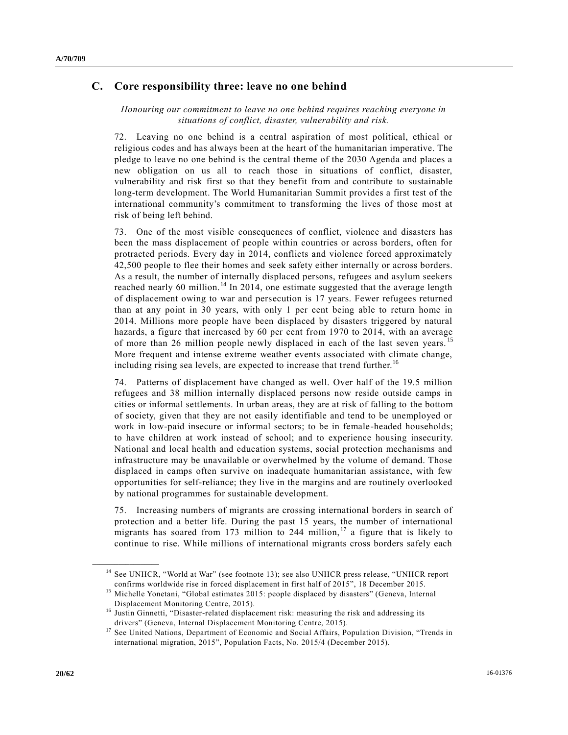## C. Core responsibility three: leave no one behind

*Honouring our commitment to leave no one behind requires reaching everyone in situations of conflict, disaster, vulnerability and risk.*

72. Leaving no one behind is a central aspiration of most political, ethical or religious codes and has always been at the heart of the humanitarian imperative. The pledge to leave no one behind is the central theme of the 2030 Agenda and places a new obligation on us all to reach those in situations of conflict, disaster, vulnerability and risk first so that they benefit from and contribute to sustainable long-term development. The World Humanitarian Summit provides a first test of the international community's commitment to transforming the lives of those most at risk of being left behind.

73. One of the most visible consequences of conflict, violence and disasters has been the mass displacement of people within countries or across borders, often for protracted periods. Every day in 2014, conflicts and violence forced approximately 42,500 people to flee their homes and seek safety either internally or across borders. As a result, the number of internally displaced persons, refugees and asylum seekers reached nearly 60 million.[14] In 2014, one estimate suggested that the average length of displacement owing to war and persecution is 17 years. Fewer refugees returned than at any point in 30 years, with only 1 per cent being able to return home in 2014. Millions more people have been displaced by disasters triggered by natural hazards, a figure that increased by 60 per cent from 1970 to 2014, with an average of more than 26 million people newly displaced in each of the last seven years.[15] More frequent and intense extreme weather events associated with climate change, including rising sea levels, are expected to increase that trend further.[16]

74. Patterns of displacement have changed as well. Over half of the 19.5 million refugees and 38 million internally displaced persons now reside outside camps in cities or informal settlements. In urban areas, they are at risk of falling to the bottom of society, given that they are not easily identifiable and tend to be unemployed or work in low-paid insecure or informal sectors; to be in female-headed households; to have children at work instead of school; and to experience housing insecurity. National and local health and education systems, social protection mechanisms and infrastructure may be unavailable or overwhelmed by the volume of demand. Those displaced in camps often survive on inadequate humanitarian assistance, with few opportunities for self-reliance; they live in the margins and are routinely overlooked by national programmes for sustainable development.

75. Increasing numbers of migrants are crossing international borders in search of protection and a better life. During the past 15 years, the number of international migrants has soared from 173 million to 244 million,[17] a figure that is likely to continue to rise. While millions of international migrants cross borders safely each

---

[14] See UNHCR, "World at War" (see footnote 13); see also UNHCR press release, "UNHCR report confirms worldwide rise in forced displacement in first half of 2015", 18 December 2015.

[15] Michelle Yonetani, "Global estimates 2015: people displaced by disasters" (Geneva, Internal Displacement Monitoring Centre, 2015).

[16] Justin Ginnetti, "Disaster-related displacement risk: measuring the risk and addressing its drivers" (Geneva, Internal Displacement Monitoring Centre, 2015).

[17] See United Nations, Department of Economic and Social Affairs, Population Division, "Trends in international migration, 2015", Population Facts, No. 2015/4 (December 2015).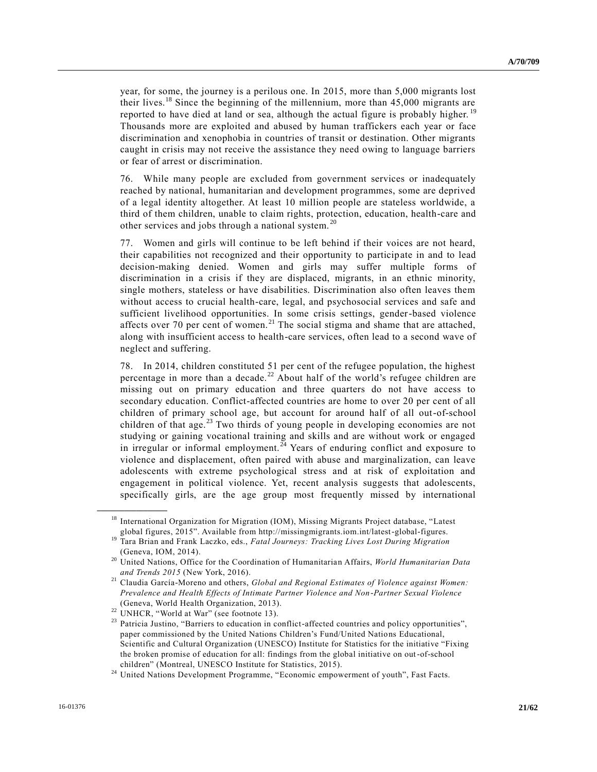year, for some, the journey is a perilous one. In 2015, more than 5,000 migrants lost their lives.[18] Since the beginning of the millennium, more than 45,000 migrants are reported to have died at land or sea, although the actual figure is probably higher.[19] Thousands more are exploited and abused by human traffickers each year or face discrimination and xenophobia in countries of transit or destination. Other migrants caught in crisis may not receive the assistance they need owing to language barriers or fear of arrest or discrimination.

76. While many people are excluded from government services or inadequately reached by national, humanitarian and development programmes, some are deprived of a legal identity altogether. At least 10 million people are stateless worldwide, a third of them children, unable to claim rights, protection, education, health-care and other services and jobs through a national system.[20]

77. Women and girls will continue to be left behind if their voices are not heard, their capabilities not recognized and their opportunity to participate in and to lead decision-making denied. Women and girls may suffer multiple forms of discrimination in a crisis if they are displaced, migrants, in an ethnic minority, single mothers, stateless or have disabilities. Discrimination also often leaves them without access to crucial health-care, legal, and psychosocial services and safe and sufficient livelihood opportunities. In some crisis settings, gender-based violence affects over 70 per cent of women.[21] The social stigma and shame that are attached, along with insufficient access to health-care services, often lead to a second wave of neglect and suffering.

78. In 2014, children constituted 51 per cent of the refugee population, the highest percentage in more than a decade.[22] About half of the world's refugee children are missing out on primary education and three quarters do not have access to secondary education. Conflict-affected countries are home to over 20 per cent of all children of primary school age, but account for around half of all out-of-school children of that age.[23] Two thirds of young people in developing economies are not studying or gaining vocational training and skills and are without work or engaged in irregular or informal employment.[24] Years of enduring conflict and exposure to violence and displacement, often paired with abuse and marginalization, can leave adolescents with extreme psychological stress and at risk of exploitation and engagement in political violence. Yet, recent analysis suggests that adolescents, specifically girls, are the age group most frequently missed by international

---

[18] International Organization for Migration (IOM), Missing Migrants Project database, "Latest global figures, 2015". Available from http://missingmigrants.iom.int/latest-global-figures.

[19] Tara Brian and Frank Laczko, eds., *Fatal Journeys: Tracking Lives Lost During Migration* (Geneva, IOM, 2014).

[20] United Nations, Office for the Coordination of Humanitarian Affairs, *World Humanitarian Data and Trends 2015* (New York, 2016).

[21] Claudia García-Moreno and others, *Global and Regional Estimates of Violence against Women: Prevalence and Health Effects of Intimate Partner Violence and Non-Partner Sexual Violence* (Geneva, World Health Organization, 2013).

[22] UNHCR, "World at War" (see footnote 13).

[23] Patricia Justino, "Barriers to education in conflict-affected countries and policy opportunities", paper commissioned by the United Nations Children's Fund/United Nations Educational, Scientific and Cultural Organization (UNESCO) Institute for Statistics for the initiative "Fixing the broken promise of education for all: findings from the global initiative on out-of-school children" (Montreal, UNESCO Institute for Statistics, 2015).

[24] United Nations Development Programme, "Economic empowerment of youth", Fast Facts.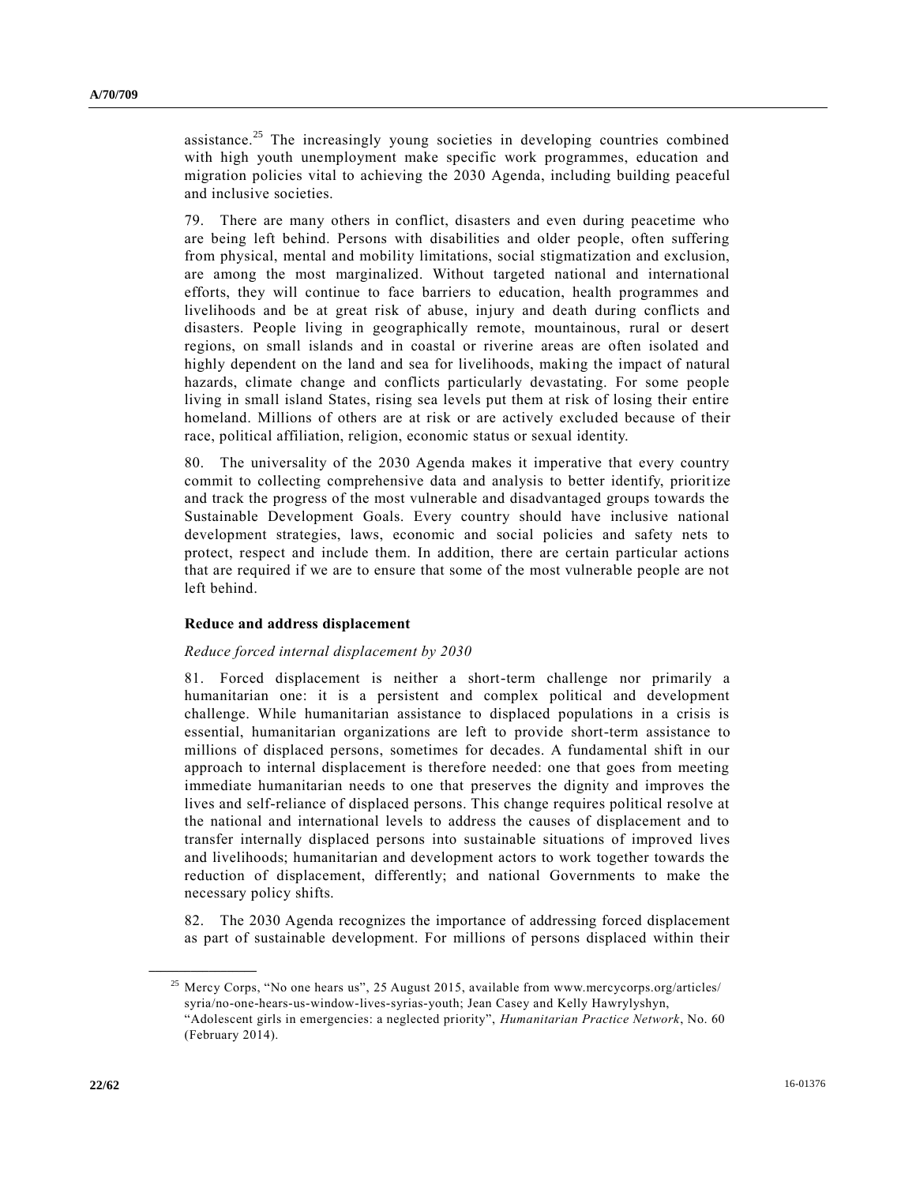assistance.[25] The increasingly young societies in developing countries combined with high youth unemployment make specific work programmes, education and migration policies vital to achieving the 2030 Agenda, including building peaceful and inclusive societies.

79. There are many others in conflict, disasters and even during peacetime who are being left behind. Persons with disabilities and older people, often suffering from physical, mental and mobility limitations, social stigmatization and exclusion, are among the most marginalized. Without targeted national and international efforts, they will continue to face barriers to education, health programmes and livelihoods and be at great risk of abuse, injury and death during conflicts and disasters. People living in geographically remote, mountainous, rural or desert regions, on small islands and in coastal or riverine areas are often isolated and highly dependent on the land and sea for livelihoods, making the impact of natural hazards, climate change and conflicts particularly devastating. For some people living in small island States, rising sea levels put them at risk of losing their entire homeland. Millions of others are at risk or are actively excluded because of their race, political affiliation, religion, economic status or sexual identity.

80. The universality of the 2030 Agenda makes it imperative that every country commit to collecting comprehensive data and analysis to better identify, prioritize and track the progress of the most vulnerable and disadvantaged groups towards the Sustainable Development Goals. Every country should have inclusive national development strategies, laws, economic and social policies and safety nets to protect, respect and include them. In addition, there are certain particular actions that are required if we are to ensure that some of the most vulnerable people are not left behind.

**Reduce and address displacement**

*Reduce forced internal displacement by 2030*

81. Forced displacement is neither a short-term challenge nor primarily a humanitarian one: it is a persistent and complex political and development challenge. While humanitarian assistance to displaced populations in a crisis is essential, humanitarian organizations are left to provide short-term assistance to millions of displaced persons, sometimes for decades. A fundamental shift in our approach to internal displacement is therefore needed: one that goes from meeting immediate humanitarian needs to one that preserves the dignity and improves the lives and self-reliance of displaced persons. This change requires political resolve at the national and international levels to address the causes of displacement and to transfer internally displaced persons into sustainable situations of improved lives and livelihoods; humanitarian and development actors to work together towards the reduction of displacement, differently; and national Governments to make the necessary policy shifts.

82. The 2030 Agenda recognizes the importance of addressing forced displacement as part of sustainable development. For millions of persons displaced within their

---

[25] Mercy Corps, "No one hears us", 25 August 2015, available from www.mercycorps.org/articles/syria/no-one-hears-us-window-lives-syrias-youth; Jean Casey and Kelly Hawrylyshyn, "Adolescent girls in emergencies: a neglected priority", *Humanitarian Practice Network*, No. 60 (February 2014).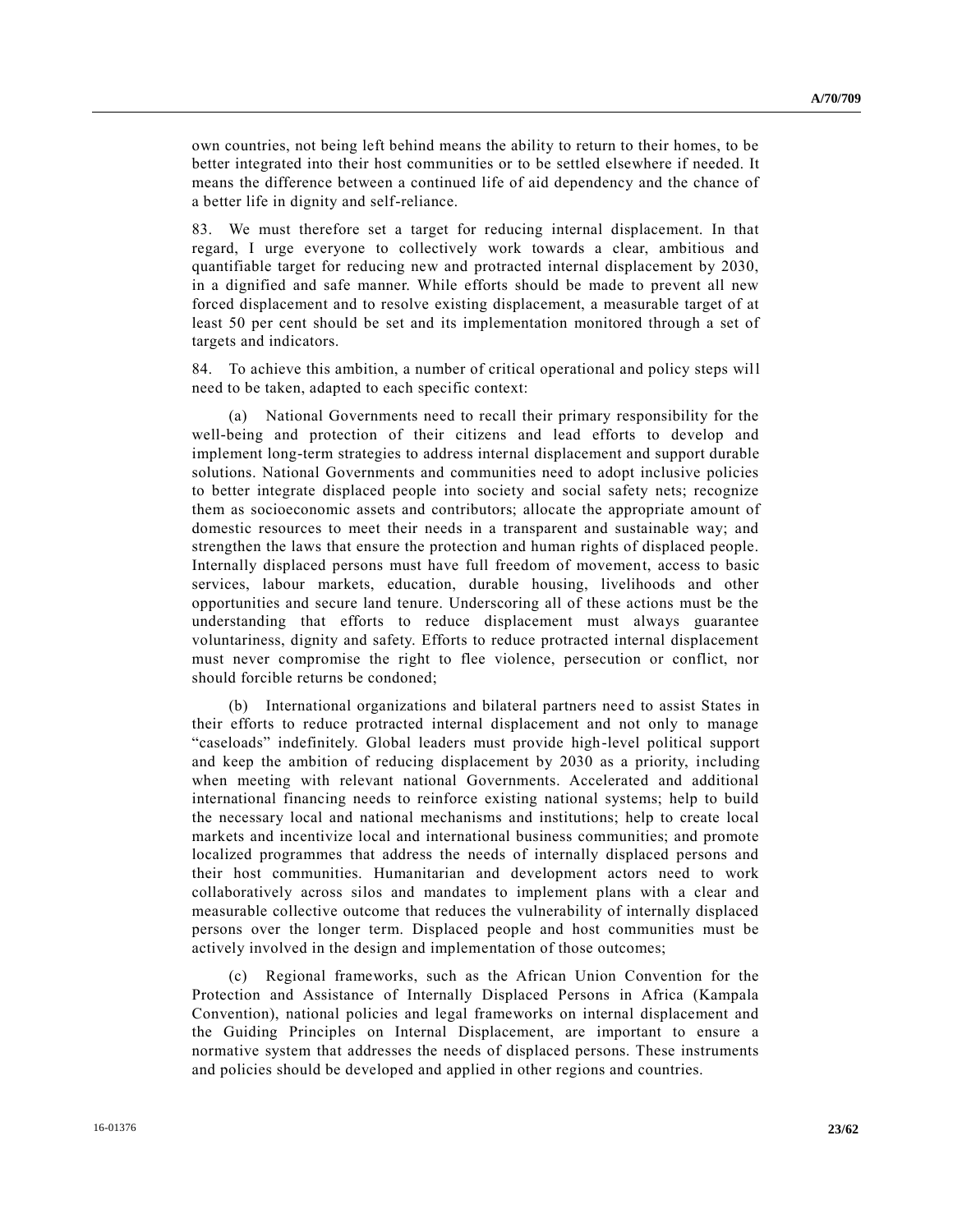own countries, not being left behind means the ability to return to their homes, to be better integrated into their host communities or to be settled elsewhere if needed. It means the difference between a continued life of aid dependency and the chance of a better life in dignity and self-reliance.

83. We must therefore set a target for reducing internal displacement. In that regard, I urge everyone to collectively work towards a clear, ambitious and quantifiable target for reducing new and protracted internal displacement by 2030, in a dignified and safe manner. While efforts should be made to prevent all new forced displacement and to resolve existing displacement, a measurable target of at least 50 per cent should be set and its implementation monitored through a set of targets and indicators.

84. To achieve this ambition, a number of critical operational and policy steps will need to be taken, adapted to each specific context:

(a) National Governments need to recall their primary responsibility for the well-being and protection of their citizens and lead efforts to develop and implement long-term strategies to address internal displacement and support durable solutions. National Governments and communities need to adopt inclusive policies to better integrate displaced people into society and social safety nets; recognize them as socioeconomic assets and contributors; allocate the appropriate amount of domestic resources to meet their needs in a transparent and sustainable way; and strengthen the laws that ensure the protection and human rights of displaced people. Internally displaced persons must have full freedom of movement, access to basic services, labour markets, education, durable housing, livelihoods and other opportunities and secure land tenure. Underscoring all of these actions must be the understanding that efforts to reduce displacement must always guarantee voluntariness, dignity and safety. Efforts to reduce protracted internal displacement must never compromise the right to flee violence, persecution or conflict, nor should forcible returns be condoned;

(b) International organizations and bilateral partners need to assist States in their efforts to reduce protracted internal displacement and not only to manage "caseloads" indefinitely. Global leaders must provide high-level political support and keep the ambition of reducing displacement by 2030 as a priority, including when meeting with relevant national Governments. Accelerated and additional international financing needs to reinforce existing national systems; help to build the necessary local and national mechanisms and institutions; help to create local markets and incentivize local and international business communities; and promote localized programmes that address the needs of internally displaced persons and their host communities. Humanitarian and development actors need to work collaboratively across silos and mandates to implement plans with a clear and measurable collective outcome that reduces the vulnerability of internally displaced persons over the longer term. Displaced people and host communities must be actively involved in the design and implementation of those outcomes;

(c) Regional frameworks, such as the African Union Convention for the Protection and Assistance of Internally Displaced Persons in Africa (Kampala Convention), national policies and legal frameworks on internal displacement and the Guiding Principles on Internal Displacement, are important to ensure a normative system that addresses the needs of displaced persons. These instruments and policies should be developed and applied in other regions and countries.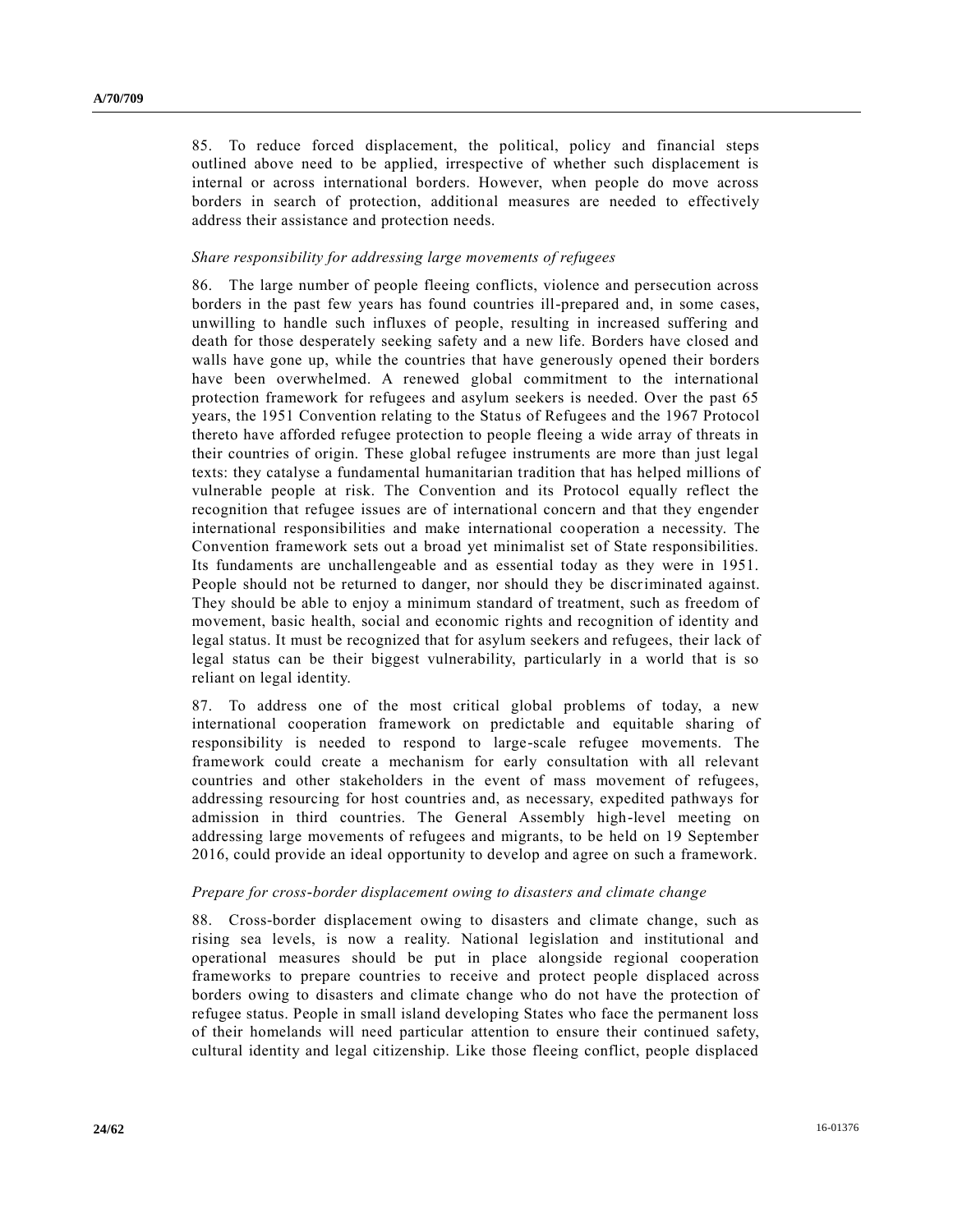85. To reduce forced displacement, the political, policy and financial steps outlined above need to be applied, irrespective of whether such displacement is internal or across international borders. However, when people do move across borders in search of protection, additional measures are needed to effectively address their assistance and protection needs.

*Share responsibility for addressing large movements of refugees*

86. The large number of people fleeing conflicts, violence and persecution across borders in the past few years has found countries ill-prepared and, in some cases, unwilling to handle such influxes of people, resulting in increased suffering and death for those desperately seeking safety and a new life. Borders have closed and walls have gone up, while the countries that have generously opened their borders have been overwhelmed. A renewed global commitment to the international protection framework for refugees and asylum seekers is needed. Over the past 65 years, the 1951 Convention relating to the Status of Refugees and the 1967 Protocol thereto have afforded refugee protection to people fleeing a wide array of threats in their countries of origin. These global refugee instruments are more than just legal texts: they catalyse a fundamental humanitarian tradition that has helped millions of vulnerable people at risk. The Convention and its Protocol equally reflect the recognition that refugee issues are of international concern and that they engender international responsibilities and make international cooperation a necessity. The Convention framework sets out a broad yet minimalist set of State responsibilities. Its fundaments are unchallengeable and as essential today as they were in 1951. People should not be returned to danger, nor should they be discriminated against. They should be able to enjoy a minimum standard of treatment, such as freedom of movement, basic health, social and economic rights and recognition of identity and legal status. It must be recognized that for asylum seekers and refugees, their lack of legal status can be their biggest vulnerability, particularly in a world that is so reliant on legal identity.

87. To address one of the most critical global problems of today, a new international cooperation framework on predictable and equitable sharing of responsibility is needed to respond to large-scale refugee movements. The framework could create a mechanism for early consultation with all relevant countries and other stakeholders in the event of mass movement of refugees, addressing resourcing for host countries and, as necessary, expedited pathways for admission in third countries. The General Assembly high-level meeting on addressing large movements of refugees and migrants, to be held on 19 September 2016, could provide an ideal opportunity to develop and agree on such a framework.

*Prepare for cross-border displacement owing to disasters and climate change*

88. Cross-border displacement owing to disasters and climate change, such as rising sea levels, is now a reality. National legislation and institutional and operational measures should be put in place alongside regional cooperation frameworks to prepare countries to receive and protect people displaced across borders owing to disasters and climate change who do not have the protection of refugee status. People in small island developing States who face the permanent loss of their homelands will need particular attention to ensure their continued safety, cultural identity and legal citizenship. Like those fleeing conflict, people displaced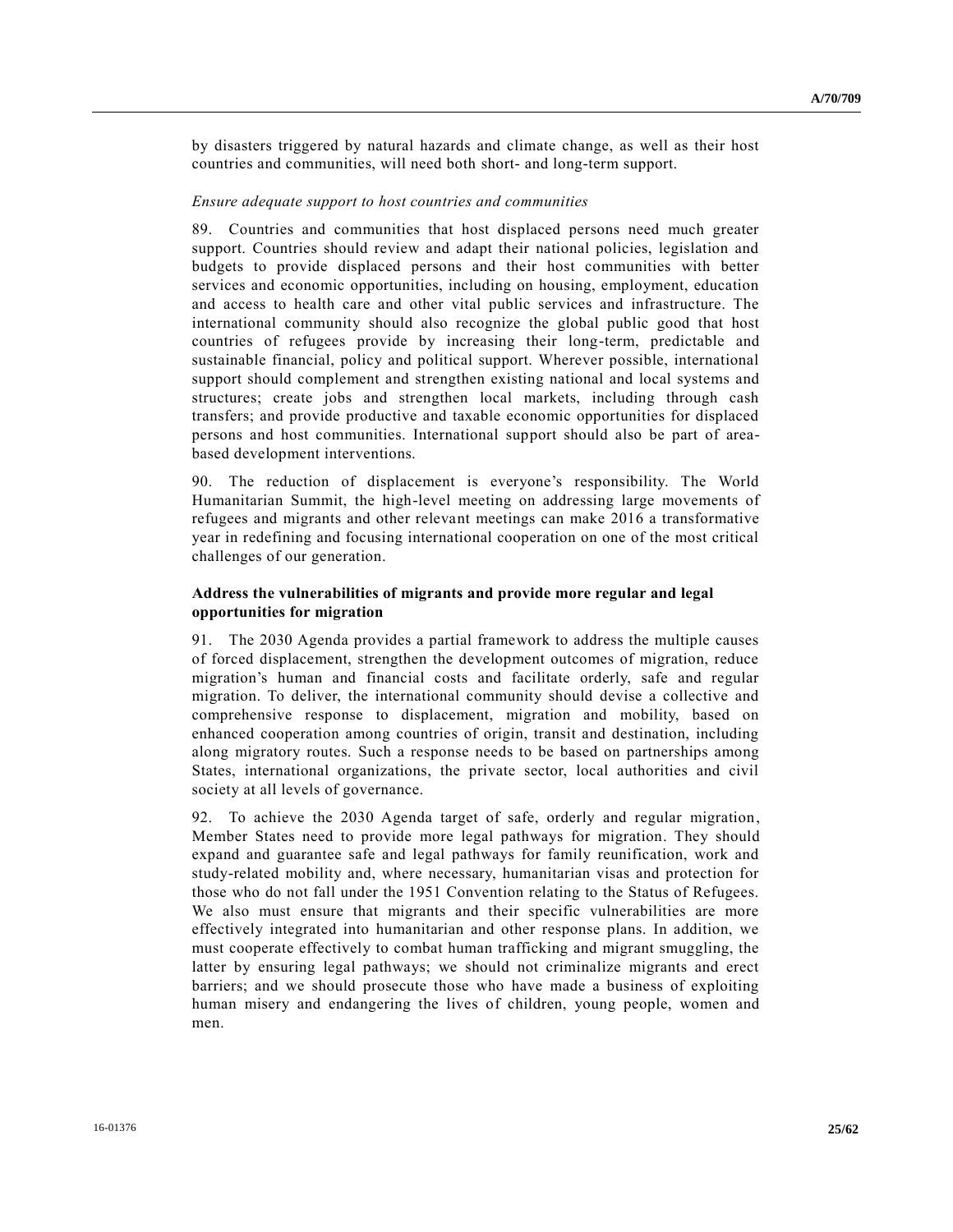by disasters triggered by natural hazards and climate change, as well as their host countries and communities, will need both short- and long-term support.

*Ensure adequate support to host countries and communities*

89. Countries and communities that host displaced persons need much greater support. Countries should review and adapt their national policies, legislation and budgets to provide displaced persons and their host communities with better services and economic opportunities, including on housing, employment, education and access to health care and other vital public services and infrastructure. The international community should also recognize the global public good that host countries of refugees provide by increasing their long-term, predictable and sustainable financial, policy and political support. Wherever possible, international support should complement and strengthen existing national and local systems and structures; create jobs and strengthen local markets, including through cash transfers; and provide productive and taxable economic opportunities for displaced persons and host communities. International support should also be part of area-based development interventions.

90. The reduction of displacement is everyone's responsibility. The World Humanitarian Summit, the high-level meeting on addressing large movements of refugees and migrants and other relevant meetings can make 2016 a transformative year in redefining and focusing international cooperation on one of the most critical challenges of our generation.

**Address the vulnerabilities of migrants and provide more regular and legal opportunities for migration**

91. The 2030 Agenda provides a partial framework to address the multiple causes of forced displacement, strengthen the development outcomes of migration, reduce migration's human and financial costs and facilitate orderly, safe and regular migration. To deliver, the international community should devise a collective and comprehensive response to displacement, migration and mobility, based on enhanced cooperation among countries of origin, transit and destination, including along migratory routes. Such a response needs to be based on partnerships among States, international organizations, the private sector, local authorities and civil society at all levels of governance.

92. To achieve the 2030 Agenda target of safe, orderly and regular migration, Member States need to provide more legal pathways for migration. They should expand and guarantee safe and legal pathways for family reunification, work and study-related mobility and, where necessary, humanitarian visas and protection for those who do not fall under the 1951 Convention relating to the Status of Refugees. We also must ensure that migrants and their specific vulnerabilities are more effectively integrated into humanitarian and other response plans. In addition, we must cooperate effectively to combat human trafficking and migrant smuggling, the latter by ensuring legal pathways; we should not criminalize migrants and erect barriers; and we should prosecute those who have made a business of exploiting human misery and endangering the lives of children, young people, women and men.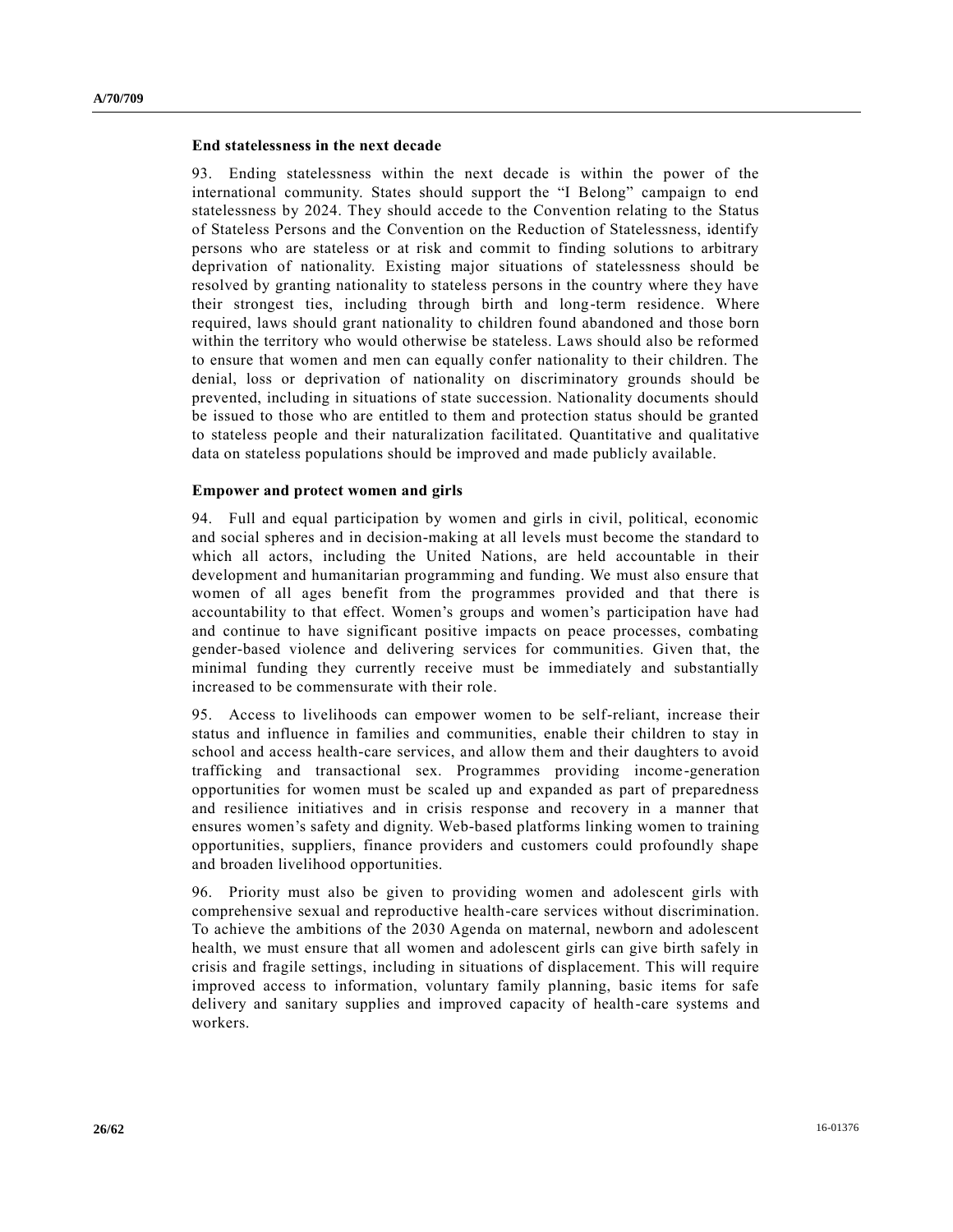**End statelessness in the next decade**

93. Ending statelessness within the next decade is within the power of the international community. States should support the "I Belong" campaign to end statelessness by 2024. They should accede to the Convention relating to the Status of Stateless Persons and the Convention on the Reduction of Statelessness, identify persons who are stateless or at risk and commit to finding solutions to arbitrary deprivation of nationality. Existing major situations of statelessness should be resolved by granting nationality to stateless persons in the country where they have their strongest ties, including through birth and long-term residence. Where required, laws should grant nationality to children found abandoned and those born within the territory who would otherwise be stateless. Laws should also be reformed to ensure that women and men can equally confer nationality to their children. The denial, loss or deprivation of nationality on discriminatory grounds should be prevented, including in situations of state succession. Nationality documents should be issued to those who are entitled to them and protection status should be granted to stateless people and their naturalization facilitated. Quantitative and qualitative data on stateless populations should be improved and made publicly available.

**Empower and protect women and girls**

94. Full and equal participation by women and girls in civil, political, economic and social spheres and in decision-making at all levels must become the standard to which all actors, including the United Nations, are held accountable in their development and humanitarian programming and funding. We must also ensure that women of all ages benefit from the programmes provided and that there is accountability to that effect. Women's groups and women's participation have had and continue to have significant positive impacts on peace processes, combating gender-based violence and delivering services for communities. Given that, the minimal funding they currently receive must be immediately and substantially increased to be commensurate with their role.

95. Access to livelihoods can empower women to be self-reliant, increase their status and influence in families and communities, enable their children to stay in school and access health-care services, and allow them and their daughters to avoid trafficking and transactional sex. Programmes providing income-generation opportunities for women must be scaled up and expanded as part of preparedness and resilience initiatives and in crisis response and recovery in a manner that ensures women's safety and dignity. Web-based platforms linking women to training opportunities, suppliers, finance providers and customers could profoundly shape and broaden livelihood opportunities.

96. Priority must also be given to providing women and adolescent girls with comprehensive sexual and reproductive health-care services without discrimination. To achieve the ambitions of the 2030 Agenda on maternal, newborn and adolescent health, we must ensure that all women and adolescent girls can give birth safely in crisis and fragile settings, including in situations of displacement. This will require improved access to information, voluntary family planning, basic items for safe delivery and sanitary supplies and improved capacity of health-care systems and workers.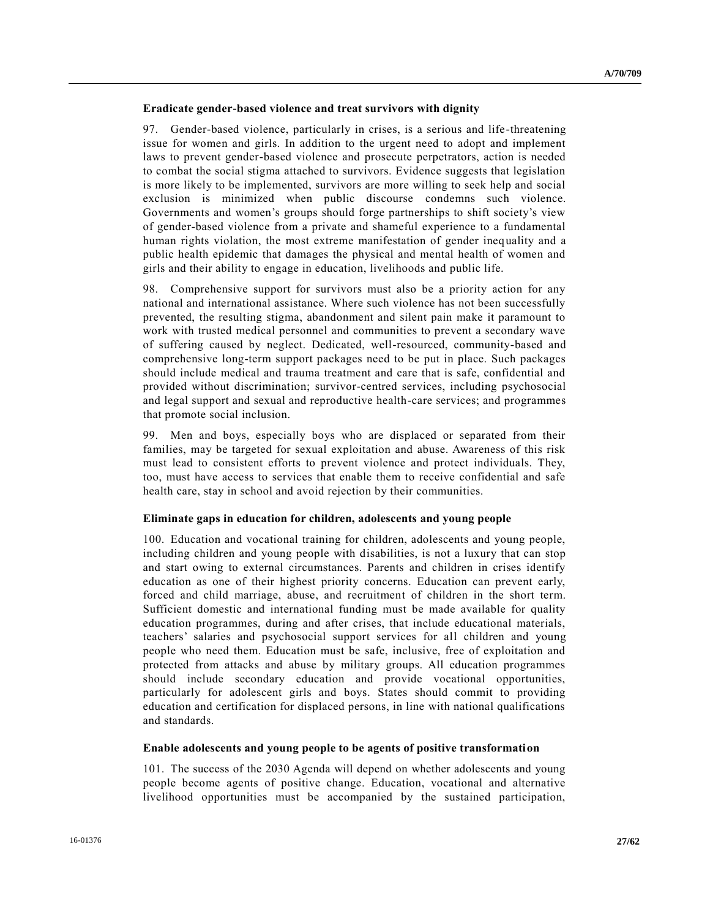### Eradicate gender-based violence and treat survivors with dignity

97. Gender-based violence, particularly in crises, is a serious and life-threatening issue for women and girls. In addition to the urgent need to adopt and implement laws to prevent gender-based violence and prosecute perpetrators, action is needed to combat the social stigma attached to survivors. Evidence suggests that legislation is more likely to be implemented, survivors are more willing to seek help and social exclusion is minimized when public discourse condemns such violence. Governments and women's groups should forge partnerships to shift society's view of gender-based violence from a private and shameful experience to a fundamental human rights violation, the most extreme manifestation of gender inequality and a public health epidemic that damages the physical and mental health of women and girls and their ability to engage in education, livelihoods and public life.

98. Comprehensive support for survivors must also be a priority action for any national and international assistance. Where such violence has not been successfully prevented, the resulting stigma, abandonment and silent pain make it paramount to work with trusted medical personnel and communities to prevent a secondary wave of suffering caused by neglect. Dedicated, well-resourced, community-based and comprehensive long-term support packages need to be put in place. Such packages should include medical and trauma treatment and care that is safe, confidential and provided without discrimination; survivor-centred services, including psychosocial and legal support and sexual and reproductive health-care services; and programmes that promote social inclusion.

99. Men and boys, especially boys who are displaced or separated from their families, may be targeted for sexual exploitation and abuse. Awareness of this risk must lead to consistent efforts to prevent violence and protect individuals. They, too, must have access to services that enable them to receive confidential and safe health care, stay in school and avoid rejection by their communities.

### Eliminate gaps in education for children, adolescents and young people

100. Education and vocational training for children, adolescents and young people, including children and young people with disabilities, is not a luxury that can stop and start owing to external circumstances. Parents and children in crises identify education as one of their highest priority concerns. Education can prevent early, forced and child marriage, abuse, and recruitment of children in the short term. Sufficient domestic and international funding must be made available for quality education programmes, during and after crises, that include educational materials, teachers' salaries and psychosocial support services for all children and young people who need them. Education must be safe, inclusive, free of exploitation and protected from attacks and abuse by military groups. All education programmes should include secondary education and provide vocational opportunities, particularly for adolescent girls and boys. States should commit to providing education and certification for displaced persons, in line with national qualifications and standards.

### Enable adolescents and young people to be agents of positive transformation

101. The success of the 2030 Agenda will depend on whether adolescents and young people become agents of positive change. Education, vocational and alternative livelihood opportunities must be accompanied by the sustained participation,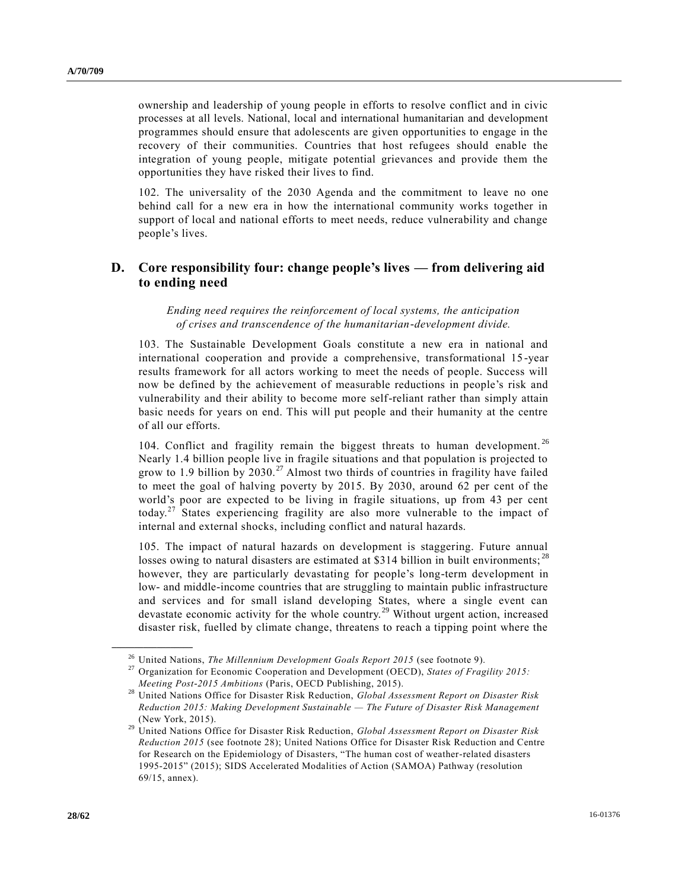ownership and leadership of young people in efforts to resolve conflict and in civic processes at all levels. National, local and international humanitarian and development programmes should ensure that adolescents are given opportunities to engage in the recovery of their communities. Countries that host refugees should enable the integration of young people, mitigate potential grievances and provide them the opportunities they have risked their lives to find.

102. The universality of the 2030 Agenda and the commitment to leave no one behind call for a new era in how the international community works together in support of local and national efforts to meet needs, reduce vulnerability and change people's lives.

## D. Core responsibility four: change people's lives — from delivering aid to ending need

*Ending need requires the reinforcement of local systems, the anticipation of crises and transcendence of the humanitarian-development divide.*

103. The Sustainable Development Goals constitute a new era in national and international cooperation and provide a comprehensive, transformational 15-year results framework for all actors working to meet the needs of people. Success will now be defined by the achievement of measurable reductions in people's risk and vulnerability and their ability to become more self-reliant rather than simply attain basic needs for years on end. This will put people and their humanity at the centre of all our efforts.

104. Conflict and fragility remain the biggest threats to human development.[26] Nearly 1.4 billion people live in fragile situations and that population is projected to grow to 1.9 billion by 2030.[27] Almost two thirds of countries in fragility have failed to meet the goal of halving poverty by 2015. By 2030, around 62 per cent of the world's poor are expected to be living in fragile situations, up from 43 per cent today.[27] States experiencing fragility are also more vulnerable to the impact of internal and external shocks, including conflict and natural hazards.

105. The impact of natural hazards on development is staggering. Future annual losses owing to natural disasters are estimated at $314 billion in built environments;[28] however, they are particularly devastating for people's long-term development in low- and middle-income countries that are struggling to maintain public infrastructure and services and for small island developing States, where a single event can devastate economic activity for the whole country.[29] Without urgent action, increased disaster risk, fuelled by climate change, threatens to reach a tipping point where the

---

[26] United Nations, *The Millennium Development Goals Report 2015* (see footnote 9).

[27] Organization for Economic Cooperation and Development (OECD), *States of Fragility 2015: Meeting Post-2015 Ambitions* (Paris, OECD Publishing, 2015).

[28] United Nations Office for Disaster Risk Reduction, *Global Assessment Report on Disaster Risk Reduction 2015: Making Development Sustainable — The Future of Disaster Risk Management* (New York, 2015).

[29] United Nations Office for Disaster Risk Reduction, *Global Assessment Report on Disaster Risk Reduction 2015* (see footnote 28); United Nations Office for Disaster Risk Reduction and Centre for Research on the Epidemiology of Disasters, "The human cost of weather-related disasters 1995-2015" (2015); SIDS Accelerated Modalities of Action (SAMOA) Pathway (resolution 69/15, annex).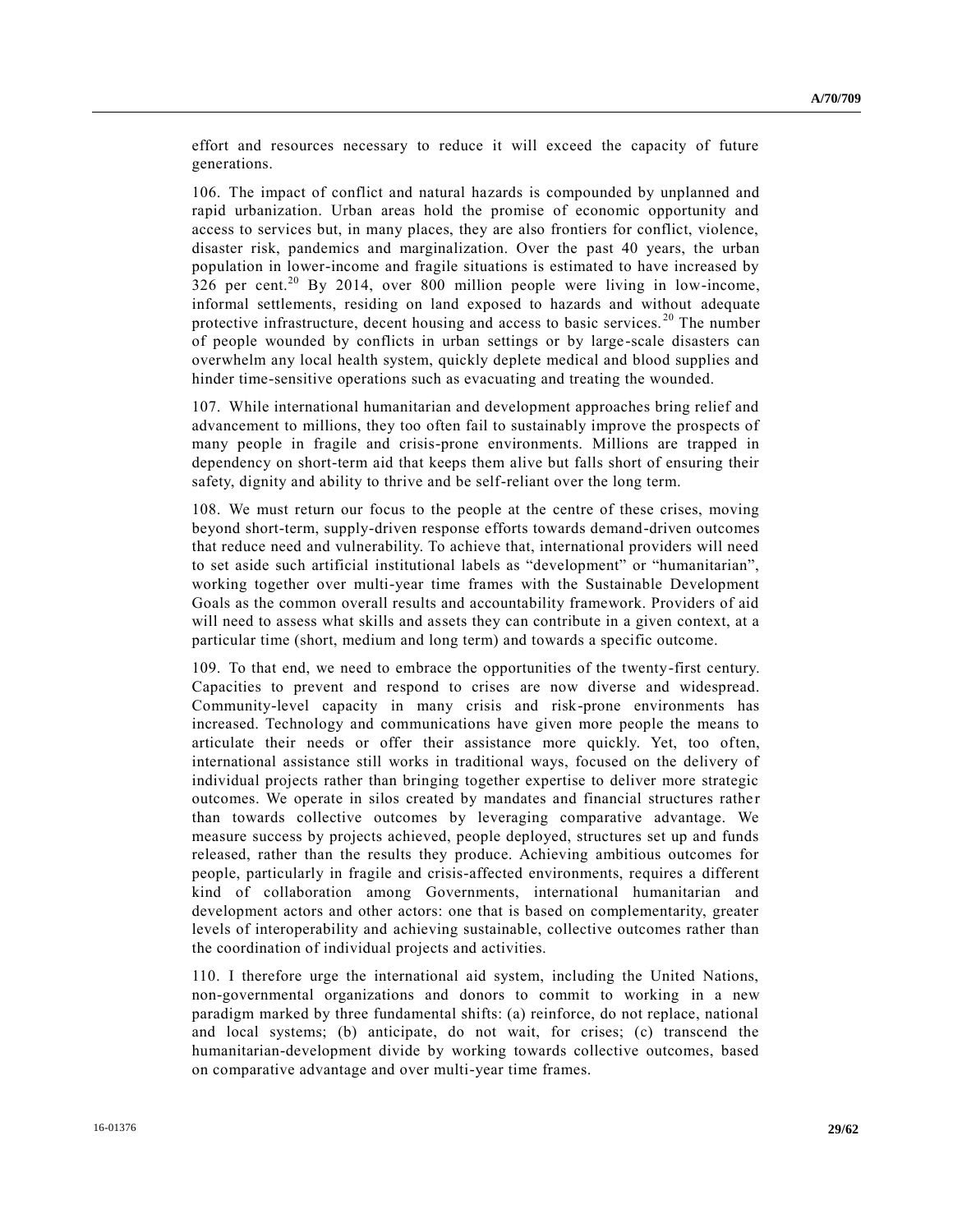effort and resources necessary to reduce it will exceed the capacity of future generations.

106. The impact of conflict and natural hazards is compounded by unplanned and rapid urbanization. Urban areas hold the promise of economic opportunity and access to services but, in many places, they are also frontiers for conflict, violence, disaster risk, pandemics and marginalization. Over the past 40 years, the urban population in lower-income and fragile situations is estimated to have increased by 326 per cent.[20] By 2014, over 800 million people were living in low-income, informal settlements, residing on land exposed to hazards and without adequate protective infrastructure, decent housing and access to basic services.[20] The number of people wounded by conflicts in urban settings or by large-scale disasters can overwhelm any local health system, quickly deplete medical and blood supplies and hinder time-sensitive operations such as evacuating and treating the wounded.

107. While international humanitarian and development approaches bring relief and advancement to millions, they too often fail to sustainably improve the prospects of many people in fragile and crisis-prone environments. Millions are trapped in dependency on short-term aid that keeps them alive but falls short of ensuring their safety, dignity and ability to thrive and be self-reliant over the long term.

108. We must return our focus to the people at the centre of these crises, moving beyond short-term, supply-driven response efforts towards demand-driven outcomes that reduce need and vulnerability. To achieve that, international providers will need to set aside such artificial institutional labels as "development" or "humanitarian", working together over multi-year time frames with the Sustainable Development Goals as the common overall results and accountability framework. Providers of aid will need to assess what skills and assets they can contribute in a given context, at a particular time (short, medium and long term) and towards a specific outcome.

109. To that end, we need to embrace the opportunities of the twenty-first century. Capacities to prevent and respond to crises are now diverse and widespread. Community-level capacity in many crisis and risk-prone environments has increased. Technology and communications have given more people the means to articulate their needs or offer their assistance more quickly. Yet, too often, international assistance still works in traditional ways, focused on the delivery of individual projects rather than bringing together expertise to deliver more strategic outcomes. We operate in silos created by mandates and financial structures rather than towards collective outcomes by leveraging comparative advantage. We measure success by projects achieved, people deployed, structures set up and funds released, rather than the results they produce. Achieving ambitious outcomes for people, particularly in fragile and crisis-affected environments, requires a different kind of collaboration among Governments, international humanitarian and development actors and other actors: one that is based on complementarity, greater levels of interoperability and achieving sustainable, collective outcomes rather than the coordination of individual projects and activities.

110. I therefore urge the international aid system, including the United Nations, non-governmental organizations and donors to commit to working in a new paradigm marked by three fundamental shifts: (a) reinforce, do not replace, national and local systems; (b) anticipate, do not wait, for crises; (c) transcend the humanitarian-development divide by working towards collective outcomes, based on comparative advantage and over multi-year time frames.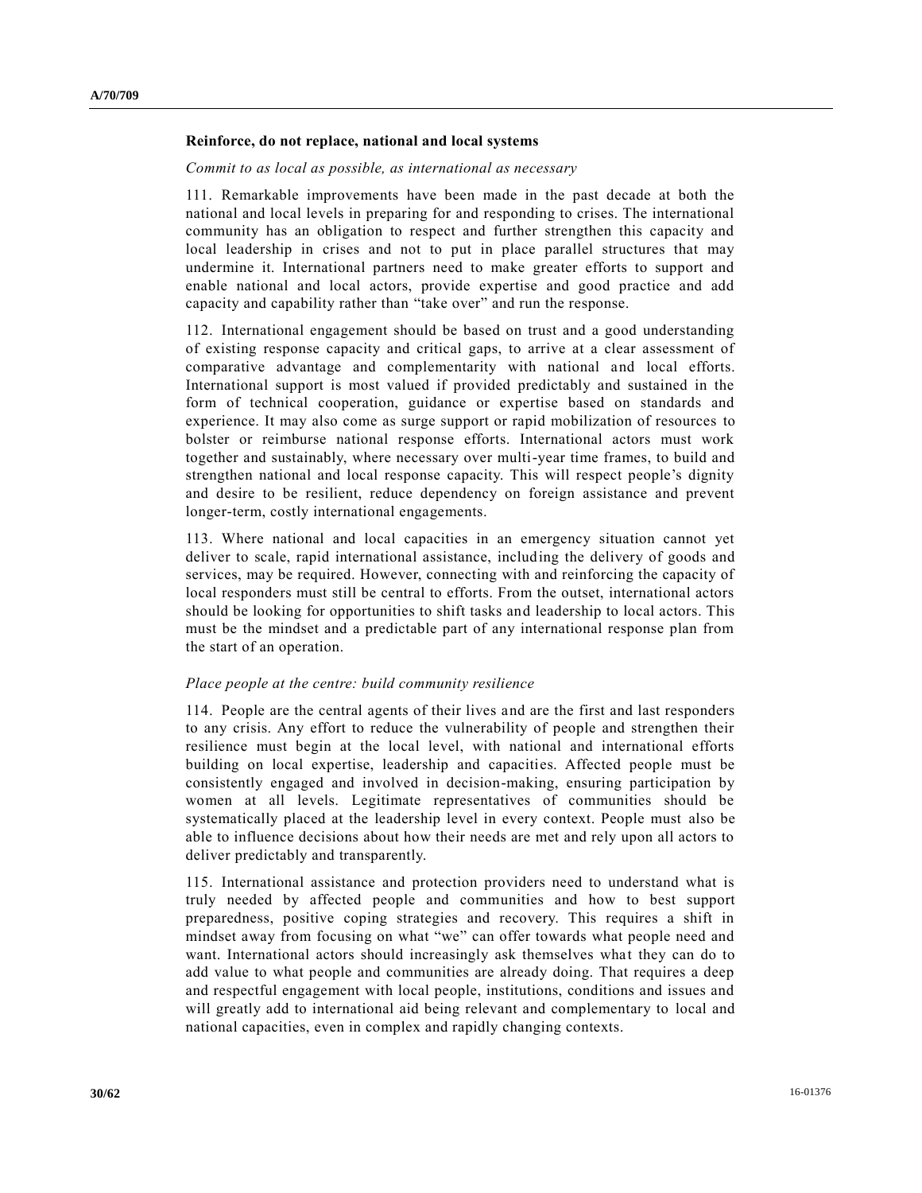**Reinforce, do not replace, national and local systems**

*Commit to as local as possible, as international as necessary*

111. Remarkable improvements have been made in the past decade at both the national and local levels in preparing for and responding to crises. The international community has an obligation to respect and further strengthen this capacity and local leadership in crises and not to put in place parallel structures that may undermine it. International partners need to make greater efforts to support and enable national and local actors, provide expertise and good practice and add capacity and capability rather than "take over" and run the response.

112. International engagement should be based on trust and a good understanding of existing response capacity and critical gaps, to arrive at a clear assessment of comparative advantage and complementarity with national and local efforts. International support is most valued if provided predictably and sustained in the form of technical cooperation, guidance or expertise based on standards and experience. It may also come as surge support or rapid mobilization of resources to bolster or reimburse national response efforts. International actors must work together and sustainably, where necessary over multi-year time frames, to build and strengthen national and local response capacity. This will respect people's dignity and desire to be resilient, reduce dependency on foreign assistance and prevent longer-term, costly international engagements.

113. Where national and local capacities in an emergency situation cannot yet deliver to scale, rapid international assistance, including the delivery of goods and services, may be required. However, connecting with and reinforcing the capacity of local responders must still be central to efforts. From the outset, international actors should be looking for opportunities to shift tasks and leadership to local actors. This must be the mindset and a predictable part of any international response plan from the start of an operation.

*Place people at the centre: build community resilience*

114. People are the central agents of their lives and are the first and last responders to any crisis. Any effort to reduce the vulnerability of people and strengthen their resilience must begin at the local level, with national and international efforts building on local expertise, leadership and capacities. Affected people must be consistently engaged and involved in decision-making, ensuring participation by women at all levels. Legitimate representatives of communities should be systematically placed at the leadership level in every context. People must also be able to influence decisions about how their needs are met and rely upon all actors to deliver predictably and transparently.

115. International assistance and protection providers need to understand what is truly needed by affected people and communities and how to best support preparedness, positive coping strategies and recovery. This requires a shift in mindset away from focusing on what "we" can offer towards what people need and want. International actors should increasingly ask themselves what they can do to add value to what people and communities are already doing. That requires a deep and respectful engagement with local people, institutions, conditions and issues and will greatly add to international aid being relevant and complementary to local and national capacities, even in complex and rapidly changing contexts.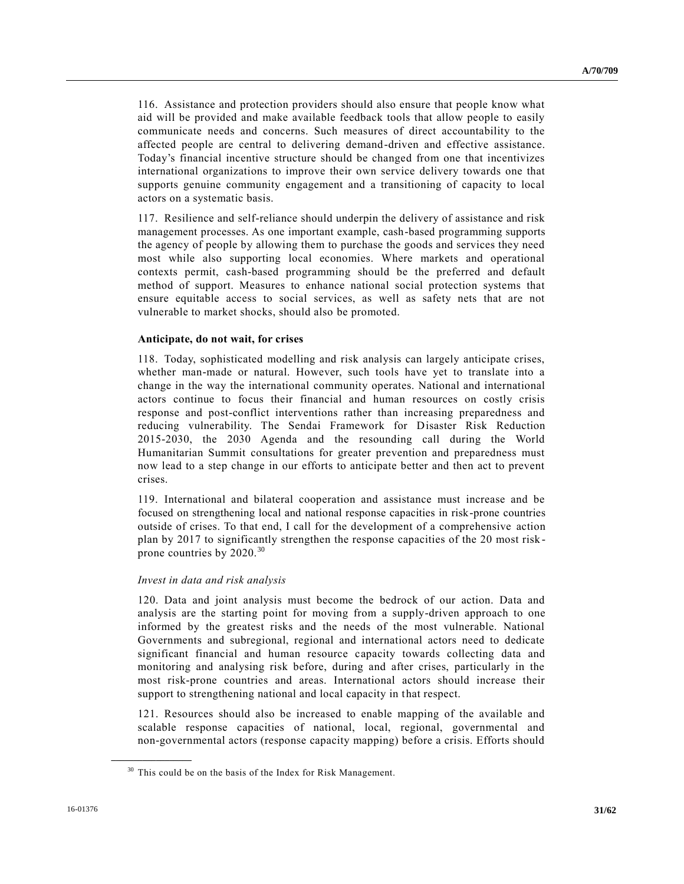116. Assistance and protection providers should also ensure that people know what aid will be provided and make available feedback tools that allow people to easily communicate needs and concerns. Such measures of direct accountability to the affected people are central to delivering demand-driven and effective assistance. Today's financial incentive structure should be changed from one that incentivizes international organizations to improve their own service delivery towards one that supports genuine community engagement and a transitioning of capacity to local actors on a systematic basis.

117. Resilience and self-reliance should underpin the delivery of assistance and risk management processes. As one important example, cash-based programming supports the agency of people by allowing them to purchase the goods and services they need most while also supporting local economies. Where markets and operational contexts permit, cash-based programming should be the preferred and default method of support. Measures to enhance national social protection systems that ensure equitable access to social services, as well as safety nets that are not vulnerable to market shocks, should also be promoted.

**Anticipate, do not wait, for crises**

118. Today, sophisticated modelling and risk analysis can largely anticipate crises, whether man-made or natural. However, such tools have yet to translate into a change in the way the international community operates. National and international actors continue to focus their financial and human resources on costly crisis response and post-conflict interventions rather than increasing preparedness and reducing vulnerability. The Sendai Framework for Disaster Risk Reduction 2015-2030, the 2030 Agenda and the resounding call during the World Humanitarian Summit consultations for greater prevention and preparedness must now lead to a step change in our efforts to anticipate better and then act to prevent crises.

119. International and bilateral cooperation and assistance must increase and be focused on strengthening local and national response capacities in risk-prone countries outside of crises. To that end, I call for the development of a comprehensive action plan by 2017 to significantly strengthen the response capacities of the 20 most risk-prone countries by 2020.[30]

*Invest in data and risk analysis*

120. Data and joint analysis must become the bedrock of our action. Data and analysis are the starting point for moving from a supply-driven approach to one informed by the greatest risks and the needs of the most vulnerable. National Governments and subregional, regional and international actors need to dedicate significant financial and human resource capacity towards collecting data and monitoring and analysing risk before, during and after crises, particularly in the most risk-prone countries and areas. International actors should increase their support to strengthening national and local capacity in that respect.

121. Resources should also be increased to enable mapping of the available and scalable response capacities of national, local, regional, governmental and non-governmental actors (response capacity mapping) before a crisis. Efforts should

[30] This could be on the basis of the Index for Risk Management.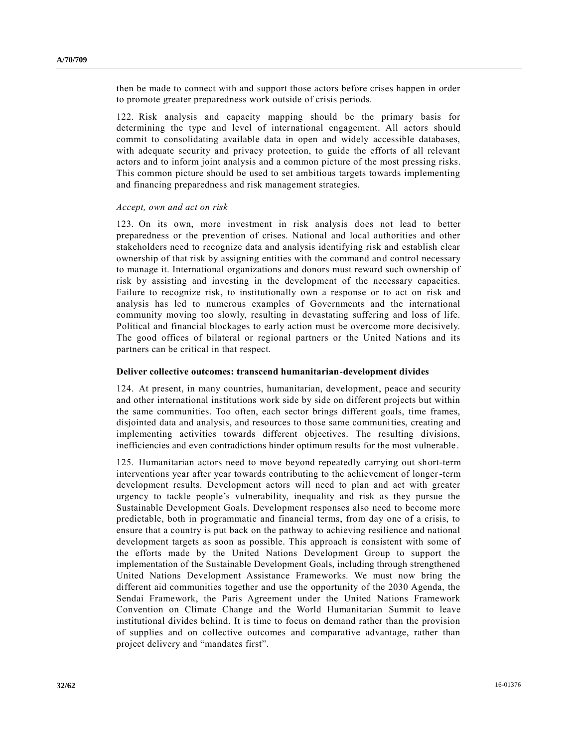then be made to connect with and support those actors before crises happen in order to promote greater preparedness work outside of crisis periods.

122. Risk analysis and capacity mapping should be the primary basis for determining the type and level of international engagement. All actors should commit to consolidating available data in open and widely accessible databases, with adequate security and privacy protection, to guide the efforts of all relevant actors and to inform joint analysis and a common picture of the most pressing risks. This common picture should be used to set ambitious targets towards implementing and financing preparedness and risk management strategies.

*Accept, own and act on risk*

123. On its own, more investment in risk analysis does not lead to better preparedness or the prevention of crises. National and local authorities and other stakeholders need to recognize data and analysis identifying risk and establish clear ownership of that risk by assigning entities with the command and control necessary to manage it. International organizations and donors must reward such ownership of risk by assisting and investing in the development of the necessary capacities. Failure to recognize risk, to institutionally own a response or to act on risk and analysis has led to numerous examples of Governments and the international community moving too slowly, resulting in devastating suffering and loss of life. Political and financial blockages to early action must be overcome more decisively. The good offices of bilateral or regional partners or the United Nations and its partners can be critical in that respect.

**Deliver collective outcomes: transcend humanitarian-development divides**

124. At present, in many countries, humanitarian, development, peace and security and other international institutions work side by side on different projects but within the same communities. Too often, each sector brings different goals, time frames, disjointed data and analysis, and resources to those same communities, creating and implementing activities towards different objectives. The resulting divisions, inefficiencies and even contradictions hinder optimum results for the most vulnerable.

125. Humanitarian actors need to move beyond repeatedly carrying out short-term interventions year after year towards contributing to the achievement of longer-term development results. Development actors will need to plan and act with greater urgency to tackle people's vulnerability, inequality and risk as they pursue the Sustainable Development Goals. Development responses also need to become more predictable, both in programmatic and financial terms, from day one of a crisis, to ensure that a country is put back on the pathway to achieving resilience and national development targets as soon as possible. This approach is consistent with some of the efforts made by the United Nations Development Group to support the implementation of the Sustainable Development Goals, including through strengthened United Nations Development Assistance Frameworks. We must now bring the different aid communities together and use the opportunity of the 2030 Agenda, the Sendai Framework, the Paris Agreement under the United Nations Framework Convention on Climate Change and the World Humanitarian Summit to leave institutional divides behind. It is time to focus on demand rather than the provision of supplies and on collective outcomes and comparative advantage, rather than project delivery and "mandates first".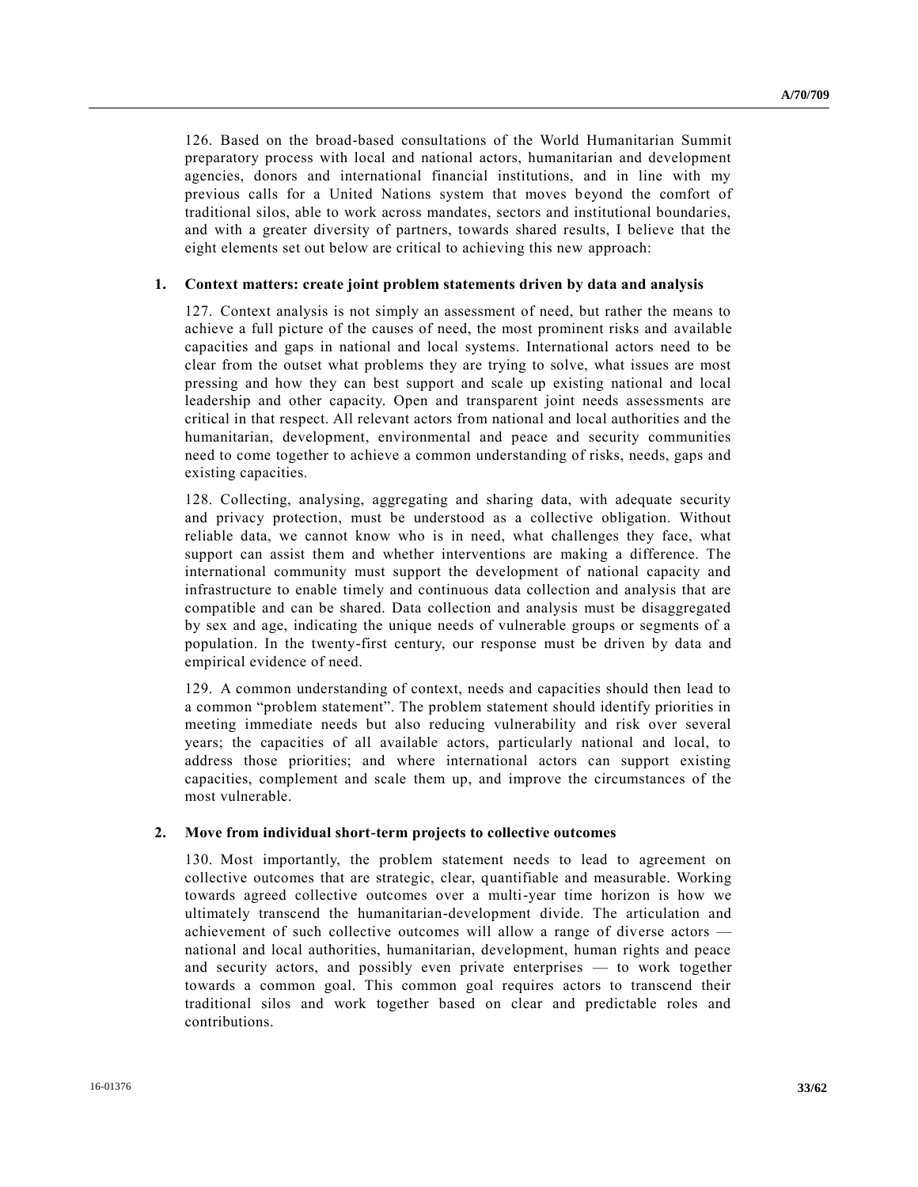126. Based on the broad-based consultations of the World Humanitarian Summit preparatory process with local and national actors, humanitarian and development agencies, donors and international financial institutions, and in line with my previous calls for a United Nations system that moves beyond the comfort of traditional silos, able to work across mandates, sectors and institutional boundaries, and with a greater diversity of partners, towards shared results, I believe that the eight elements set out below are critical to achieving this new approach:

### 1. Context matters: create joint problem statements driven by data and analysis

127. Context analysis is not simply an assessment of need, but rather the means to achieve a full picture of the causes of need, the most prominent risks and available capacities and gaps in national and local systems. International actors need to be clear from the outset what problems they are trying to solve, what issues are most pressing and how they can best support and scale up existing national and local leadership and other capacity. Open and transparent joint needs assessments are critical in that respect. All relevant actors from national and local authorities and the humanitarian, development, environmental and peace and security communities need to come together to achieve a common understanding of risks, needs, gaps and existing capacities.

128. Collecting, analysing, aggregating and sharing data, with adequate security and privacy protection, must be understood as a collective obligation. Without reliable data, we cannot know who is in need, what challenges they face, what support can assist them and whether interventions are making a difference. The international community must support the development of national capacity and infrastructure to enable timely and continuous data collection and analysis that are compatible and can be shared. Data collection and analysis must be disaggregated by sex and age, indicating the unique needs of vulnerable groups or segments of a population. In the twenty-first century, our response must be driven by data and empirical evidence of need.

129. A common understanding of context, needs and capacities should then lead to a common "problem statement". The problem statement should identify priorities in meeting immediate needs but also reducing vulnerability and risk over several years; the capacities of all available actors, particularly national and local, to address those priorities; and where international actors can support existing capacities, complement and scale them up, and improve the circumstances of the most vulnerable.

### 2. Move from individual short-term projects to collective outcomes

130. Most importantly, the problem statement needs to lead to agreement on collective outcomes that are strategic, clear, quantifiable and measurable. Working towards agreed collective outcomes over a multi-year time horizon is how we ultimately transcend the humanitarian-development divide. The articulation and achievement of such collective outcomes will allow a range of diverse actors — national and local authorities, humanitarian, development, human rights and peace and security actors, and possibly even private enterprises — to work together towards a common goal. This common goal requires actors to transcend their traditional silos and work together based on clear and predictable roles and contributions.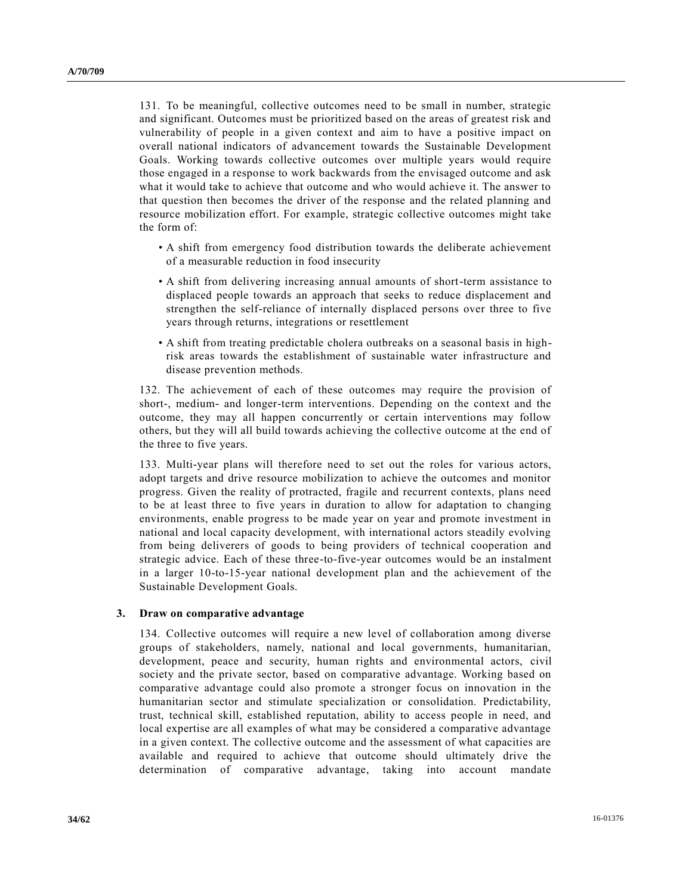131. To be meaningful, collective outcomes need to be small in number, strategic and significant. Outcomes must be prioritized based on the areas of greatest risk and vulnerability of people in a given context and aim to have a positive impact on overall national indicators of advancement towards the Sustainable Development Goals. Working towards collective outcomes over multiple years would require those engaged in a response to work backwards from the envisaged outcome and ask what it would take to achieve that outcome and who would achieve it. The answer to that question then becomes the driver of the response and the related planning and resource mobilization effort. For example, strategic collective outcomes might take the form of:

- A shift from emergency food distribution towards the deliberate achievement of a measurable reduction in food insecurity
- A shift from delivering increasing annual amounts of short-term assistance to displaced people towards an approach that seeks to reduce displacement and strengthen the self-reliance of internally displaced persons over three to five years through returns, integrations or resettlement
- A shift from treating predictable cholera outbreaks on a seasonal basis in high-risk areas towards the establishment of sustainable water infrastructure and disease prevention methods.

132. The achievement of each of these outcomes may require the provision of short-, medium- and longer-term interventions. Depending on the context and the outcome, they may all happen concurrently or certain interventions may follow others, but they will all build towards achieving the collective outcome at the end of the three to five years.

133. Multi-year plans will therefore need to set out the roles for various actors, adopt targets and drive resource mobilization to achieve the outcomes and monitor progress. Given the reality of protracted, fragile and recurrent contexts, plans need to be at least three to five years in duration to allow for adaptation to changing environments, enable progress to be made year on year and promote investment in national and local capacity development, with international actors steadily evolving from being deliverers of goods to being providers of technical cooperation and strategic advice. Each of these three-to-five-year outcomes would be an instalment in a larger 10-to-15-year national development plan and the achievement of the Sustainable Development Goals.

### 3. Draw on comparative advantage

134. Collective outcomes will require a new level of collaboration among diverse groups of stakeholders, namely, national and local governments, humanitarian, development, peace and security, human rights and environmental actors, civil society and the private sector, based on comparative advantage. Working based on comparative advantage could also promote a stronger focus on innovation in the humanitarian sector and stimulate specialization or consolidation. Predictability, trust, technical skill, established reputation, ability to access people in need, and local expertise are all examples of what may be considered a comparative advantage in a given context. The collective outcome and the assessment of what capacities are available and required to achieve that outcome should ultimately drive the determination of comparative advantage, taking into account mandate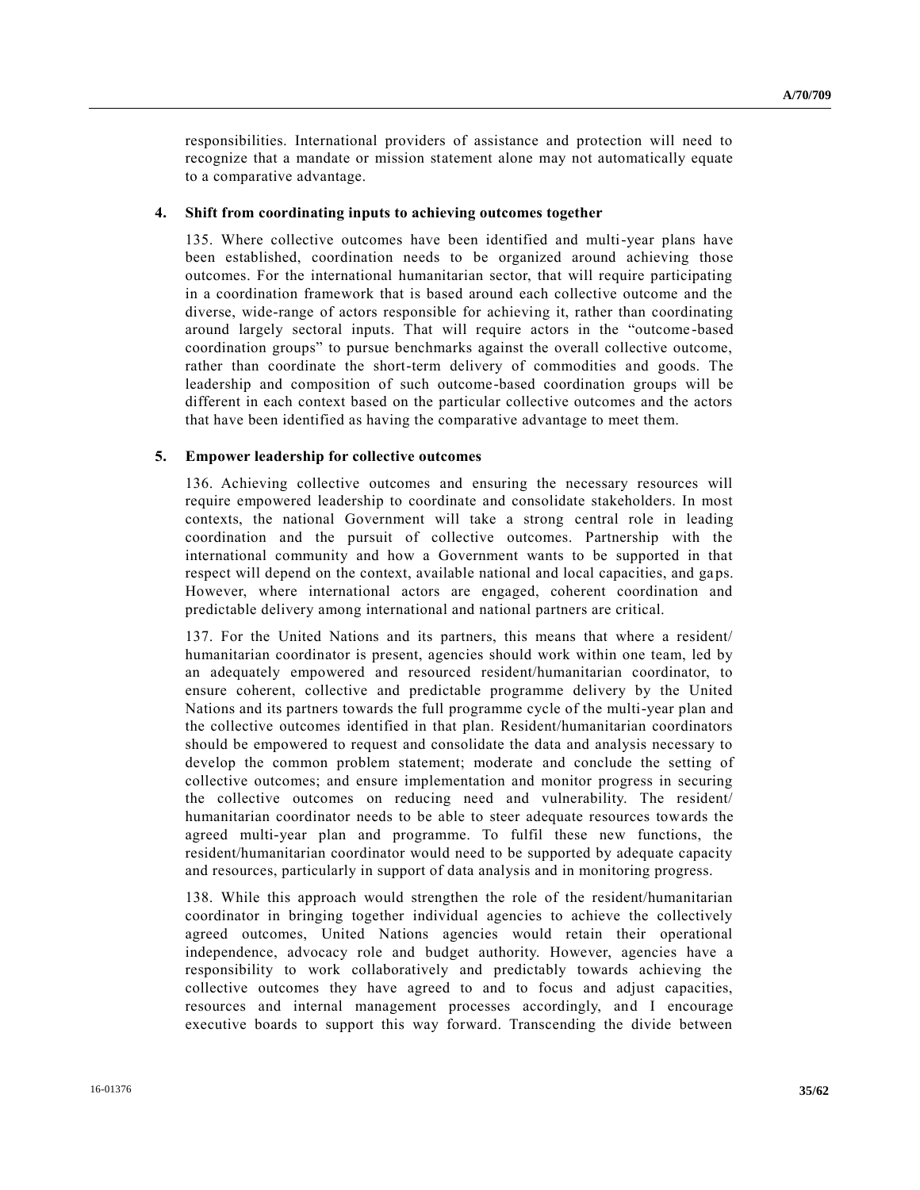responsibilities. International providers of assistance and protection will need to recognize that a mandate or mission statement alone may not automatically equate to a comparative advantage.

### 4. Shift from coordinating inputs to achieving outcomes together

135. Where collective outcomes have been identified and multi-year plans have been established, coordination needs to be organized around achieving those outcomes. For the international humanitarian sector, that will require participating in a coordination framework that is based around each collective outcome and the diverse, wide-range of actors responsible for achieving it, rather than coordinating around largely sectoral inputs. That will require actors in the "outcome-based coordination groups" to pursue benchmarks against the overall collective outcome, rather than coordinate the short-term delivery of commodities and goods. The leadership and composition of such outcome-based coordination groups will be different in each context based on the particular collective outcomes and the actors that have been identified as having the comparative advantage to meet them.

### 5. Empower leadership for collective outcomes

136. Achieving collective outcomes and ensuring the necessary resources will require empowered leadership to coordinate and consolidate stakeholders. In most contexts, the national Government will take a strong central role in leading coordination and the pursuit of collective outcomes. Partnership with the international community and how a Government wants to be supported in that respect will depend on the context, available national and local capacities, and gaps. However, where international actors are engaged, coherent coordination and predictable delivery among international and national partners are critical.

137. For the United Nations and its partners, this means that where a resident/humanitarian coordinator is present, agencies should work within one team, led by an adequately empowered and resourced resident/humanitarian coordinator, to ensure coherent, collective and predictable programme delivery by the United Nations and its partners towards the full programme cycle of the multi-year plan and the collective outcomes identified in that plan. Resident/humanitarian coordinators should be empowered to request and consolidate the data and analysis necessary to develop the common problem statement; moderate and conclude the setting of collective outcomes; and ensure implementation and monitor progress in securing the collective outcomes on reducing need and vulnerability. The resident/humanitarian coordinator needs to be able to steer adequate resources towards the agreed multi-year plan and programme. To fulfil these new functions, the resident/humanitarian coordinator would need to be supported by adequate capacity and resources, particularly in support of data analysis and in monitoring progress.

138. While this approach would strengthen the role of the resident/humanitarian coordinator in bringing together individual agencies to achieve the collectively agreed outcomes, United Nations agencies would retain their operational independence, advocacy role and budget authority. However, agencies have a responsibility to work collaboratively and predictably towards achieving the collective outcomes they have agreed to and to focus and adjust capacities, resources and internal management processes accordingly, and I encourage executive boards to support this way forward. Transcending the divide between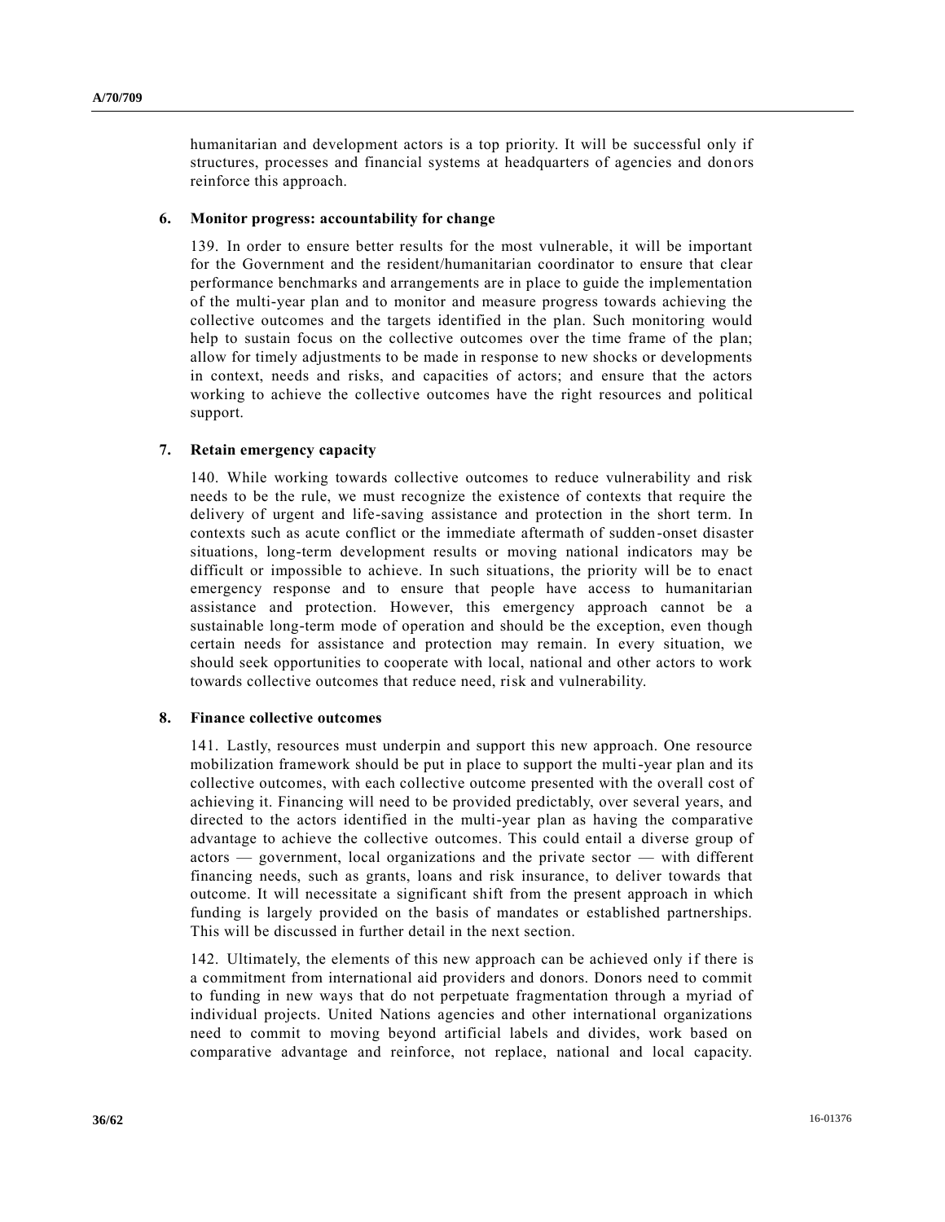humanitarian and development actors is a top priority. It will be successful only if structures, processes and financial systems at headquarters of agencies and donors reinforce this approach.

### 6. Monitor progress: accountability for change

139. In order to ensure better results for the most vulnerable, it will be important for the Government and the resident/humanitarian coordinator to ensure that clear performance benchmarks and arrangements are in place to guide the implementation of the multi-year plan and to monitor and measure progress towards achieving the collective outcomes and the targets identified in the plan. Such monitoring would help to sustain focus on the collective outcomes over the time frame of the plan; allow for timely adjustments to be made in response to new shocks or developments in context, needs and risks, and capacities of actors; and ensure that the actors working to achieve the collective outcomes have the right resources and political support.

### 7. Retain emergency capacity

140. While working towards collective outcomes to reduce vulnerability and risk needs to be the rule, we must recognize the existence of contexts that require the delivery of urgent and life-saving assistance and protection in the short term. In contexts such as acute conflict or the immediate aftermath of sudden-onset disaster situations, long-term development results or moving national indicators may be difficult or impossible to achieve. In such situations, the priority will be to enact emergency response and to ensure that people have access to humanitarian assistance and protection. However, this emergency approach cannot be a sustainable long-term mode of operation and should be the exception, even though certain needs for assistance and protection may remain. In every situation, we should seek opportunities to cooperate with local, national and other actors to work towards collective outcomes that reduce need, risk and vulnerability.

### 8. Finance collective outcomes

141. Lastly, resources must underpin and support this new approach. One resource mobilization framework should be put in place to support the multi-year plan and its collective outcomes, with each collective outcome presented with the overall cost of achieving it. Financing will need to be provided predictably, over several years, and directed to the actors identified in the multi-year plan as having the comparative advantage to achieve the collective outcomes. This could entail a diverse group of actors — government, local organizations and the private sector — with different financing needs, such as grants, loans and risk insurance, to deliver towards that outcome. It will necessitate a significant shift from the present approach in which funding is largely provided on the basis of mandates or established partnerships. This will be discussed in further detail in the next section.

142. Ultimately, the elements of this new approach can be achieved only if there is a commitment from international aid providers and donors. Donors need to commit to funding in new ways that do not perpetuate fragmentation through a myriad of individual projects. United Nations agencies and other international organizations need to commit to moving beyond artificial labels and divides, work based on comparative advantage and reinforce, not replace, national and local capacity.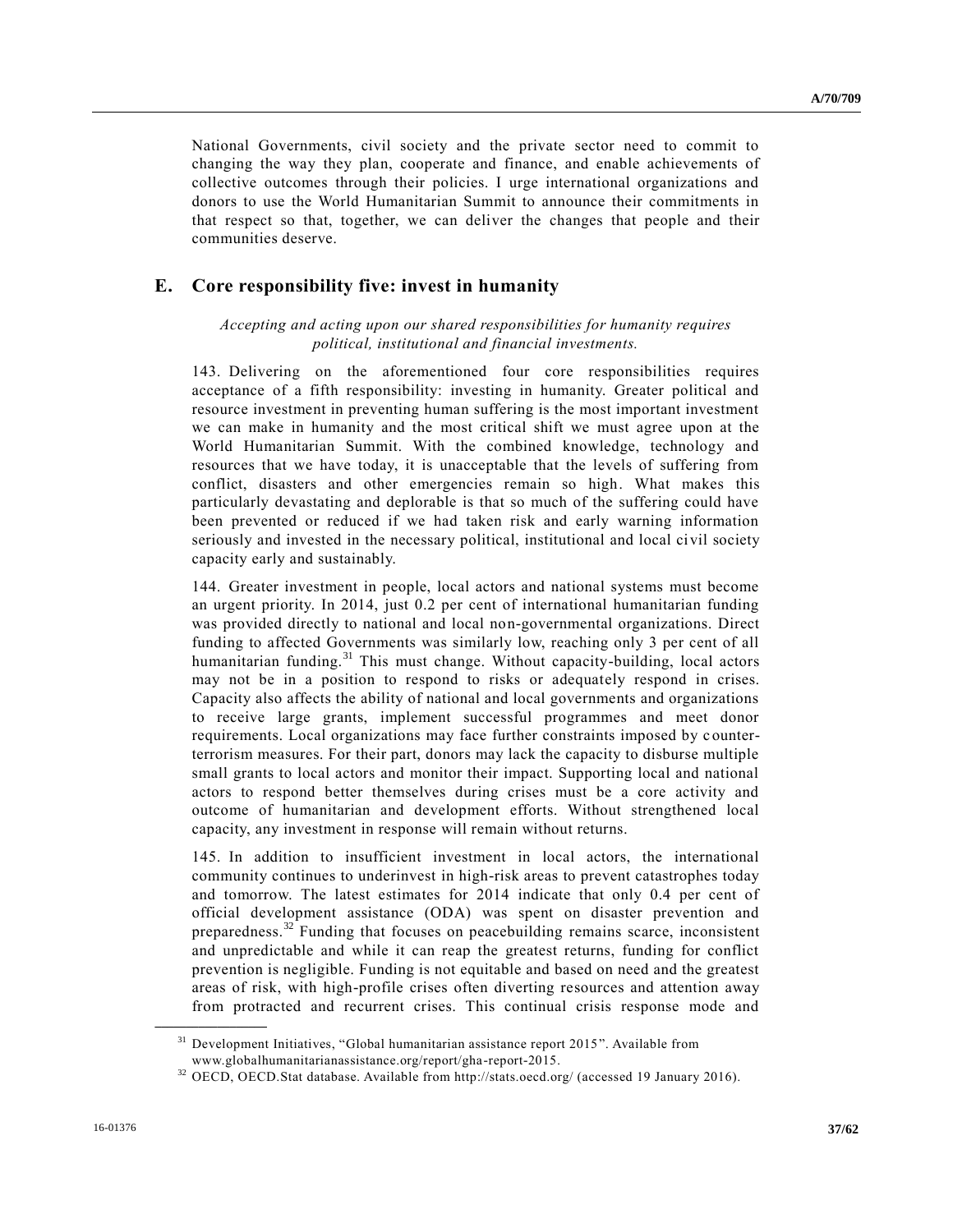National Governments, civil society and the private sector need to commit to changing the way they plan, cooperate and finance, and enable achievements of collective outcomes through their policies. I urge international organizations and donors to use the World Humanitarian Summit to announce their commitments in that respect so that, together, we can deliver the changes that people and their communities deserve.

## E. Core responsibility five: invest in humanity

*Accepting and acting upon our shared responsibilities for humanity requires political, institutional and financial investments.*

143. Delivering on the aforementioned four core responsibilities requires acceptance of a fifth responsibility: investing in humanity. Greater political and resource investment in preventing human suffering is the most important investment we can make in humanity and the most critical shift we must agree upon at the World Humanitarian Summit. With the combined knowledge, technology and resources that we have today, it is unacceptable that the levels of suffering from conflict, disasters and other emergencies remain so high. What makes this particularly devastating and deplorable is that so much of the suffering could have been prevented or reduced if we had taken risk and early warning information seriously and invested in the necessary political, institutional and local civil society capacity early and sustainably.

144. Greater investment in people, local actors and national systems must become an urgent priority. In 2014, just 0.2 per cent of international humanitarian funding was provided directly to national and local non-governmental organizations. Direct funding to affected Governments was similarly low, reaching only 3 per cent of all humanitarian funding.[31] This must change. Without capacity-building, local actors may not be in a position to respond to risks or adequately respond in crises. Capacity also affects the ability of national and local governments and organizations to receive large grants, implement successful programmes and meet donor requirements. Local organizations may face further constraints imposed by counter-terrorism measures. For their part, donors may lack the capacity to disburse multiple small grants to local actors and monitor their impact. Supporting local and national actors to respond better themselves during crises must be a core activity and outcome of humanitarian and development efforts. Without strengthened local capacity, any investment in response will remain without returns.

145. In addition to insufficient investment in local actors, the international community continues to underinvest in high-risk areas to prevent catastrophes today and tomorrow. The latest estimates for 2014 indicate that only 0.4 per cent of official development assistance (ODA) was spent on disaster prevention and preparedness.[32] Funding that focuses on peacebuilding remains scarce, inconsistent and unpredictable and while it can reap the greatest returns, funding for conflict prevention is negligible. Funding is not equitable and based on need and the greatest areas of risk, with high-profile crises often diverting resources and attention away from protracted and recurrent crises. This continual crisis response mode and

---

[31] Development Initiatives, "Global humanitarian assistance report 2015". Available from www.globalhumanitarianassistance.org/report/gha-report-2015.

[32] OECD, OECD.Stat database. Available from http://stats.oecd.org/ (accessed 19 January 2016).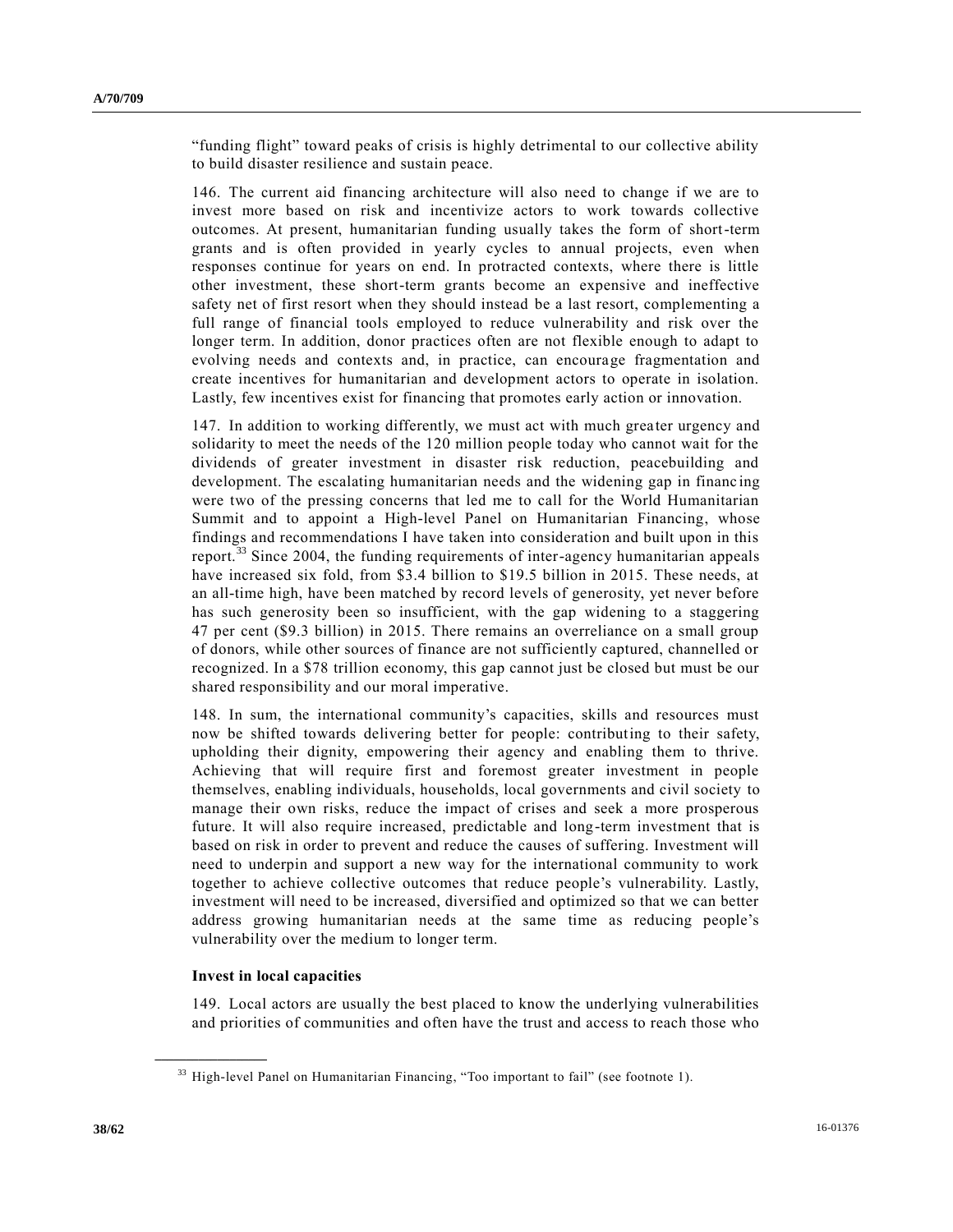"funding flight" toward peaks of crisis is highly detrimental to our collective ability to build disaster resilience and sustain peace.

146. The current aid financing architecture will also need to change if we are to invest more based on risk and incentivize actors to work towards collective outcomes. At present, humanitarian funding usually takes the form of short-term grants and is often provided in yearly cycles to annual projects, even when responses continue for years on end. In protracted contexts, where there is little other investment, these short-term grants become an expensive and ineffective safety net of first resort when they should instead be a last resort, complementing a full range of financial tools employed to reduce vulnerability and risk over the longer term. In addition, donor practices often are not flexible enough to adapt to evolving needs and contexts and, in practice, can encourage fragmentation and create incentives for humanitarian and development actors to operate in isolation. Lastly, few incentives exist for financing that promotes early action or innovation.

147. In addition to working differently, we must act with much greater urgency and solidarity to meet the needs of the 120 million people today who cannot wait for the dividends of greater investment in disaster risk reduction, peacebuilding and development. The escalating humanitarian needs and the widening gap in financing were two of the pressing concerns that led me to call for the World Humanitarian Summit and to appoint a High-level Panel on Humanitarian Financing, whose findings and recommendations I have taken into consideration and built upon in this report.[33] Since 2004, the funding requirements of inter-agency humanitarian appeals have increased six fold, from \$3.4 billion to \$19.5 billion in 2015. These needs, at an all-time high, have been matched by record levels of generosity, yet never before has such generosity been so insufficient, with the gap widening to a staggering 47 per cent (\$9.3 billion) in 2015. There remains an overreliance on a small group of donors, while other sources of finance are not sufficiently captured, channelled or recognized. In a \$78 trillion economy, this gap cannot just be closed but must be our shared responsibility and our moral imperative.

148. In sum, the international community's capacities, skills and resources must now be shifted towards delivering better for people: contributing to their safety, upholding their dignity, empowering their agency and enabling them to thrive. Achieving that will require first and foremost greater investment in people themselves, enabling individuals, households, local governments and civil society to manage their own risks, reduce the impact of crises and seek a more prosperous future. It will also require increased, predictable and long-term investment that is based on risk in order to prevent and reduce the causes of suffering. Investment will need to underpin and support a new way for the international community to work together to achieve collective outcomes that reduce people's vulnerability. Lastly, investment will need to be increased, diversified and optimized so that we can better address growing humanitarian needs at the same time as reducing people's vulnerability over the medium to longer term.

### Invest in local capacities

149. Local actors are usually the best placed to know the underlying vulnerabilities and priorities of communities and often have the trust and access to reach those who

---

[33] High-level Panel on Humanitarian Financing, "Too important to fail" (see footnote 1).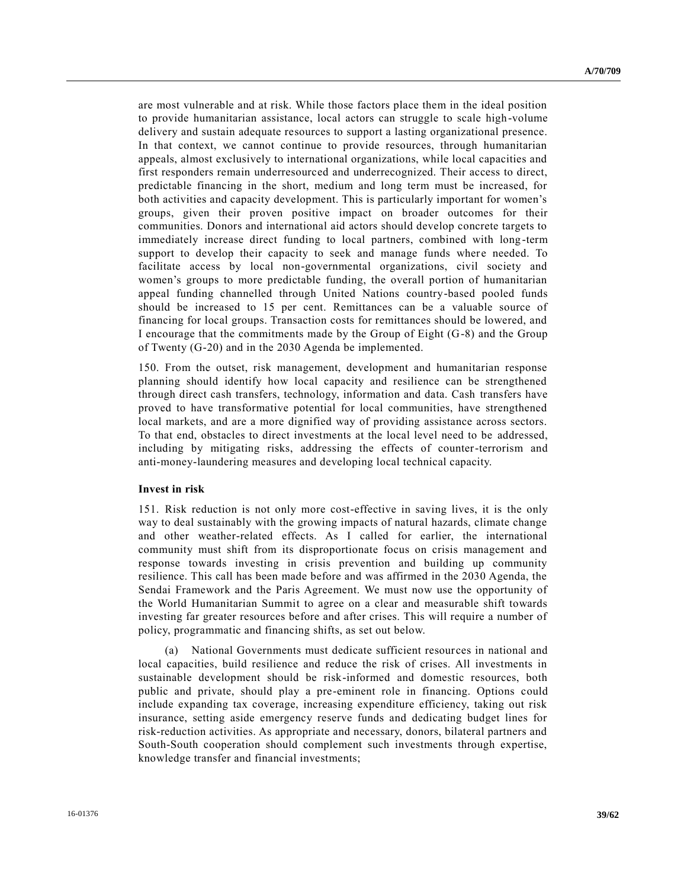are most vulnerable and at risk. While those factors place them in the ideal position to provide humanitarian assistance, local actors can struggle to scale high-volume delivery and sustain adequate resources to support a lasting organizational presence. In that context, we cannot continue to provide resources, through humanitarian appeals, almost exclusively to international organizations, while local capacities and first responders remain underresourced and underrecognized. Their access to direct, predictable financing in the short, medium and long term must be increased, for both activities and capacity development. This is particularly important for women's groups, given their proven positive impact on broader outcomes for their communities. Donors and international aid actors should develop concrete targets to immediately increase direct funding to local partners, combined with long-term support to develop their capacity to seek and manage funds where needed. To facilitate access by local non-governmental organizations, civil society and women's groups to more predictable funding, the overall portion of humanitarian appeal funding channelled through United Nations country-based pooled funds should be increased to 15 per cent. Remittances can be a valuable source of financing for local groups. Transaction costs for remittances should be lowered, and I encourage that the commitments made by the Group of Eight (G-8) and the Group of Twenty (G-20) and in the 2030 Agenda be implemented.

150. From the outset, risk management, development and humanitarian response planning should identify how local capacity and resilience can be strengthened through direct cash transfers, technology, information and data. Cash transfers have proved to have transformative potential for local communities, have strengthened local markets, and are a more dignified way of providing assistance across sectors. To that end, obstacles to direct investments at the local level need to be addressed, including by mitigating risks, addressing the effects of counter-terrorism and anti-money-laundering measures and developing local technical capacity.

**Invest in risk**

151. Risk reduction is not only more cost-effective in saving lives, it is the only way to deal sustainably with the growing impacts of natural hazards, climate change and other weather-related effects. As I called for earlier, the international community must shift from its disproportionate focus on crisis management and response towards investing in crisis prevention and building up community resilience. This call has been made before and was affirmed in the 2030 Agenda, the Sendai Framework and the Paris Agreement. We must now use the opportunity of the World Humanitarian Summit to agree on a clear and measurable shift towards investing far greater resources before and after crises. This will require a number of policy, programmatic and financing shifts, as set out below.

(a) National Governments must dedicate sufficient resources in national and local capacities, build resilience and reduce the risk of crises. All investments in sustainable development should be risk-informed and domestic resources, both public and private, should play a pre-eminent role in financing. Options could include expanding tax coverage, increasing expenditure efficiency, taking out risk insurance, setting aside emergency reserve funds and dedicating budget lines for risk-reduction activities. As appropriate and necessary, donors, bilateral partners and South-South cooperation should complement such investments through expertise, knowledge transfer and financial investments;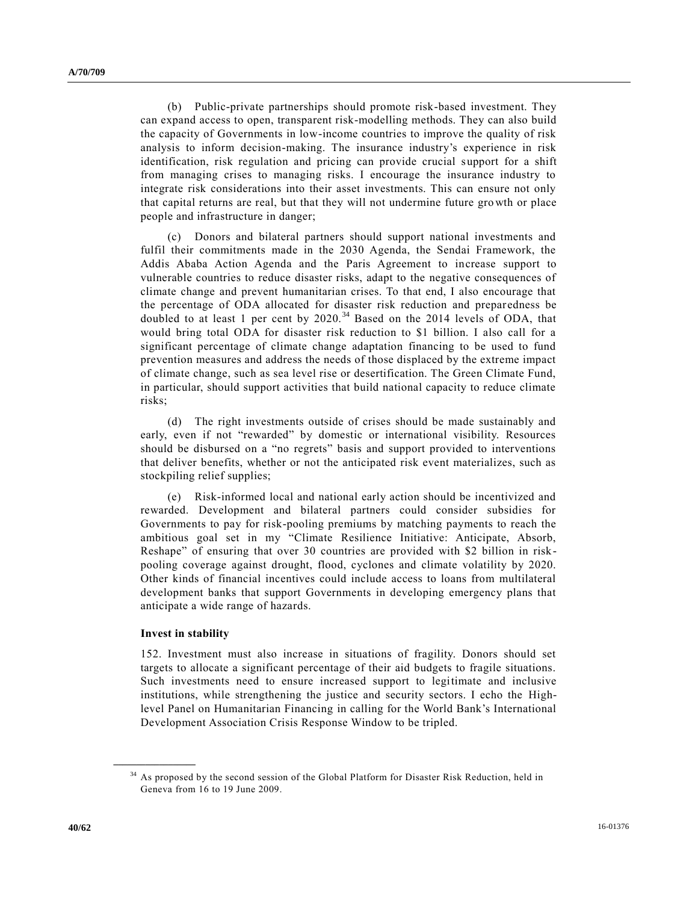(b) Public-private partnerships should promote risk-based investment. They can expand access to open, transparent risk-modelling methods. They can also build the capacity of Governments in low-income countries to improve the quality of risk analysis to inform decision-making. The insurance industry's experience in risk identification, risk regulation and pricing can provide crucial support for a shift from managing crises to managing risks. I encourage the insurance industry to integrate risk considerations into their asset investments. This can ensure not only that capital returns are real, but that they will not undermine future growth or place people and infrastructure in danger;

(c) Donors and bilateral partners should support national investments and fulfil their commitments made in the 2030 Agenda, the Sendai Framework, the Addis Ababa Action Agenda and the Paris Agreement to increase support to vulnerable countries to reduce disaster risks, adapt to the negative consequences of climate change and prevent humanitarian crises. To that end, I also encourage that the percentage of ODA allocated for disaster risk reduction and preparedness be doubled to at least 1 per cent by 2020.[34] Based on the 2014 levels of ODA, that would bring total ODA for disaster risk reduction to $1 billion. I also call for a significant percentage of climate change adaptation financing to be used to fund prevention measures and address the needs of those displaced by the extreme impact of climate change, such as sea level rise or desertification. The Green Climate Fund, in particular, should support activities that build national capacity to reduce climate risks;

(d) The right investments outside of crises should be made sustainably and early, even if not "rewarded" by domestic or international visibility. Resources should be disbursed on a "no regrets" basis and support provided to interventions that deliver benefits, whether or not the anticipated risk event materializes, such as stockpiling relief supplies;

(e) Risk-informed local and national early action should be incentivized and rewarded. Development and bilateral partners could consider subsidies for Governments to pay for risk-pooling premiums by matching payments to reach the ambitious goal set in my "Climate Resilience Initiative: Anticipate, Absorb, Reshape" of ensuring that over 30 countries are provided with $2 billion in risk-pooling coverage against drought, flood, cyclones and climate volatility by 2020. Other kinds of financial incentives could include access to loans from multilateral development banks that support Governments in developing emergency plans that anticipate a wide range of hazards.

**Invest in stability**

152. Investment must also increase in situations of fragility. Donors should set targets to allocate a significant percentage of their aid budgets to fragile situations. Such investments need to ensure increased support to legitimate and inclusive institutions, while strengthening the justice and security sectors. I echo the High-level Panel on Humanitarian Financing in calling for the World Bank's International Development Association Crisis Response Window to be tripled.

---

[34] As proposed by the second session of the Global Platform for Disaster Risk Reduction, held in Geneva from 16 to 19 June 2009.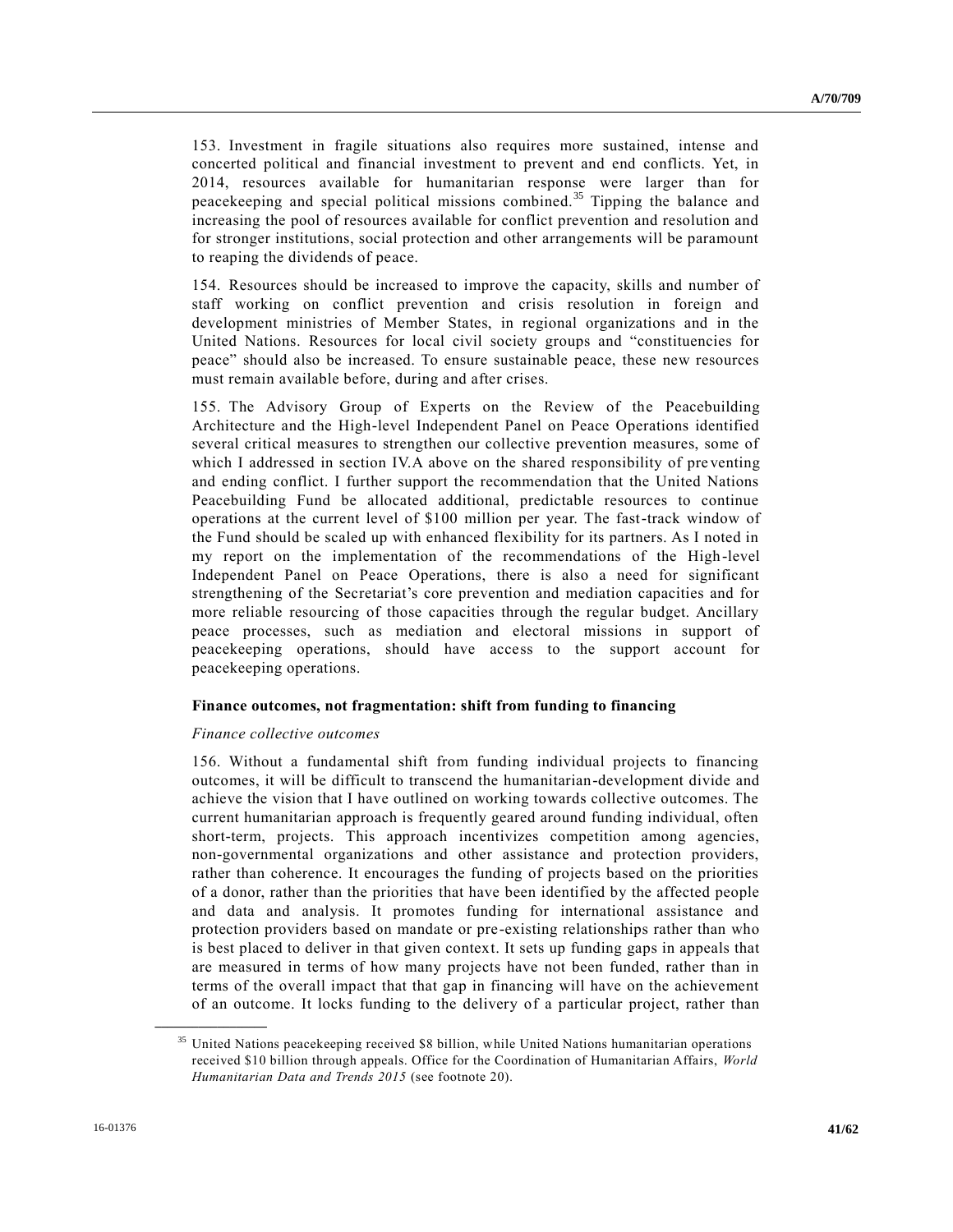153. Investment in fragile situations also requires more sustained, intense and concerted political and financial investment to prevent and end conflicts. Yet, in 2014, resources available for humanitarian response were larger than for peacekeeping and special political missions combined.[35] Tipping the balance and increasing the pool of resources available for conflict prevention and resolution and for stronger institutions, social protection and other arrangements will be paramount to reaping the dividends of peace.

154. Resources should be increased to improve the capacity, skills and number of staff working on conflict prevention and crisis resolution in foreign and development ministries of Member States, in regional organizations and in the United Nations. Resources for local civil society groups and "constituencies for peace" should also be increased. To ensure sustainable peace, these new resources must remain available before, during and after crises.

155. The Advisory Group of Experts on the Review of the Peacebuilding Architecture and the High-level Independent Panel on Peace Operations identified several critical measures to strengthen our collective prevention measures, some of which I addressed in section IV.A above on the shared responsibility of preventing and ending conflict. I further support the recommendation that the United Nations Peacebuilding Fund be allocated additional, predictable resources to continue operations at the current level of $100 million per year. The fast-track window of the Fund should be scaled up with enhanced flexibility for its partners. As I noted in my report on the implementation of the recommendations of the High-level Independent Panel on Peace Operations, there is also a need for significant strengthening of the Secretariat's core prevention and mediation capacities and for more reliable resourcing of those capacities through the regular budget. Ancillary peace processes, such as mediation and electoral missions in support of peacekeeping operations, should have access to the support account for peacekeeping operations.

**Finance outcomes, not fragmentation: shift from funding to financing**

*Finance collective outcomes*

156. Without a fundamental shift from funding individual projects to financing outcomes, it will be difficult to transcend the humanitarian-development divide and achieve the vision that I have outlined on working towards collective outcomes. The current humanitarian approach is frequently geared around funding individual, often short-term, projects. This approach incentivizes competition among agencies, non-governmental organizations and other assistance and protection providers, rather than coherence. It encourages the funding of projects based on the priorities of a donor, rather than the priorities that have been identified by the affected people and data and analysis. It promotes funding for international assistance and protection providers based on mandate or pre-existing relationships rather than who is best placed to deliver in that given context. It sets up funding gaps in appeals that are measured in terms of how many projects have not been funded, rather than in terms of the overall impact that that gap in financing will have on the achievement of an outcome. It locks funding to the delivery of a particular project, rather than

[35] United Nations peacekeeping received $8 billion, while United Nations humanitarian operations received $10 billion through appeals. Office for the Coordination of Humanitarian Affairs, *World Humanitarian Data and Trends 2015* (see footnote 20).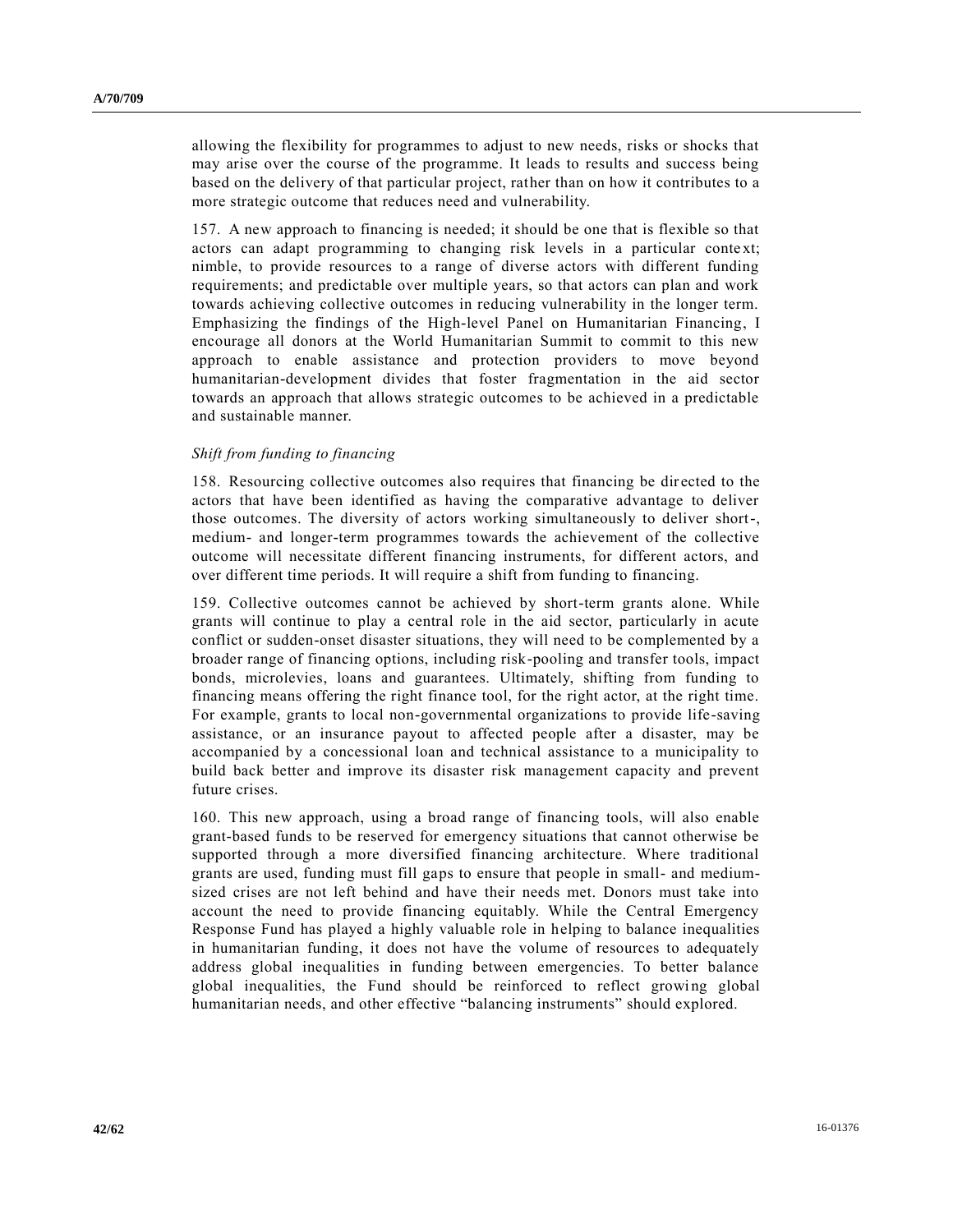allowing the flexibility for programmes to adjust to new needs, risks or shocks that may arise over the course of the programme. It leads to results and success being based on the delivery of that particular project, rather than on how it contributes to a more strategic outcome that reduces need and vulnerability.

157. A new approach to financing is needed; it should be one that is flexible so that actors can adapt programming to changing risk levels in a particular context; nimble, to provide resources to a range of diverse actors with different funding requirements; and predictable over multiple years, so that actors can plan and work towards achieving collective outcomes in reducing vulnerability in the longer term. Emphasizing the findings of the High-level Panel on Humanitarian Financing, I encourage all donors at the World Humanitarian Summit to commit to this new approach to enable assistance and protection providers to move beyond humanitarian-development divides that foster fragmentation in the aid sector towards an approach that allows strategic outcomes to be achieved in a predictable and sustainable manner.

*Shift from funding to financing*

158. Resourcing collective outcomes also requires that financing be directed to the actors that have been identified as having the comparative advantage to deliver those outcomes. The diversity of actors working simultaneously to deliver short-, medium- and longer-term programmes towards the achievement of the collective outcome will necessitate different financing instruments, for different actors, and over different time periods. It will require a shift from funding to financing.

159. Collective outcomes cannot be achieved by short-term grants alone. While grants will continue to play a central role in the aid sector, particularly in acute conflict or sudden-onset disaster situations, they will need to be complemented by a broader range of financing options, including risk-pooling and transfer tools, impact bonds, microlevies, loans and guarantees. Ultimately, shifting from funding to financing means offering the right finance tool, for the right actor, at the right time. For example, grants to local non-governmental organizations to provide life-saving assistance, or an insurance payout to affected people after a disaster, may be accompanied by a concessional loan and technical assistance to a municipality to build back better and improve its disaster risk management capacity and prevent future crises.

160. This new approach, using a broad range of financing tools, will also enable grant-based funds to be reserved for emergency situations that cannot otherwise be supported through a more diversified financing architecture. Where traditional grants are used, funding must fill gaps to ensure that people in small- and medium-sized crises are not left behind and have their needs met. Donors must take into account the need to provide financing equitably. While the Central Emergency Response Fund has played a highly valuable role in helping to balance inequalities in humanitarian funding, it does not have the volume of resources to adequately address global inequalities in funding between emergencies. To better balance global inequalities, the Fund should be reinforced to reflect growing global humanitarian needs, and other effective "balancing instruments" should explored.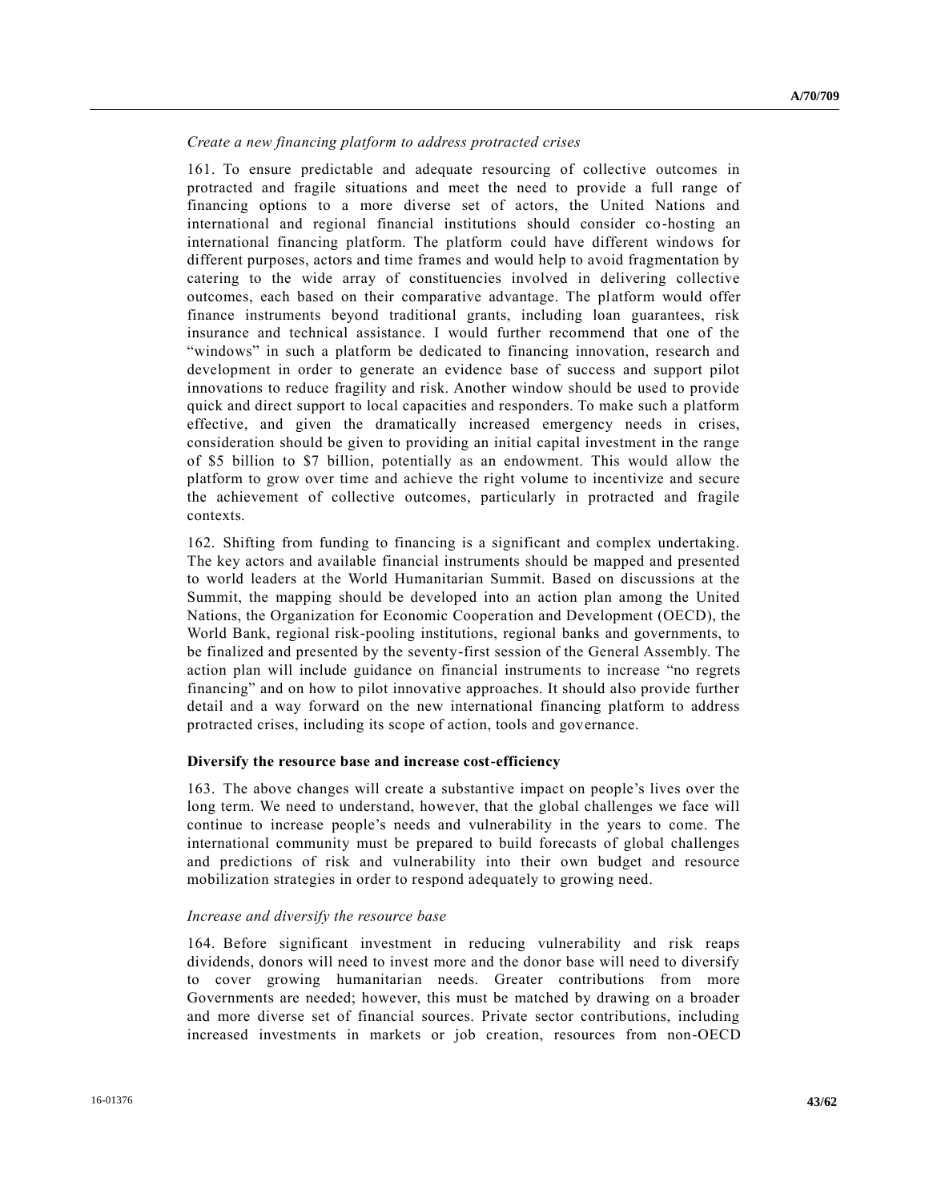*Create a new financing platform to address protracted crises*

161. To ensure predictable and adequate resourcing of collective outcomes in protracted and fragile situations and meet the need to provide a full range of financing options to a more diverse set of actors, the United Nations and international and regional financial institutions should consider co-hosting an international financing platform. The platform could have different windows for different purposes, actors and time frames and would help to avoid fragmentation by catering to the wide array of constituencies involved in delivering collective outcomes, each based on their comparative advantage. The platform would offer finance instruments beyond traditional grants, including loan guarantees, risk insurance and technical assistance. I would further recommend that one of the "windows" in such a platform be dedicated to financing innovation, research and development in order to generate an evidence base of success and support pilot innovations to reduce fragility and risk. Another window should be used to provide quick and direct support to local capacities and responders. To make such a platform effective, and given the dramatically increased emergency needs in crises, consideration should be given to providing an initial capital investment in the range of $5 billion to $7 billion, potentially as an endowment. This would allow the platform to grow over time and achieve the right volume to incentivize and secure the achievement of collective outcomes, particularly in protracted and fragile contexts.

162. Shifting from funding to financing is a significant and complex undertaking. The key actors and available financial instruments should be mapped and presented to world leaders at the World Humanitarian Summit. Based on discussions at the Summit, the mapping should be developed into an action plan among the United Nations, the Organization for Economic Cooperation and Development (OECD), the World Bank, regional risk-pooling institutions, regional banks and governments, to be finalized and presented by the seventy-first session of the General Assembly. The action plan will include guidance on financial instruments to increase "no regrets financing" and on how to pilot innovative approaches. It should also provide further detail and a way forward on the new international financing platform to address protracted crises, including its scope of action, tools and governance.

**Diversify the resource base and increase cost-efficiency**

163. The above changes will create a substantive impact on people's lives over the long term. We need to understand, however, that the global challenges we face will continue to increase people's needs and vulnerability in the years to come. The international community must be prepared to build forecasts of global challenges and predictions of risk and vulnerability into their own budget and resource mobilization strategies in order to respond adequately to growing need.

*Increase and diversify the resource base*

164. Before significant investment in reducing vulnerability and risk reaps dividends, donors will need to invest more and the donor base will need to diversify to cover growing humanitarian needs. Greater contributions from more Governments are needed; however, this must be matched by drawing on a broader and more diverse set of financial sources. Private sector contributions, including increased investments in markets or job creation, resources from non-OECD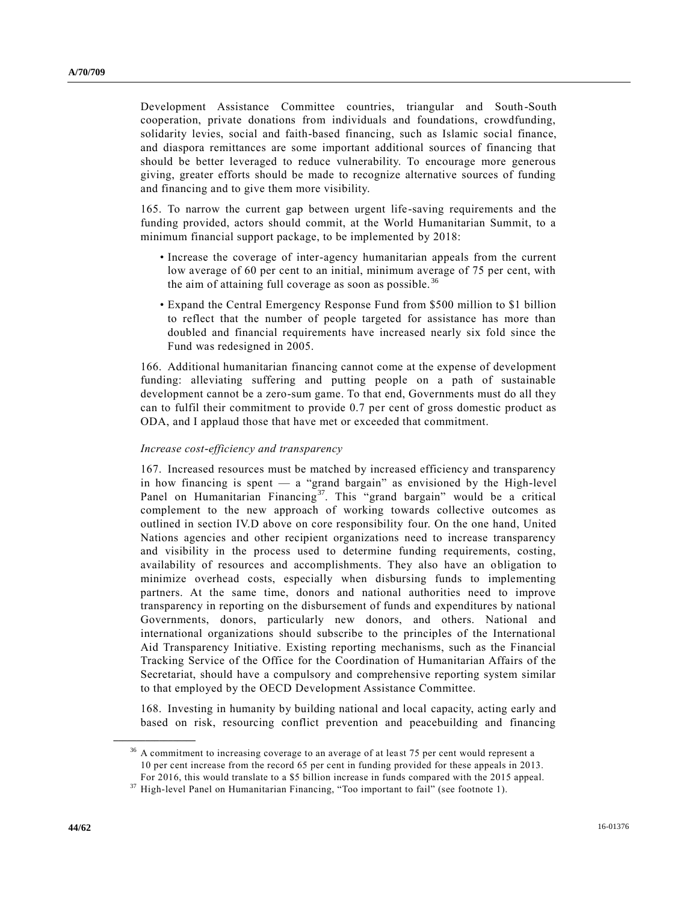Development Assistance Committee countries, triangular and South-South cooperation, private donations from individuals and foundations, crowdfunding, solidarity levies, social and faith-based financing, such as Islamic social finance, and diaspora remittances are some important additional sources of financing that should be better leveraged to reduce vulnerability. To encourage more generous giving, greater efforts should be made to recognize alternative sources of funding and financing and to give them more visibility.

165. To narrow the current gap between urgent life-saving requirements and the funding provided, actors should commit, at the World Humanitarian Summit, to a minimum financial support package, to be implemented by 2018:

- Increase the coverage of inter-agency humanitarian appeals from the current low average of 60 per cent to an initial, minimum average of 75 per cent, with the aim of attaining full coverage as soon as possible.[36]
- Expand the Central Emergency Response Fund from $500 million to $1 billion to reflect that the number of people targeted for assistance has more than doubled and financial requirements have increased nearly six fold since the Fund was redesigned in 2005.

166. Additional humanitarian financing cannot come at the expense of development funding: alleviating suffering and putting people on a path of sustainable development cannot be a zero-sum game. To that end, Governments must do all they can to fulfil their commitment to provide 0.7 per cent of gross domestic product as ODA, and I applaud those that have met or exceeded that commitment.

*Increase cost-efficiency and transparency*

167. Increased resources must be matched by increased efficiency and transparency in how financing is spent — a "grand bargain" as envisioned by the High-level Panel on Humanitarian Financing[37]. This "grand bargain" would be a critical complement to the new approach of working towards collective outcomes as outlined in section IV.D above on core responsibility four. On the one hand, United Nations agencies and other recipient organizations need to increase transparency and visibility in the process used to determine funding requirements, costing, availability of resources and accomplishments. They also have an obligation to minimize overhead costs, especially when disbursing funds to implementing partners. At the same time, donors and national authorities need to improve transparency in reporting on the disbursement of funds and expenditures by national Governments, donors, particularly new donors, and others. National and international organizations should subscribe to the principles of the International Aid Transparency Initiative. Existing reporting mechanisms, such as the Financial Tracking Service of the Office for the Coordination of Humanitarian Affairs of the Secretariat, should have a compulsory and comprehensive reporting system similar to that employed by the OECD Development Assistance Committee.

168. Investing in humanity by building national and local capacity, acting early and based on risk, resourcing conflict prevention and peacebuilding and financing

---

[36] A commitment to increasing coverage to an average of at least 75 per cent would represent a 10 per cent increase from the record 65 per cent in funding provided for these appeals in 2013. For 2016, this would translate to a $5 billion increase in funds compared with the 2015 appeal.

[37] High-level Panel on Humanitarian Financing, "Too important to fail" (see footnote 1).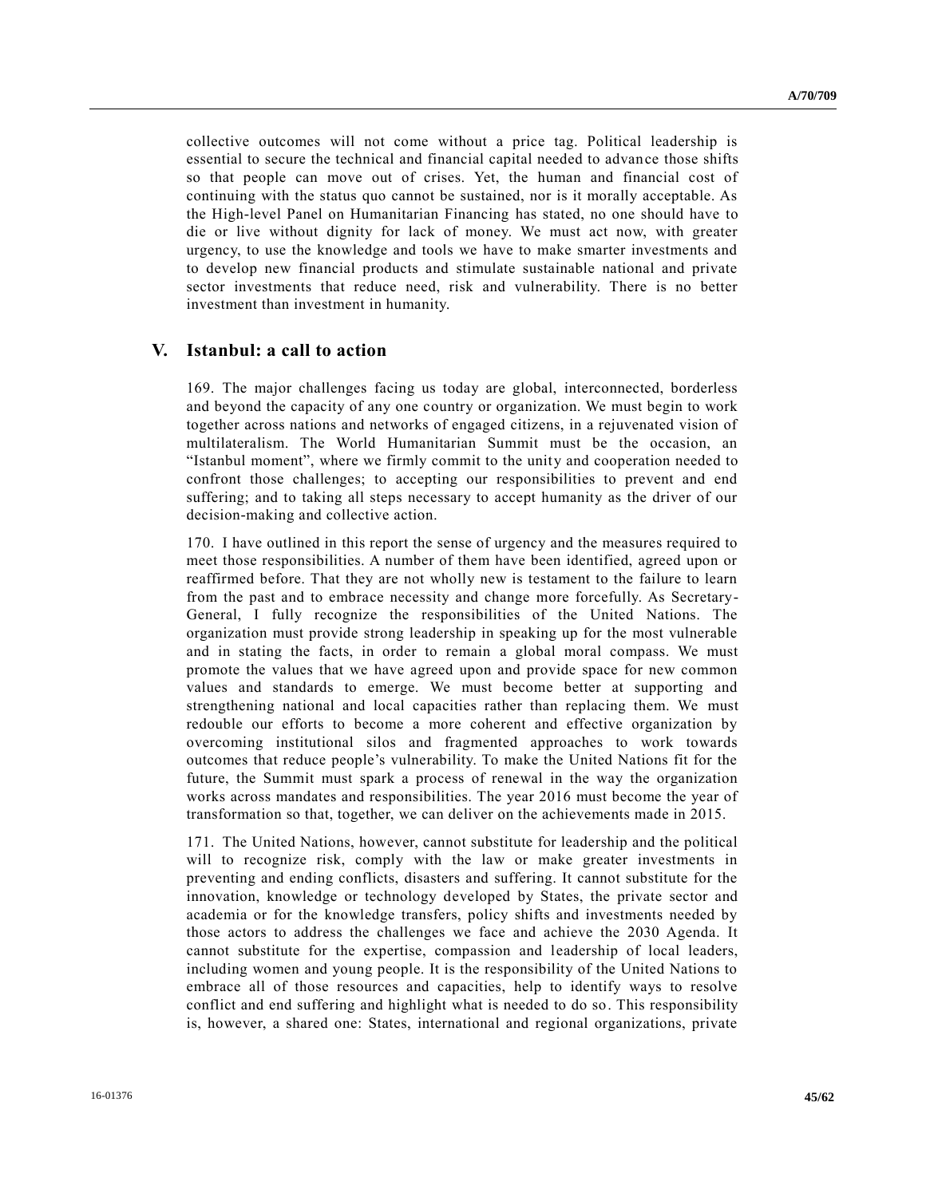collective outcomes will not come without a price tag. Political leadership is essential to secure the technical and financial capital needed to advance those shifts so that people can move out of crises. Yet, the human and financial cost of continuing with the status quo cannot be sustained, nor is it morally acceptable. As the High-level Panel on Humanitarian Financing has stated, no one should have to die or live without dignity for lack of money. We must act now, with greater urgency, to use the knowledge and tools we have to make smarter investments and to develop new financial products and stimulate sustainable national and private sector investments that reduce need, risk and vulnerability. There is no better investment than investment in humanity.

## V. Istanbul: a call to action

169. The major challenges facing us today are global, interconnected, borderless and beyond the capacity of any one country or organization. We must begin to work together across nations and networks of engaged citizens, in a rejuvenated vision of multilateralism. The World Humanitarian Summit must be the occasion, an "Istanbul moment", where we firmly commit to the unity and cooperation needed to confront those challenges; to accepting our responsibilities to prevent and end suffering; and to taking all steps necessary to accept humanity as the driver of our decision-making and collective action.

170. I have outlined in this report the sense of urgency and the measures required to meet those responsibilities. A number of them have been identified, agreed upon or reaffirmed before. That they are not wholly new is testament to the failure to learn from the past and to embrace necessity and change more forcefully. As Secretary-General, I fully recognize the responsibilities of the United Nations. The organization must provide strong leadership in speaking up for the most vulnerable and in stating the facts, in order to remain a global moral compass. We must promote the values that we have agreed upon and provide space for new common values and standards to emerge. We must become better at supporting and strengthening national and local capacities rather than replacing them. We must redouble our efforts to become a more coherent and effective organization by overcoming institutional silos and fragmented approaches to work towards outcomes that reduce people's vulnerability. To make the United Nations fit for the future, the Summit must spark a process of renewal in the way the organization works across mandates and responsibilities. The year 2016 must become the year of transformation so that, together, we can deliver on the achievements made in 2015.

171. The United Nations, however, cannot substitute for leadership and the political will to recognize risk, comply with the law or make greater investments in preventing and ending conflicts, disasters and suffering. It cannot substitute for the innovation, knowledge or technology developed by States, the private sector and academia or for the knowledge transfers, policy shifts and investments needed by those actors to address the challenges we face and achieve the 2030 Agenda. It cannot substitute for the expertise, compassion and leadership of local leaders, including women and young people. It is the responsibility of the United Nations to embrace all of those resources and capacities, help to identify ways to resolve conflict and end suffering and highlight what is needed to do so. This responsibility is, however, a shared one: States, international and regional organizations, private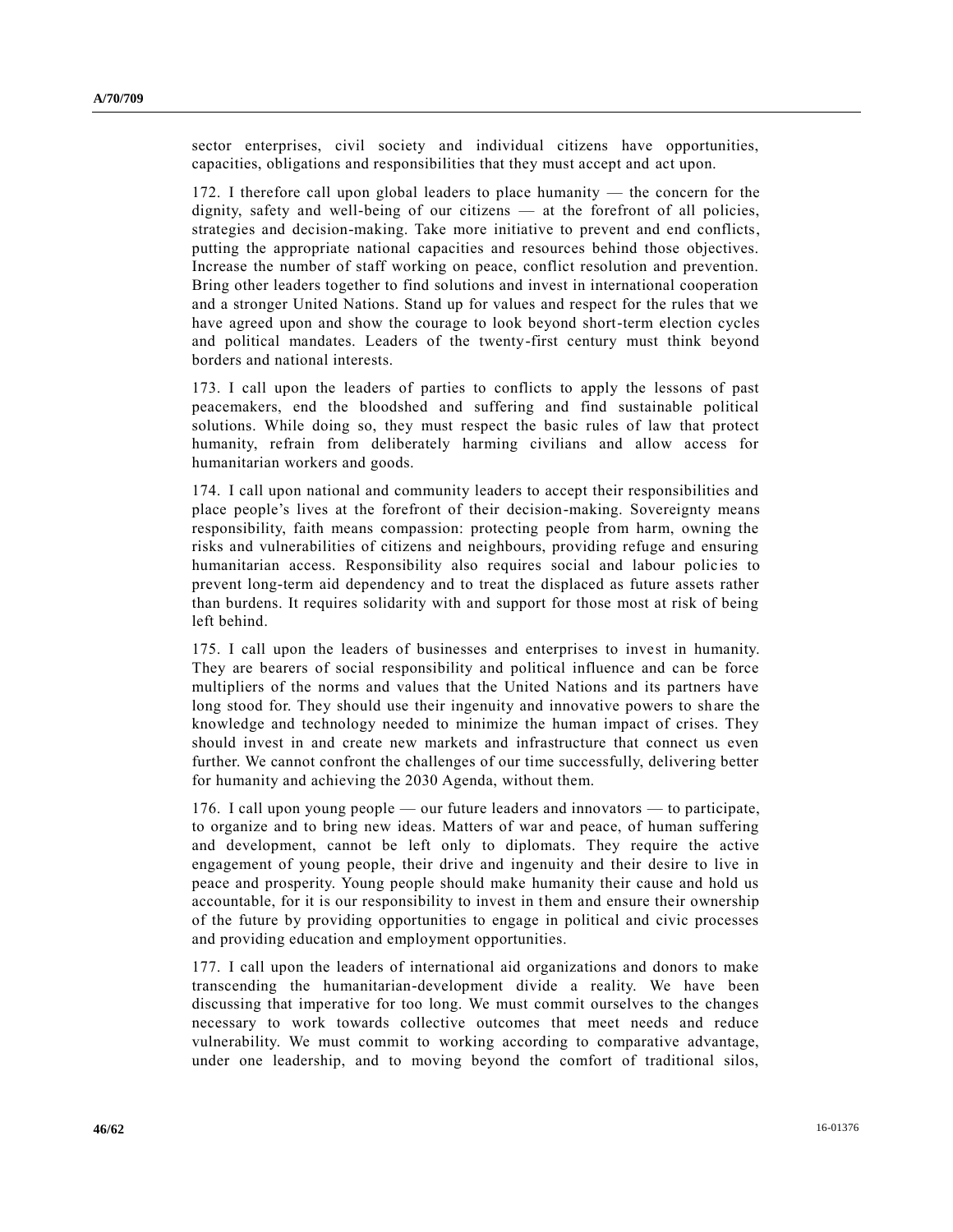sector enterprises, civil society and individual citizens have opportunities, capacities, obligations and responsibilities that they must accept and act upon.

172. I therefore call upon global leaders to place humanity — the concern for the dignity, safety and well-being of our citizens — at the forefront of all policies, strategies and decision-making. Take more initiative to prevent and end conflicts, putting the appropriate national capacities and resources behind those objectives. Increase the number of staff working on peace, conflict resolution and prevention. Bring other leaders together to find solutions and invest in international cooperation and a stronger United Nations. Stand up for values and respect for the rules that we have agreed upon and show the courage to look beyond short-term election cycles and political mandates. Leaders of the twenty-first century must think beyond borders and national interests.

173. I call upon the leaders of parties to conflicts to apply the lessons of past peacemakers, end the bloodshed and suffering and find sustainable political solutions. While doing so, they must respect the basic rules of law that protect humanity, refrain from deliberately harming civilians and allow access for humanitarian workers and goods.

174. I call upon national and community leaders to accept their responsibilities and place people's lives at the forefront of their decision-making. Sovereignty means responsibility, faith means compassion: protecting people from harm, owning the risks and vulnerabilities of citizens and neighbours, providing refuge and ensuring humanitarian access. Responsibility also requires social and labour policies to prevent long-term aid dependency and to treat the displaced as future assets rather than burdens. It requires solidarity with and support for those most at risk of being left behind.

175. I call upon the leaders of businesses and enterprises to invest in humanity. They are bearers of social responsibility and political influence and can be force multipliers of the norms and values that the United Nations and its partners have long stood for. They should use their ingenuity and innovative powers to share the knowledge and technology needed to minimize the human impact of crises. They should invest in and create new markets and infrastructure that connect us even further. We cannot confront the challenges of our time successfully, delivering better for humanity and achieving the 2030 Agenda, without them.

176. I call upon young people — our future leaders and innovators — to participate, to organize and to bring new ideas. Matters of war and peace, of human suffering and development, cannot be left only to diplomats. They require the active engagement of young people, their drive and ingenuity and their desire to live in peace and prosperity. Young people should make humanity their cause and hold us accountable, for it is our responsibility to invest in them and ensure their ownership of the future by providing opportunities to engage in political and civic processes and providing education and employment opportunities.

177. I call upon the leaders of international aid organizations and donors to make transcending the humanitarian-development divide a reality. We have been discussing that imperative for too long. We must commit ourselves to the changes necessary to work towards collective outcomes that meet needs and reduce vulnerability. We must commit to working according to comparative advantage, under one leadership, and to moving beyond the comfort of traditional silos,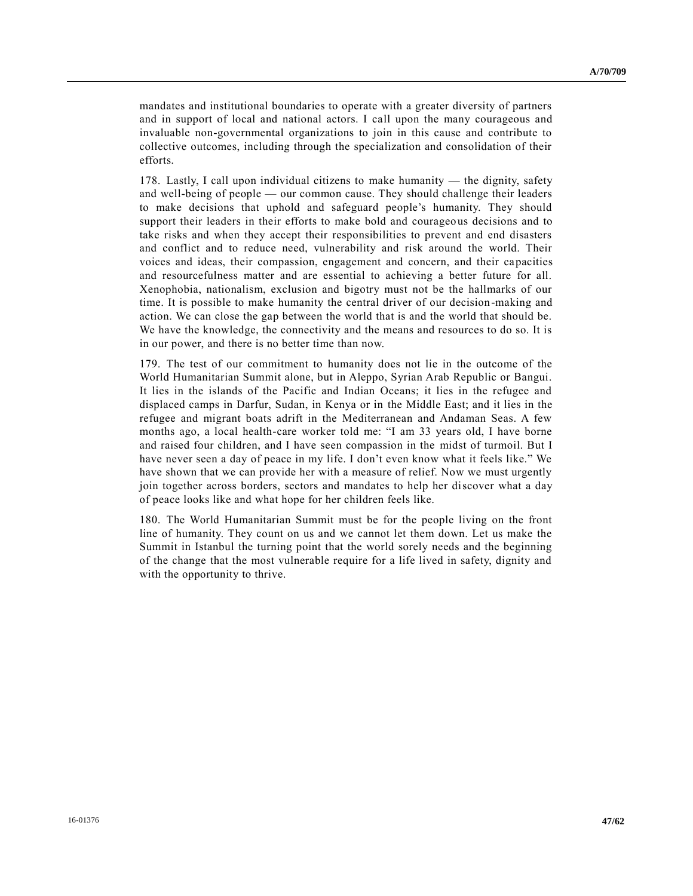mandates and institutional boundaries to operate with a greater diversity of partners and in support of local and national actors. I call upon the many courageous and invaluable non-governmental organizations to join in this cause and contribute to collective outcomes, including through the specialization and consolidation of their efforts.

178. Lastly, I call upon individual citizens to make humanity — the dignity, safety and well-being of people — our common cause. They should challenge their leaders to make decisions that uphold and safeguard people's humanity. They should support their leaders in their efforts to make bold and courageous decisions and to take risks and when they accept their responsibilities to prevent and end disasters and conflict and to reduce need, vulnerability and risk around the world. Their voices and ideas, their compassion, engagement and concern, and their capacities and resourcefulness matter and are essential to achieving a better future for all. Xenophobia, nationalism, exclusion and bigotry must not be the hallmarks of our time. It is possible to make humanity the central driver of our decision-making and action. We can close the gap between the world that is and the world that should be. We have the knowledge, the connectivity and the means and resources to do so. It is in our power, and there is no better time than now.

179. The test of our commitment to humanity does not lie in the outcome of the World Humanitarian Summit alone, but in Aleppo, Syrian Arab Republic or Bangui. It lies in the islands of the Pacific and Indian Oceans; it lies in the refugee and displaced camps in Darfur, Sudan, in Kenya or in the Middle East; and it lies in the refugee and migrant boats adrift in the Mediterranean and Andaman Seas. A few months ago, a local health-care worker told me: "I am 33 years old, I have borne and raised four children, and I have seen compassion in the midst of turmoil. But I have never seen a day of peace in my life. I don't even know what it feels like." We have shown that we can provide her with a measure of relief. Now we must urgently join together across borders, sectors and mandates to help her discover what a day of peace looks like and what hope for her children feels like.

180. The World Humanitarian Summit must be for the people living on the front line of humanity. They count on us and we cannot let them down. Let us make the Summit in Istanbul the turning point that the world sorely needs and the beginning of the change that the most vulnerable require for a life lived in safety, dignity and with the opportunity to thrive.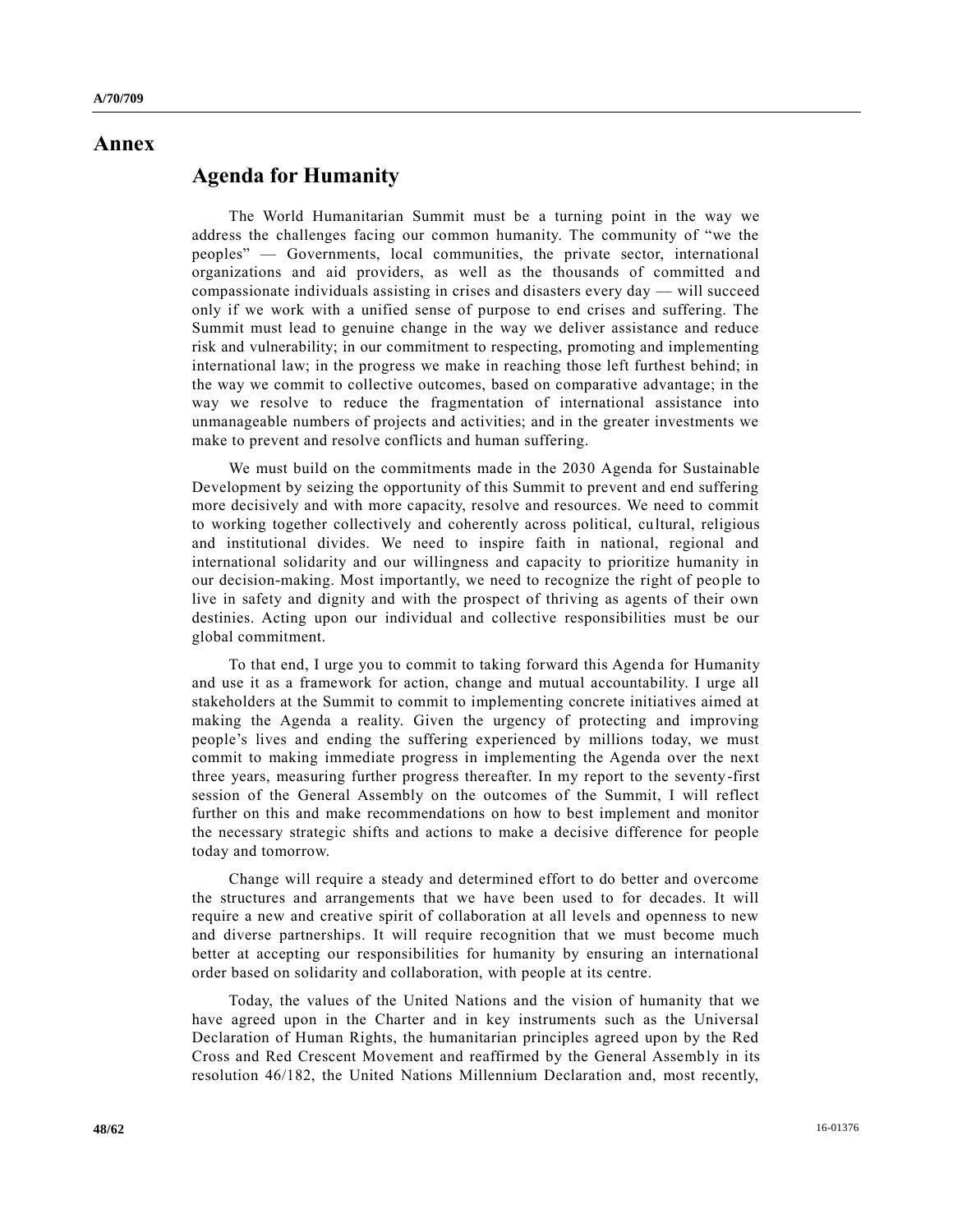# Annex

## Agenda for Humanity

The World Humanitarian Summit must be a turning point in the way we address the challenges facing our common humanity. The community of "we the peoples" — Governments, local communities, the private sector, international organizations and aid providers, as well as the thousands of committed and compassionate individuals assisting in crises and disasters every day — will succeed only if we work with a unified sense of purpose to end crises and suffering. The Summit must lead to genuine change in the way we deliver assistance and reduce risk and vulnerability; in our commitment to respecting, promoting and implementing international law; in the progress we make in reaching those left furthest behind; in the way we commit to collective outcomes, based on comparative advantage; in the way we resolve to reduce the fragmentation of international assistance into unmanageable numbers of projects and activities; and in the greater investments we make to prevent and resolve conflicts and human suffering.

We must build on the commitments made in the 2030 Agenda for Sustainable Development by seizing the opportunity of this Summit to prevent and end suffering more decisively and with more capacity, resolve and resources. We need to commit to working together collectively and coherently across political, cultural, religious and institutional divides. We need to inspire faith in national, regional and international solidarity and our willingness and capacity to prioritize humanity in our decision-making. Most importantly, we need to recognize the right of people to live in safety and dignity and with the prospect of thriving as agents of their own destinies. Acting upon our individual and collective responsibilities must be our global commitment.

To that end, I urge you to commit to taking forward this Agenda for Humanity and use it as a framework for action, change and mutual accountability. I urge all stakeholders at the Summit to commit to implementing concrete initiatives aimed at making the Agenda a reality. Given the urgency of protecting and improving people's lives and ending the suffering experienced by millions today, we must commit to making immediate progress in implementing the Agenda over the next three years, measuring further progress thereafter. In my report to the seventy-first session of the General Assembly on the outcomes of the Summit, I will reflect further on this and make recommendations on how to best implement and monitor the necessary strategic shifts and actions to make a decisive difference for people today and tomorrow.

Change will require a steady and determined effort to do better and overcome the structures and arrangements that we have been used to for decades. It will require a new and creative spirit of collaboration at all levels and openness to new and diverse partnerships. It will require recognition that we must become much better at accepting our responsibilities for humanity by ensuring an international order based on solidarity and collaboration, with people at its centre.

Today, the values of the United Nations and the vision of humanity that we have agreed upon in the Charter and in key instruments such as the Universal Declaration of Human Rights, the humanitarian principles agreed upon by the Red Cross and Red Crescent Movement and reaffirmed by the General Assembly in its resolution 46/182, the United Nations Millennium Declaration and, most recently,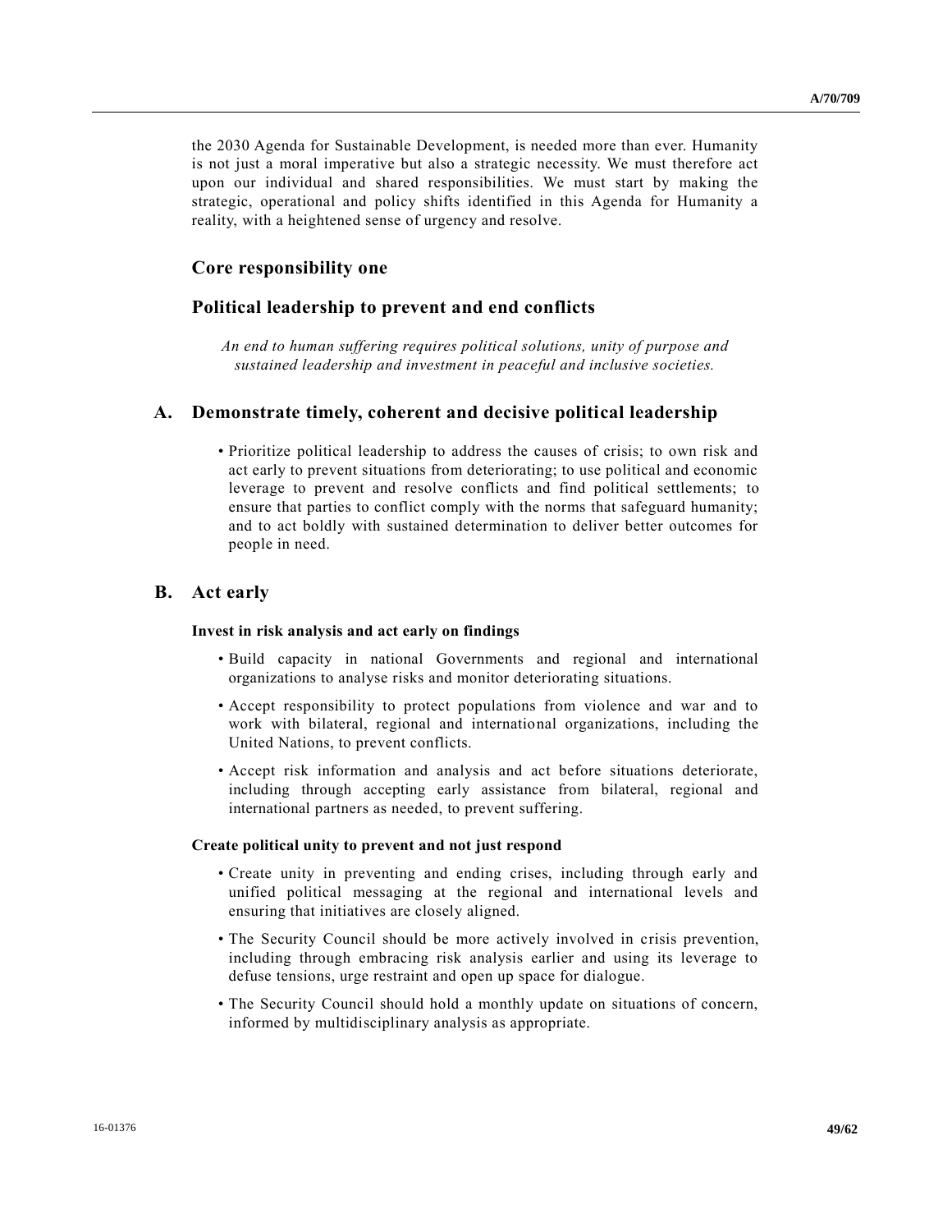the 2030 Agenda for Sustainable Development, is needed more than ever. Humanity is not just a moral imperative but also a strategic necessity. We must therefore act upon our individual and shared responsibilities. We must start by making the strategic, operational and policy shifts identified in this Agenda for Humanity a reality, with a heightened sense of urgency and resolve.

## Core responsibility one

## Political leadership to prevent and end conflicts

*An end to human suffering requires political solutions, unity of purpose and sustained leadership and investment in peaceful and inclusive societies.*

## A. Demonstrate timely, coherent and decisive political leadership

- Prioritize political leadership to address the causes of crisis; to own risk and act early to prevent situations from deteriorating; to use political and economic leverage to prevent and resolve conflicts and find political settlements; to ensure that parties to conflict comply with the norms that safeguard humanity; and to act boldly with sustained determination to deliver better outcomes for people in need.

## B. Act early

#### Invest in risk analysis and act early on findings

- Build capacity in national Governments and regional and international organizations to analyse risks and monitor deteriorating situations.
- Accept responsibility to protect populations from violence and war and to work with bilateral, regional and international organizations, including the United Nations, to prevent conflicts.
- Accept risk information and analysis and act before situations deteriorate, including through accepting early assistance from bilateral, regional and international partners as needed, to prevent suffering.

#### Create political unity to prevent and not just respond

- Create unity in preventing and ending crises, including through early and unified political messaging at the regional and international levels and ensuring that initiatives are closely aligned.
- The Security Council should be more actively involved in crisis prevention, including through embracing risk analysis earlier and using its leverage to defuse tensions, urge restraint and open up space for dialogue.
- The Security Council should hold a monthly update on situations of concern, informed by multidisciplinary analysis as appropriate.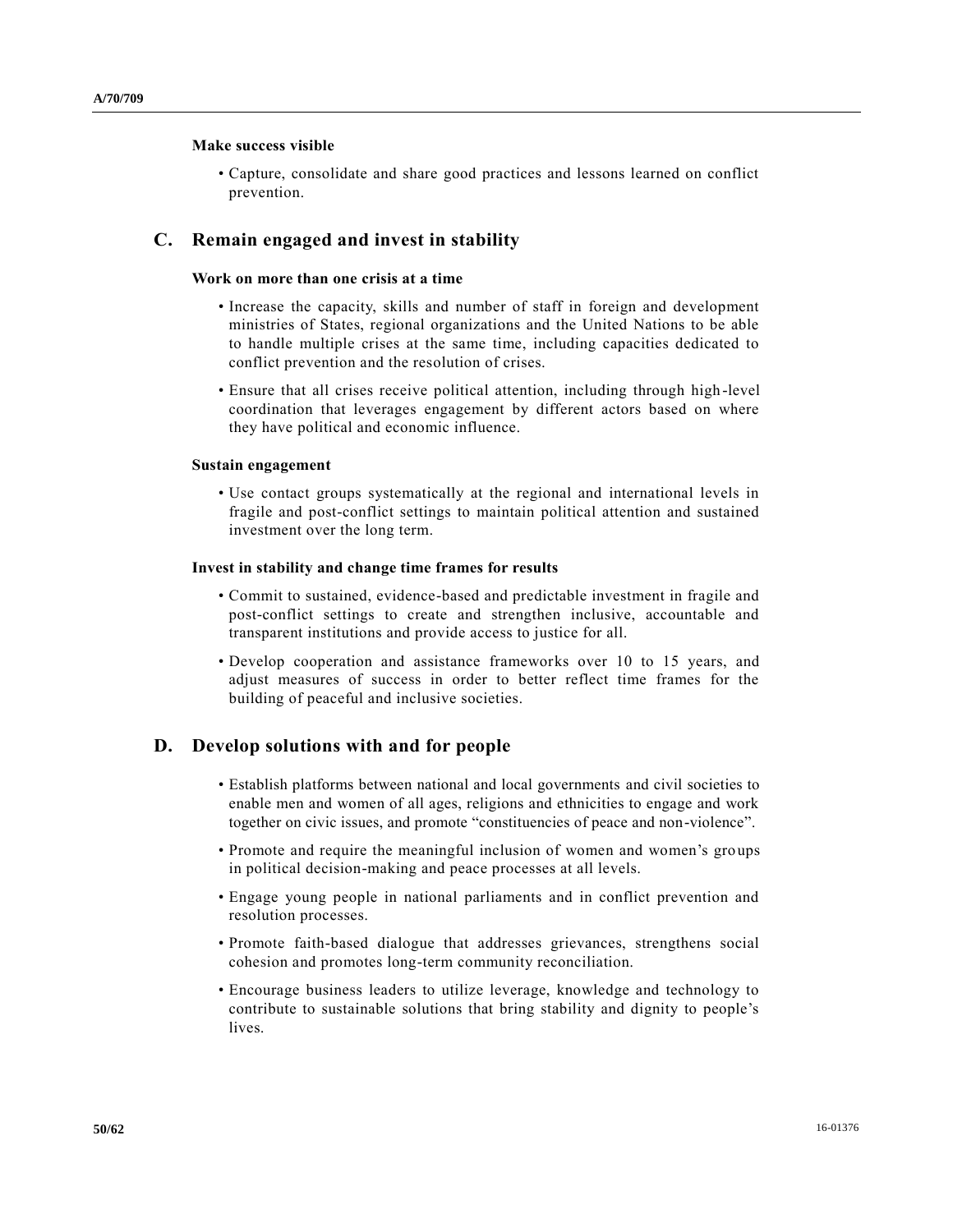**Make success visible**

- Capture, consolidate and share good practices and lessons learned on conflict prevention.

## C. Remain engaged and invest in stability

**Work on more than one crisis at a time**

- Increase the capacity, skills and number of staff in foreign and development ministries of States, regional organizations and the United Nations to be able to handle multiple crises at the same time, including capacities dedicated to conflict prevention and the resolution of crises.
- Ensure that all crises receive political attention, including through high-level coordination that leverages engagement by different actors based on where they have political and economic influence.

**Sustain engagement**

- Use contact groups systematically at the regional and international levels in fragile and post-conflict settings to maintain political attention and sustained investment over the long term.

**Invest in stability and change time frames for results**

- Commit to sustained, evidence-based and predictable investment in fragile and post-conflict settings to create and strengthen inclusive, accountable and transparent institutions and provide access to justice for all.
- Develop cooperation and assistance frameworks over 10 to 15 years, and adjust measures of success in order to better reflect time frames for the building of peaceful and inclusive societies.

## D. Develop solutions with and for people

- Establish platforms between national and local governments and civil societies to enable men and women of all ages, religions and ethnicities to engage and work together on civic issues, and promote "constituencies of peace and non-violence".
- Promote and require the meaningful inclusion of women and women's groups in political decision-making and peace processes at all levels.
- Engage young people in national parliaments and in conflict prevention and resolution processes.
- Promote faith-based dialogue that addresses grievances, strengthens social cohesion and promotes long-term community reconciliation.
- Encourage business leaders to utilize leverage, knowledge and technology to contribute to sustainable solutions that bring stability and dignity to people's lives.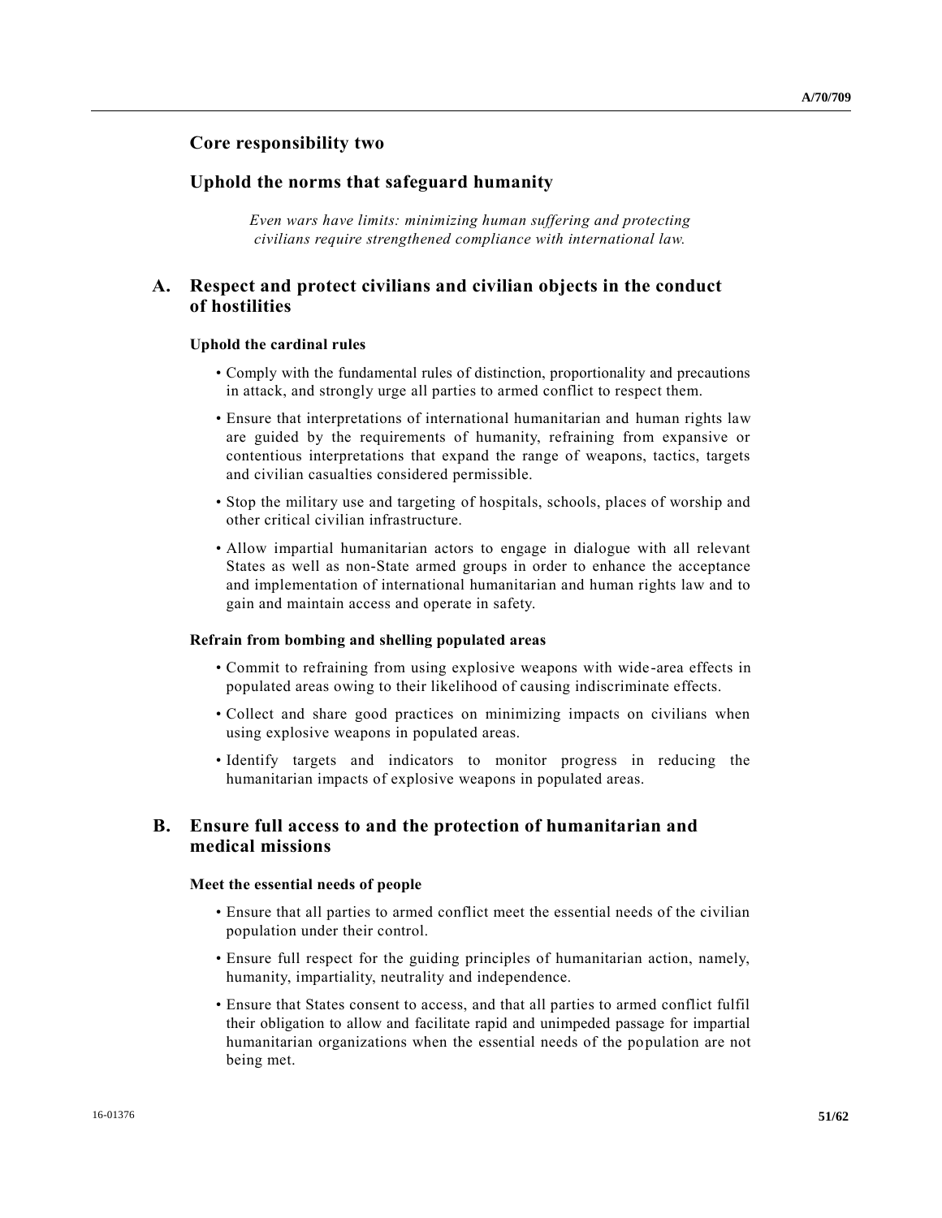## Core responsibility two

## Uphold the norms that safeguard humanity

*Even wars have limits: minimizing human suffering and protecting civilians require strengthened compliance with international law.*

### A. Respect and protect civilians and civilian objects in the conduct of hostilities

#### Uphold the cardinal rules

- Comply with the fundamental rules of distinction, proportionality and precautions in attack, and strongly urge all parties to armed conflict to respect them.
- Ensure that interpretations of international humanitarian and human rights law are guided by the requirements of humanity, refraining from expansive or contentious interpretations that expand the range of weapons, tactics, targets and civilian casualties considered permissible.
- Stop the military use and targeting of hospitals, schools, places of worship and other critical civilian infrastructure.
- Allow impartial humanitarian actors to engage in dialogue with all relevant States as well as non-State armed groups in order to enhance the acceptance and implementation of international humanitarian and human rights law and to gain and maintain access and operate in safety.

#### Refrain from bombing and shelling populated areas

- Commit to refraining from using explosive weapons with wide-area effects in populated areas owing to their likelihood of causing indiscriminate effects.
- Collect and share good practices on minimizing impacts on civilians when using explosive weapons in populated areas.
- Identify targets and indicators to monitor progress in reducing the humanitarian impacts of explosive weapons in populated areas.

### B. Ensure full access to and the protection of humanitarian and medical missions

#### Meet the essential needs of people

- Ensure that all parties to armed conflict meet the essential needs of the civilian population under their control.
- Ensure full respect for the guiding principles of humanitarian action, namely, humanity, impartiality, neutrality and independence.
- Ensure that States consent to access, and that all parties to armed conflict fulfil their obligation to allow and facilitate rapid and unimpeded passage for impartial humanitarian organizations when the essential needs of the population are not being met.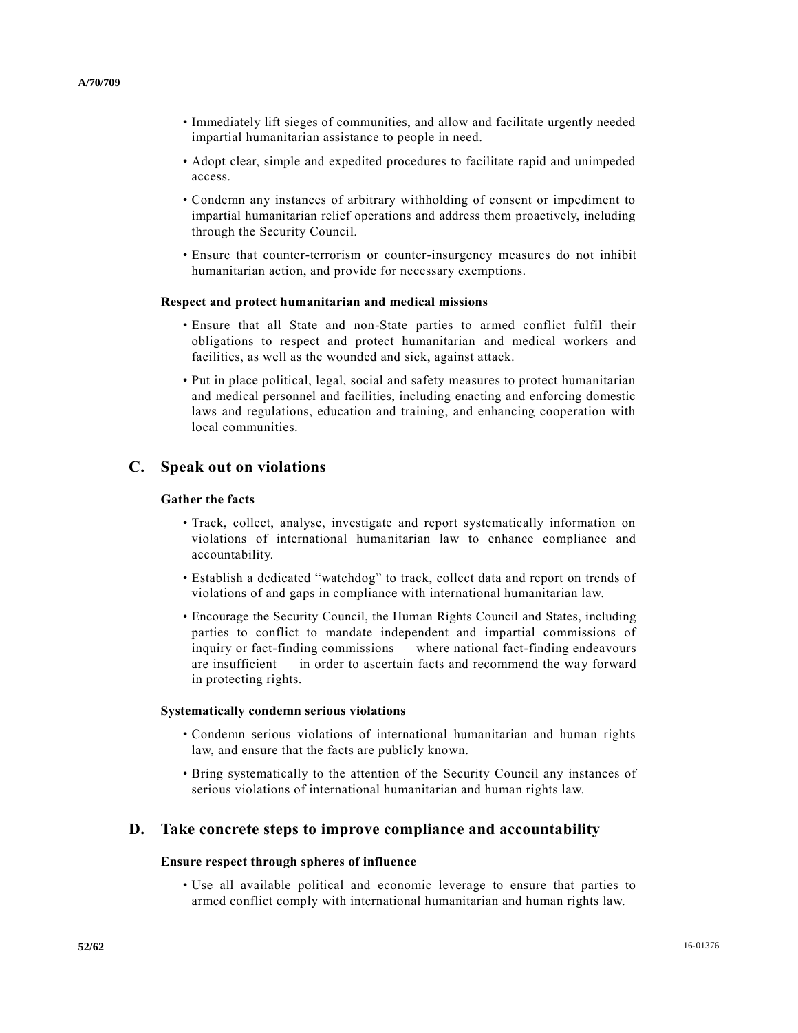- Immediately lift sieges of communities, and allow and facilitate urgently needed impartial humanitarian assistance to people in need.
- Adopt clear, simple and expedited procedures to facilitate rapid and unimpeded access.
- Condemn any instances of arbitrary withholding of consent or impediment to impartial humanitarian relief operations and address them proactively, including through the Security Council.
- Ensure that counter-terrorism or counter-insurgency measures do not inhibit humanitarian action, and provide for necessary exemptions.

**Respect and protect humanitarian and medical missions**

- Ensure that all State and non-State parties to armed conflict fulfil their obligations to respect and protect humanitarian and medical workers and facilities, as well as the wounded and sick, against attack.
- Put in place political, legal, social and safety measures to protect humanitarian and medical personnel and facilities, including enacting and enforcing domestic laws and regulations, education and training, and enhancing cooperation with local communities.

## C. Speak out on violations

**Gather the facts**

- Track, collect, analyse, investigate and report systematically information on violations of international humanitarian law to enhance compliance and accountability.
- Establish a dedicated "watchdog" to track, collect data and report on trends of violations of and gaps in compliance with international humanitarian law.
- Encourage the Security Council, the Human Rights Council and States, including parties to conflict to mandate independent and impartial commissions of inquiry or fact-finding commissions — where national fact-finding endeavours are insufficient — in order to ascertain facts and recommend the way forward in protecting rights.

**Systematically condemn serious violations**

- Condemn serious violations of international humanitarian and human rights law, and ensure that the facts are publicly known.
- Bring systematically to the attention of the Security Council any instances of serious violations of international humanitarian and human rights law.

## D. Take concrete steps to improve compliance and accountability

**Ensure respect through spheres of influence**

- Use all available political and economic leverage to ensure that parties to armed conflict comply with international humanitarian and human rights law.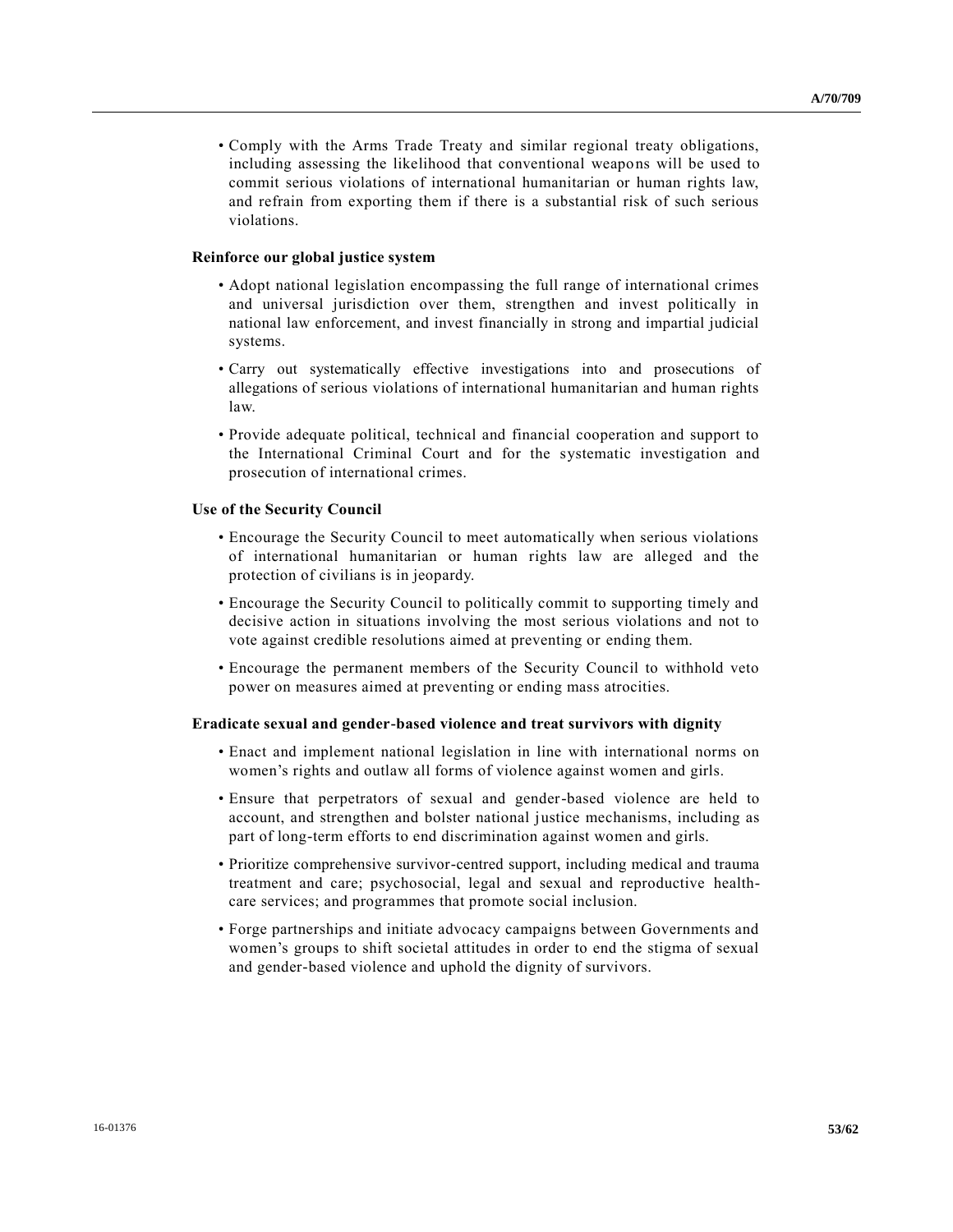- Comply with the Arms Trade Treaty and similar regional treaty obligations, including assessing the likelihood that conventional weapons will be used to commit serious violations of international humanitarian or human rights law, and refrain from exporting them if there is a substantial risk of such serious violations.

**Reinforce our global justice system**

- Adopt national legislation encompassing the full range of international crimes and universal jurisdiction over them, strengthen and invest politically in national law enforcement, and invest financially in strong and impartial judicial systems.
- Carry out systematically effective investigations into and prosecutions of allegations of serious violations of international humanitarian and human rights law.
- Provide adequate political, technical and financial cooperation and support to the International Criminal Court and for the systematic investigation and prosecution of international crimes.

**Use of the Security Council**

- Encourage the Security Council to meet automatically when serious violations of international humanitarian or human rights law are alleged and the protection of civilians is in jeopardy.
- Encourage the Security Council to politically commit to supporting timely and decisive action in situations involving the most serious violations and not to vote against credible resolutions aimed at preventing or ending them.
- Encourage the permanent members of the Security Council to withhold veto power on measures aimed at preventing or ending mass atrocities.

**Eradicate sexual and gender-based violence and treat survivors with dignity**

- Enact and implement national legislation in line with international norms on women's rights and outlaw all forms of violence against women and girls.
- Ensure that perpetrators of sexual and gender-based violence are held to account, and strengthen and bolster national justice mechanisms, including as part of long-term efforts to end discrimination against women and girls.
- Prioritize comprehensive survivor-centred support, including medical and trauma treatment and care; psychosocial, legal and sexual and reproductive health-care services; and programmes that promote social inclusion.
- Forge partnerships and initiate advocacy campaigns between Governments and women's groups to shift societal attitudes in order to end the stigma of sexual and gender-based violence and uphold the dignity of survivors.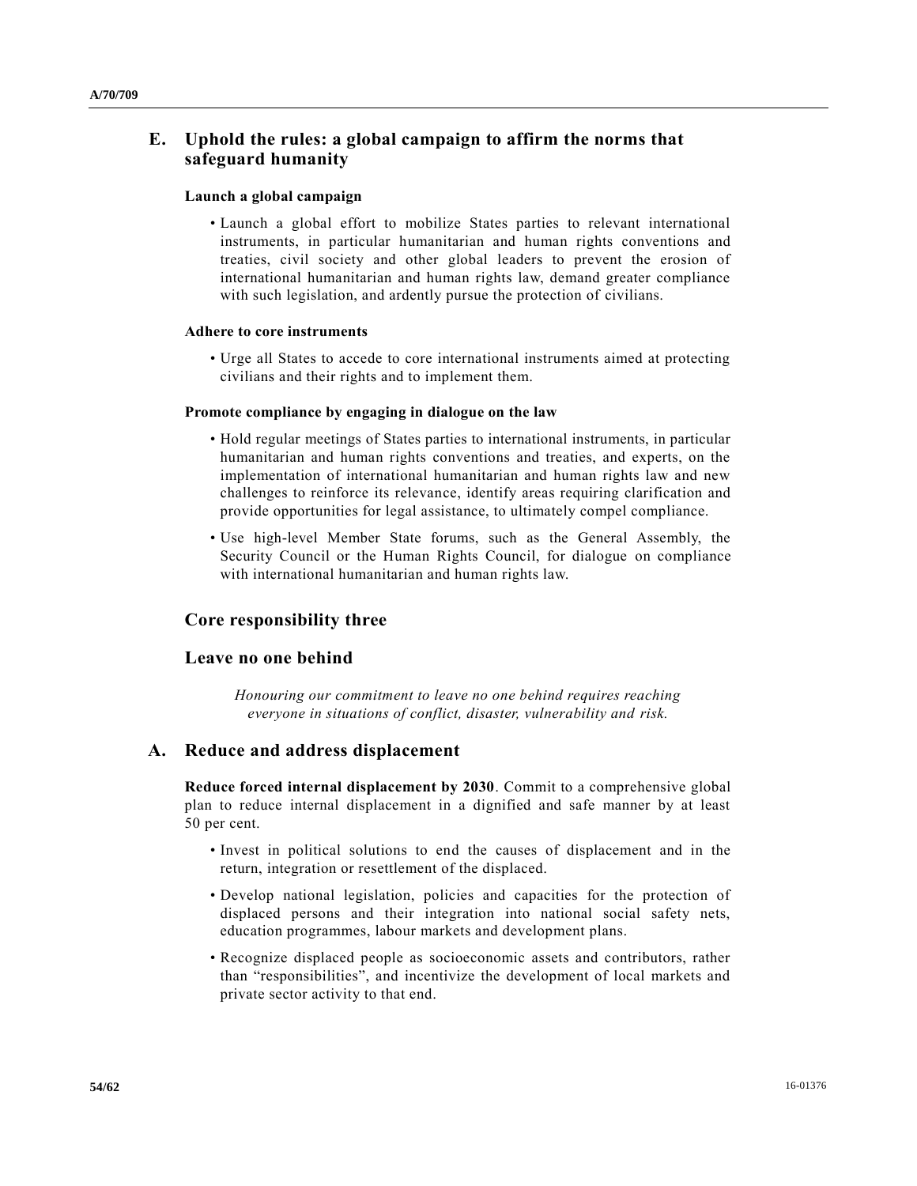## E. Uphold the rules: a global campaign to affirm the norms that safeguard humanity

#### Launch a global campaign

- Launch a global effort to mobilize States parties to relevant international instruments, in particular humanitarian and human rights conventions and treaties, civil society and other global leaders to prevent the erosion of international humanitarian and human rights law, demand greater compliance with such legislation, and ardently pursue the protection of civilians.

#### Adhere to core instruments

- Urge all States to accede to core international instruments aimed at protecting civilians and their rights and to implement them.

#### Promote compliance by engaging in dialogue on the law

- Hold regular meetings of States parties to international instruments, in particular humanitarian and human rights conventions and treaties, and experts, on the implementation of international humanitarian and human rights law and new challenges to reinforce its relevance, identify areas requiring clarification and provide opportunities for legal assistance, to ultimately compel compliance.
- Use high-level Member State forums, such as the General Assembly, the Security Council or the Human Rights Council, for dialogue on compliance with international humanitarian and human rights law.

## Core responsibility three

## Leave no one behind

*Honouring our commitment to leave no one behind requires reaching everyone in situations of conflict, disaster, vulnerability and risk.*

## A. Reduce and address displacement

**Reduce forced internal displacement by 2030**. Commit to a comprehensive global plan to reduce internal displacement in a dignified and safe manner by at least 50 per cent.

- Invest in political solutions to end the causes of displacement and in the return, integration or resettlement of the displaced.
- Develop national legislation, policies and capacities for the protection of displaced persons and their integration into national social safety nets, education programmes, labour markets and development plans.
- Recognize displaced people as socioeconomic assets and contributors, rather than "responsibilities", and incentivize the development of local markets and private sector activity to that end.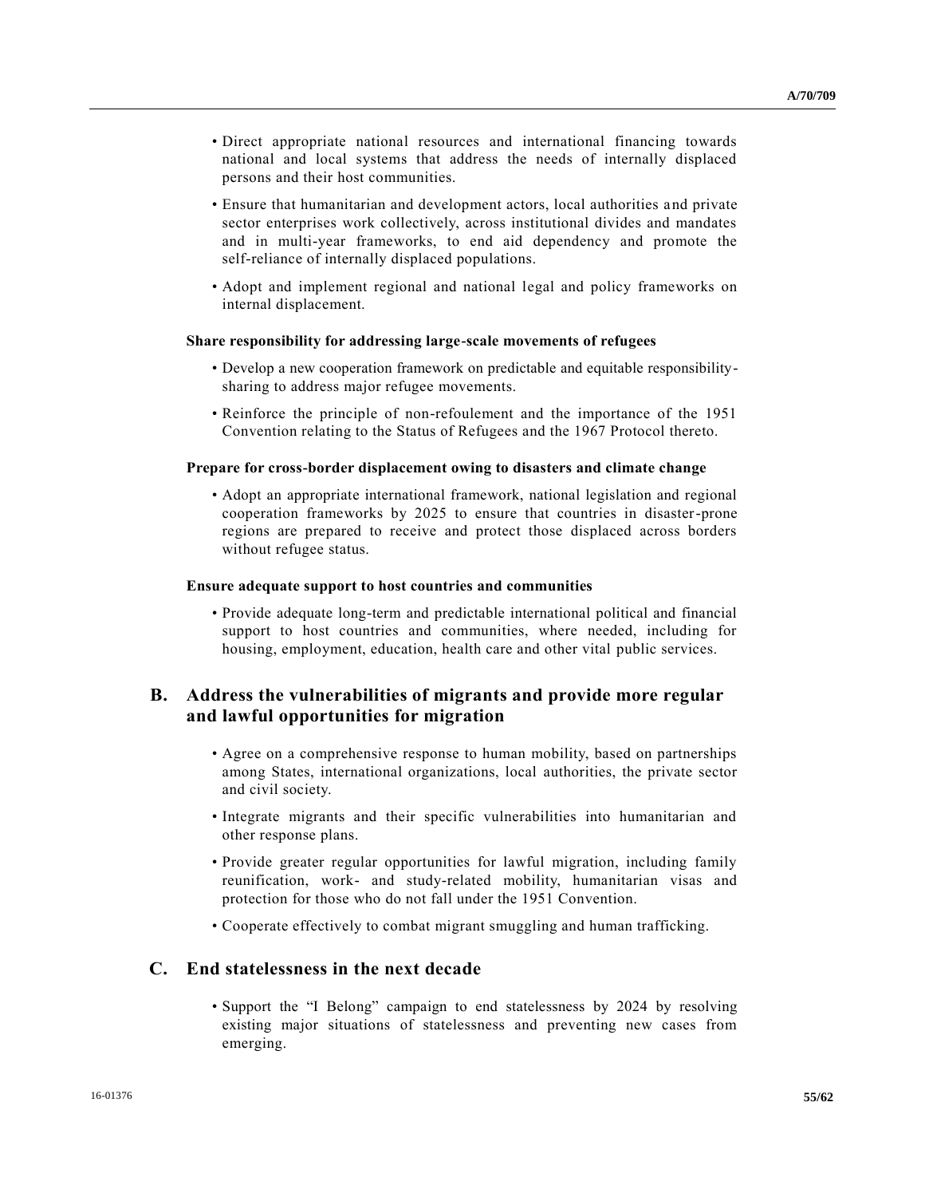- Direct appropriate national resources and international financing towards national and local systems that address the needs of internally displaced persons and their host communities.
- Ensure that humanitarian and development actors, local authorities and private sector enterprises work collectively, across institutional divides and mandates and in multi-year frameworks, to end aid dependency and promote the self-reliance of internally displaced populations.
- Adopt and implement regional and national legal and policy frameworks on internal displacement.

**Share responsibility for addressing large-scale movements of refugees**

- Develop a new cooperation framework on predictable and equitable responsibility-sharing to address major refugee movements.
- Reinforce the principle of non-refoulement and the importance of the 1951 Convention relating to the Status of Refugees and the 1967 Protocol thereto.

**Prepare for cross-border displacement owing to disasters and climate change**

- Adopt an appropriate international framework, national legislation and regional cooperation frameworks by 2025 to ensure that countries in disaster-prone regions are prepared to receive and protect those displaced across borders without refugee status.

**Ensure adequate support to host countries and communities**

- Provide adequate long-term and predictable international political and financial support to host countries and communities, where needed, including for housing, employment, education, health care and other vital public services.

## B. Address the vulnerabilities of migrants and provide more regular and lawful opportunities for migration

- Agree on a comprehensive response to human mobility, based on partnerships among States, international organizations, local authorities, the private sector and civil society.
- Integrate migrants and their specific vulnerabilities into humanitarian and other response plans.
- Provide greater regular opportunities for lawful migration, including family reunification, work- and study-related mobility, humanitarian visas and protection for those who do not fall under the 1951 Convention.
- Cooperate effectively to combat migrant smuggling and human trafficking.

## C. End statelessness in the next decade

- Support the "I Belong" campaign to end statelessness by 2024 by resolving existing major situations of statelessness and preventing new cases from emerging.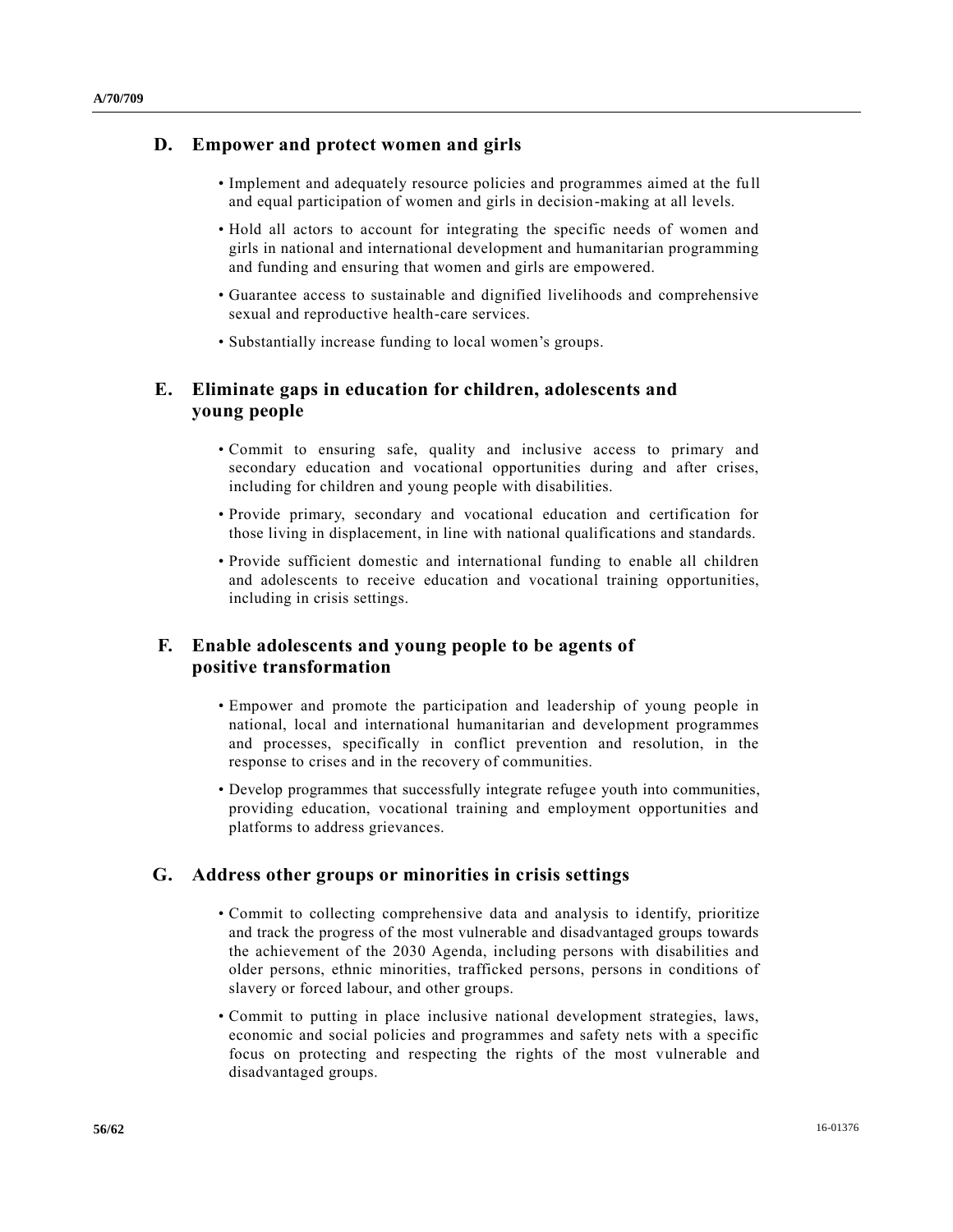## D. Empower and protect women and girls

- Implement and adequately resource policies and programmes aimed at the full and equal participation of women and girls in decision-making at all levels.
- Hold all actors to account for integrating the specific needs of women and girls in national and international development and humanitarian programming and funding and ensuring that women and girls are empowered.
- Guarantee access to sustainable and dignified livelihoods and comprehensive sexual and reproductive health-care services.
- Substantially increase funding to local women's groups.

## E. Eliminate gaps in education for children, adolescents and young people

- Commit to ensuring safe, quality and inclusive access to primary and secondary education and vocational opportunities during and after crises, including for children and young people with disabilities.
- Provide primary, secondary and vocational education and certification for those living in displacement, in line with national qualifications and standards.
- Provide sufficient domestic and international funding to enable all children and adolescents to receive education and vocational training opportunities, including in crisis settings.

## F. Enable adolescents and young people to be agents of positive transformation

- Empower and promote the participation and leadership of young people in national, local and international humanitarian and development programmes and processes, specifically in conflict prevention and resolution, in the response to crises and in the recovery of communities.
- Develop programmes that successfully integrate refugee youth into communities, providing education, vocational training and employment opportunities and platforms to address grievances.

## G. Address other groups or minorities in crisis settings

- Commit to collecting comprehensive data and analysis to identify, prioritize and track the progress of the most vulnerable and disadvantaged groups towards the achievement of the 2030 Agenda, including persons with disabilities and older persons, ethnic minorities, trafficked persons, persons in conditions of slavery or forced labour, and other groups.
- Commit to putting in place inclusive national development strategies, laws, economic and social policies and programmes and safety nets with a specific focus on protecting and respecting the rights of the most vulnerable and disadvantaged groups.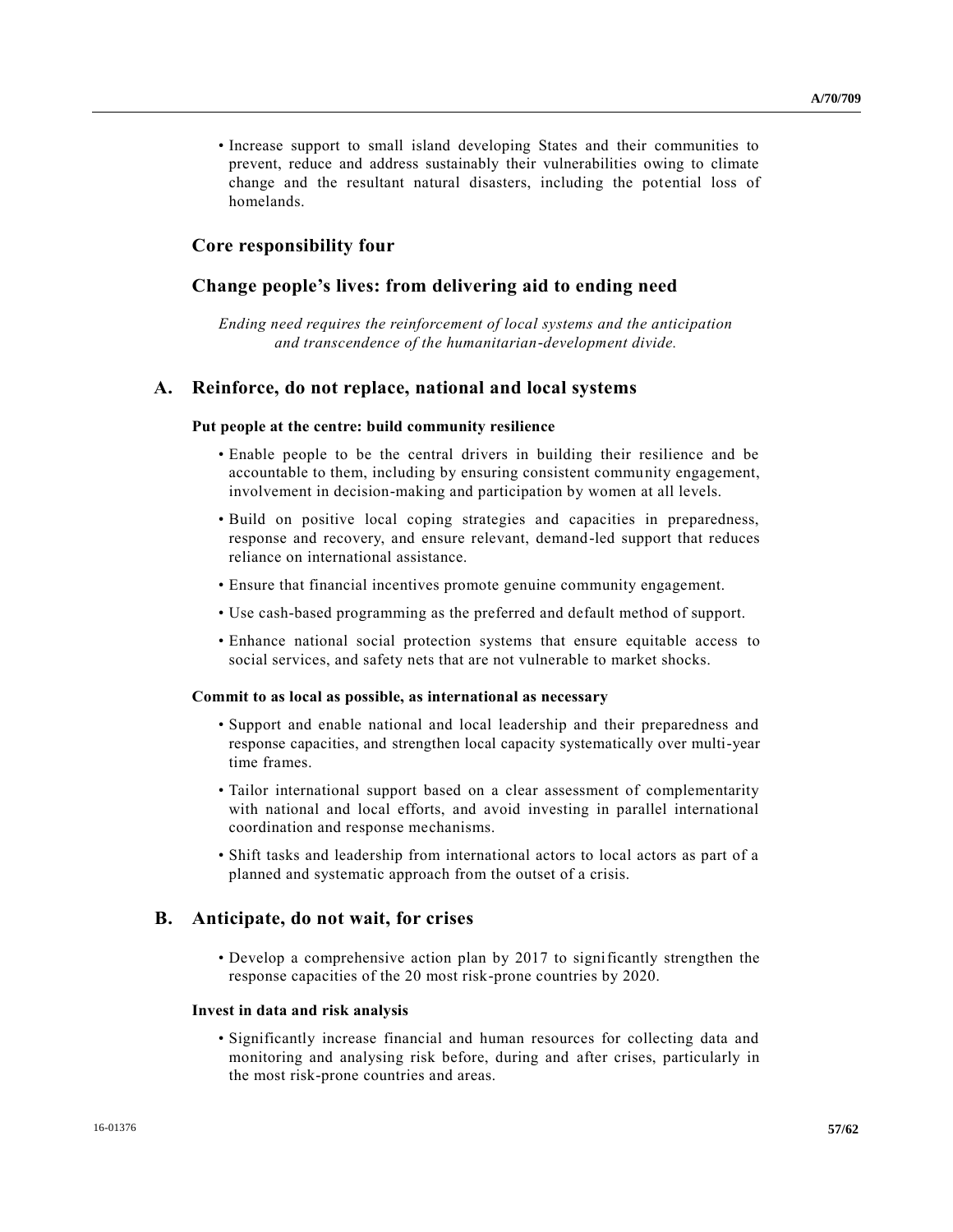- Increase support to small island developing States and their communities to prevent, reduce and address sustainably their vulnerabilities owing to climate change and the resultant natural disasters, including the potential loss of homelands.

## Core responsibility four

## Change people's lives: from delivering aid to ending need

*Ending need requires the reinforcement of local systems and the anticipation and transcendence of the humanitarian-development divide.*

## A. Reinforce, do not replace, national and local systems

#### Put people at the centre: build community resilience

- Enable people to be the central drivers in building their resilience and be accountable to them, including by ensuring consistent community engagement, involvement in decision-making and participation by women at all levels.
- Build on positive local coping strategies and capacities in preparedness, response and recovery, and ensure relevant, demand-led support that reduces reliance on international assistance.
- Ensure that financial incentives promote genuine community engagement.
- Use cash-based programming as the preferred and default method of support.
- Enhance national social protection systems that ensure equitable access to social services, and safety nets that are not vulnerable to market shocks.

#### Commit to as local as possible, as international as necessary

- Support and enable national and local leadership and their preparedness and response capacities, and strengthen local capacity systematically over multi-year time frames.
- Tailor international support based on a clear assessment of complementarity with national and local efforts, and avoid investing in parallel international coordination and response mechanisms.
- Shift tasks and leadership from international actors to local actors as part of a planned and systematic approach from the outset of a crisis.

## B. Anticipate, do not wait, for crises

- Develop a comprehensive action plan by 2017 to significantly strengthen the response capacities of the 20 most risk-prone countries by 2020.

#### Invest in data and risk analysis

- Significantly increase financial and human resources for collecting data and monitoring and analysing risk before, during and after crises, particularly in the most risk-prone countries and areas.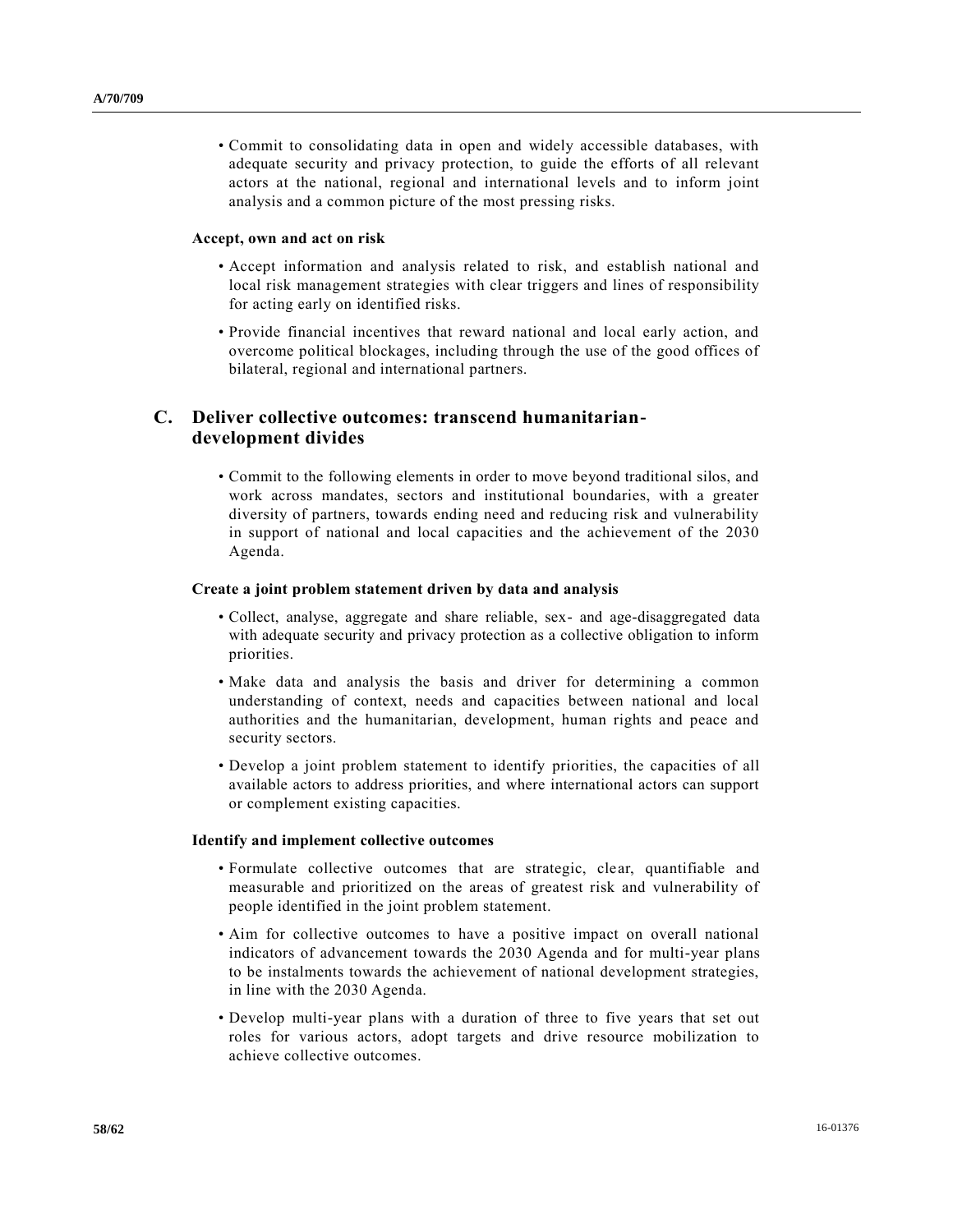- Commit to consolidating data in open and widely accessible databases, with adequate security and privacy protection, to guide the efforts of all relevant actors at the national, regional and international levels and to inform joint analysis and a common picture of the most pressing risks.

**Accept, own and act on risk**

- Accept information and analysis related to risk, and establish national and local risk management strategies with clear triggers and lines of responsibility for acting early on identified risks.
- Provide financial incentives that reward national and local early action, and overcome political blockages, including through the use of the good offices of bilateral, regional and international partners.

## C. Deliver collective outcomes: transcend humanitarian-development divides

- Commit to the following elements in order to move beyond traditional silos, and work across mandates, sectors and institutional boundaries, with a greater diversity of partners, towards ending need and reducing risk and vulnerability in support of national and local capacities and the achievement of the 2030 Agenda.

**Create a joint problem statement driven by data and analysis**

- Collect, analyse, aggregate and share reliable, sex- and age-disaggregated data with adequate security and privacy protection as a collective obligation to inform priorities.
- Make data and analysis the basis and driver for determining a common understanding of context, needs and capacities between national and local authorities and the humanitarian, development, human rights and peace and security sectors.
- Develop a joint problem statement to identify priorities, the capacities of all available actors to address priorities, and where international actors can support or complement existing capacities.

**Identify and implement collective outcomes**

- Formulate collective outcomes that are strategic, clear, quantifiable and measurable and prioritized on the areas of greatest risk and vulnerability of people identified in the joint problem statement.
- Aim for collective outcomes to have a positive impact on overall national indicators of advancement towards the 2030 Agenda and for multi-year plans to be instalments towards the achievement of national development strategies, in line with the 2030 Agenda.
- Develop multi-year plans with a duration of three to five years that set out roles for various actors, adopt targets and drive resource mobilization to achieve collective outcomes.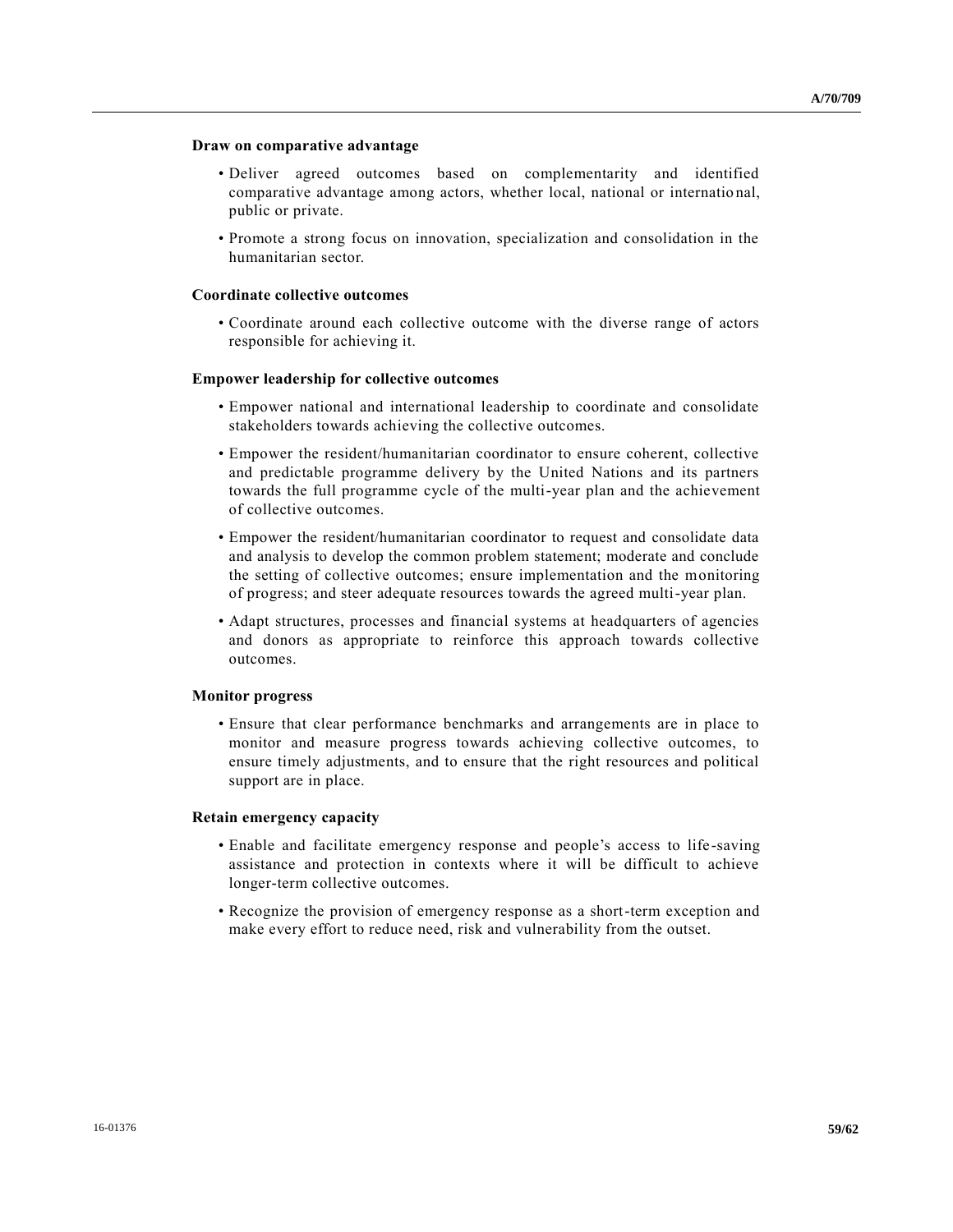**Draw on comparative advantage**

- Deliver agreed outcomes based on complementarity and identified comparative advantage among actors, whether local, national or international, public or private.
- Promote a strong focus on innovation, specialization and consolidation in the humanitarian sector.

**Coordinate collective outcomes**

- Coordinate around each collective outcome with the diverse range of actors responsible for achieving it.

**Empower leadership for collective outcomes**

- Empower national and international leadership to coordinate and consolidate stakeholders towards achieving the collective outcomes.
- Empower the resident/humanitarian coordinator to ensure coherent, collective and predictable programme delivery by the United Nations and its partners towards the full programme cycle of the multi-year plan and the achievement of collective outcomes.
- Empower the resident/humanitarian coordinator to request and consolidate data and analysis to develop the common problem statement; moderate and conclude the setting of collective outcomes; ensure implementation and the monitoring of progress; and steer adequate resources towards the agreed multi-year plan.
- Adapt structures, processes and financial systems at headquarters of agencies and donors as appropriate to reinforce this approach towards collective outcomes.

**Monitor progress**

- Ensure that clear performance benchmarks and arrangements are in place to monitor and measure progress towards achieving collective outcomes, to ensure timely adjustments, and to ensure that the right resources and political support are in place.

**Retain emergency capacity**

- Enable and facilitate emergency response and people's access to life-saving assistance and protection in contexts where it will be difficult to achieve longer-term collective outcomes.
- Recognize the provision of emergency response as a short-term exception and make every effort to reduce need, risk and vulnerability from the outset.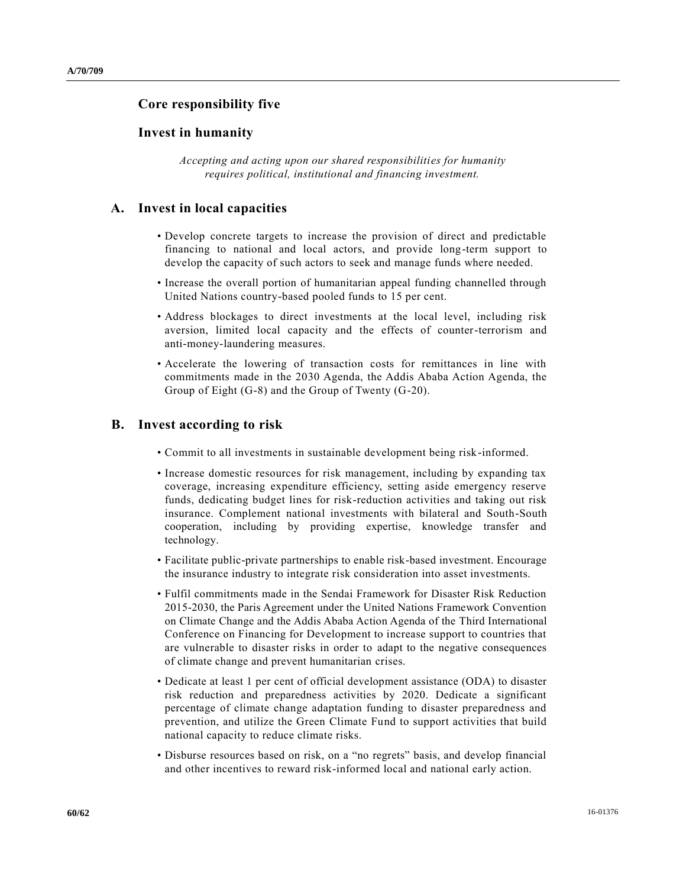## Core responsibility five

## Invest in humanity

*Accepting and acting upon our shared responsibilities for humanity requires political, institutional and financing investment.*

### A. Invest in local capacities

- Develop concrete targets to increase the provision of direct and predictable financing to national and local actors, and provide long-term support to develop the capacity of such actors to seek and manage funds where needed.
- Increase the overall portion of humanitarian appeal funding channelled through United Nations country-based pooled funds to 15 per cent.
- Address blockages to direct investments at the local level, including risk aversion, limited local capacity and the effects of counter-terrorism and anti-money-laundering measures.
- Accelerate the lowering of transaction costs for remittances in line with commitments made in the 2030 Agenda, the Addis Ababa Action Agenda, the Group of Eight (G-8) and the Group of Twenty (G-20).

### B. Invest according to risk

- Commit to all investments in sustainable development being risk-informed.
- Increase domestic resources for risk management, including by expanding tax coverage, increasing expenditure efficiency, setting aside emergency reserve funds, dedicating budget lines for risk-reduction activities and taking out risk insurance. Complement national investments with bilateral and South-South cooperation, including by providing expertise, knowledge transfer and technology.
- Facilitate public-private partnerships to enable risk-based investment. Encourage the insurance industry to integrate risk consideration into asset investments.
- Fulfil commitments made in the Sendai Framework for Disaster Risk Reduction 2015-2030, the Paris Agreement under the United Nations Framework Convention on Climate Change and the Addis Ababa Action Agenda of the Third International Conference on Financing for Development to increase support to countries that are vulnerable to disaster risks in order to adapt to the negative consequences of climate change and prevent humanitarian crises.
- Dedicate at least 1 per cent of official development assistance (ODA) to disaster risk reduction and preparedness activities by 2020. Dedicate a significant percentage of climate change adaptation funding to disaster preparedness and prevention, and utilize the Green Climate Fund to support activities that build national capacity to reduce climate risks.
- Disburse resources based on risk, on a "no regrets" basis, and develop financial and other incentives to reward risk-informed local and national early action.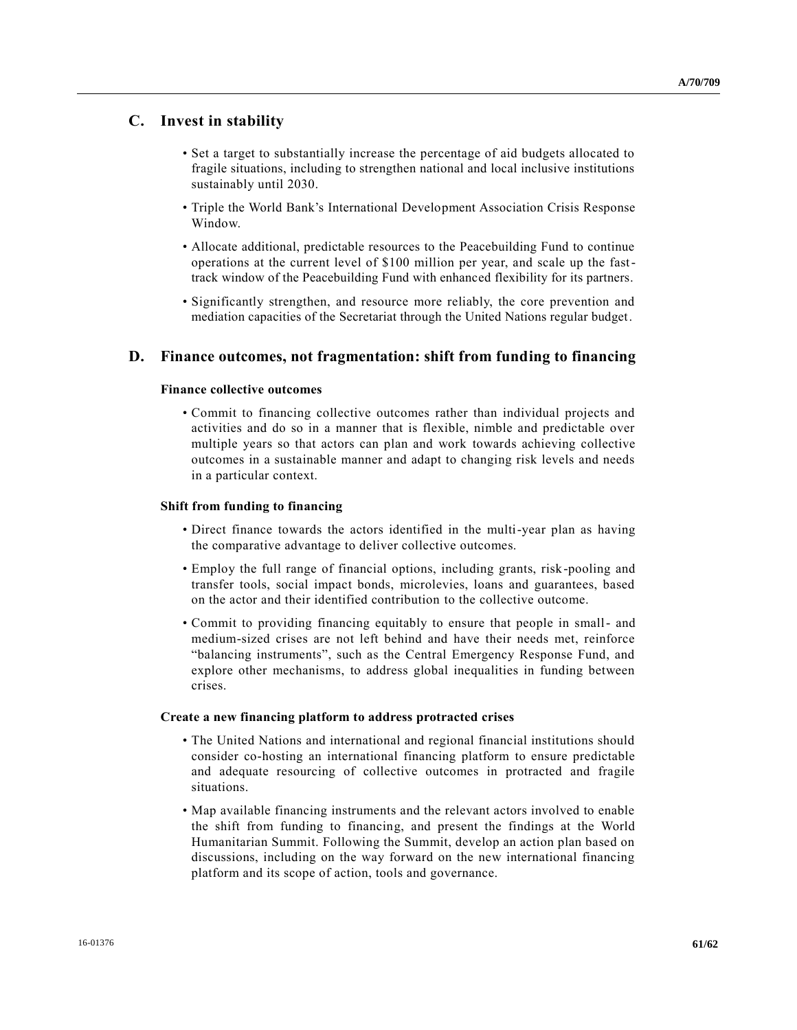## C. Invest in stability

- Set a target to substantially increase the percentage of aid budgets allocated to fragile situations, including to strengthen national and local inclusive institutions sustainably until 2030.
- Triple the World Bank's International Development Association Crisis Response Window.
- Allocate additional, predictable resources to the Peacebuilding Fund to continue operations at the current level of $100 million per year, and scale up the fast-track window of the Peacebuilding Fund with enhanced flexibility for its partners.
- Significantly strengthen, and resource more reliably, the core prevention and mediation capacities of the Secretariat through the United Nations regular budget.

## D. Finance outcomes, not fragmentation: shift from funding to financing

### Finance collective outcomes

- Commit to financing collective outcomes rather than individual projects and activities and do so in a manner that is flexible, nimble and predictable over multiple years so that actors can plan and work towards achieving collective outcomes in a sustainable manner and adapt to changing risk levels and needs in a particular context.

### Shift from funding to financing

- Direct finance towards the actors identified in the multi-year plan as having the comparative advantage to deliver collective outcomes.
- Employ the full range of financial options, including grants, risk-pooling and transfer tools, social impact bonds, microlevies, loans and guarantees, based on the actor and their identified contribution to the collective outcome.
- Commit to providing financing equitably to ensure that people in small- and medium-sized crises are not left behind and have their needs met, reinforce "balancing instruments", such as the Central Emergency Response Fund, and explore other mechanisms, to address global inequalities in funding between crises.

### Create a new financing platform to address protracted crises

- The United Nations and international and regional financial institutions should consider co-hosting an international financing platform to ensure predictable and adequate resourcing of collective outcomes in protracted and fragile situations.
- Map available financing instruments and the relevant actors involved to enable the shift from funding to financing, and present the findings at the World Humanitarian Summit. Following the Summit, develop an action plan based on discussions, including on the way forward on the new international financing platform and its scope of action, tools and governance.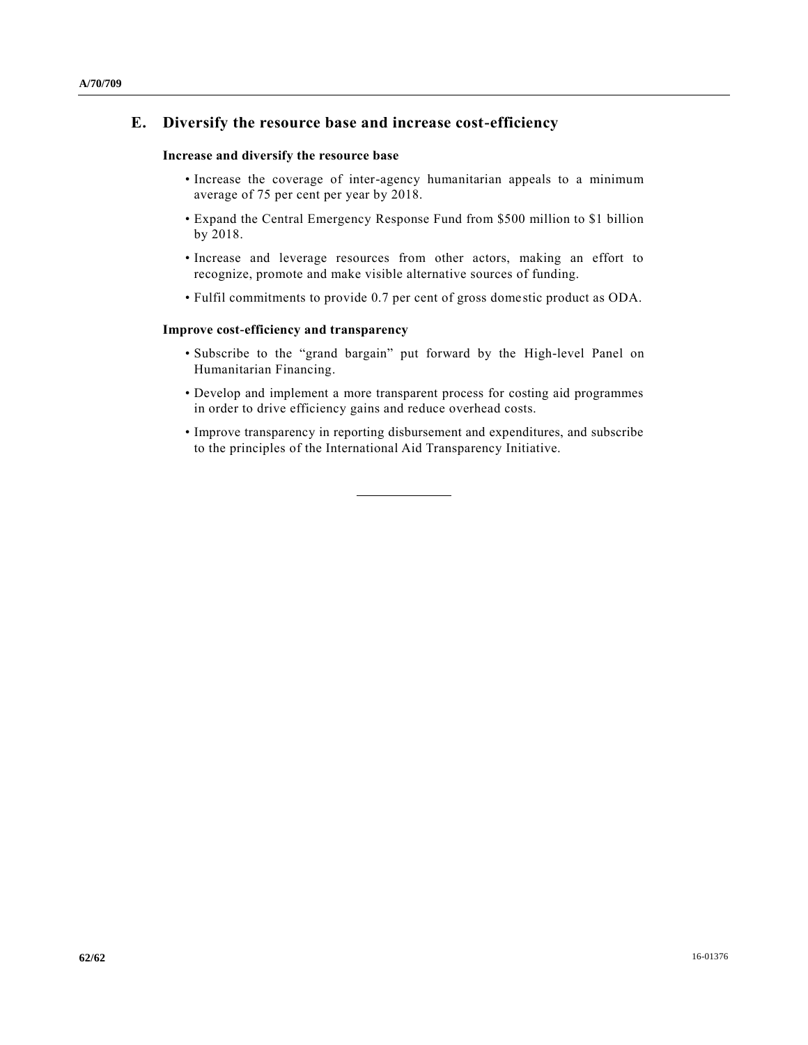## E. Diversify the resource base and increase cost-efficiency

**Increase and diversify the resource base**

- Increase the coverage of inter-agency humanitarian appeals to a minimum average of 75 per cent per year by 2018.
- Expand the Central Emergency Response Fund from $500 million to $1 billion by 2018.
- Increase and leverage resources from other actors, making an effort to recognize, promote and make visible alternative sources of funding.
- Fulfil commitments to provide 0.7 per cent of gross domestic product as ODA.

**Improve cost-efficiency and transparency**

- Subscribe to the "grand bargain" put forward by the High-level Panel on Humanitarian Financing.
- Develop and implement a more transparent process for costing aid programmes in order to drive efficiency gains and reduce overhead costs.
- Improve transparency in reporting disbursement and expenditures, and subscribe to the principles of the International Aid Transparency Initiative.